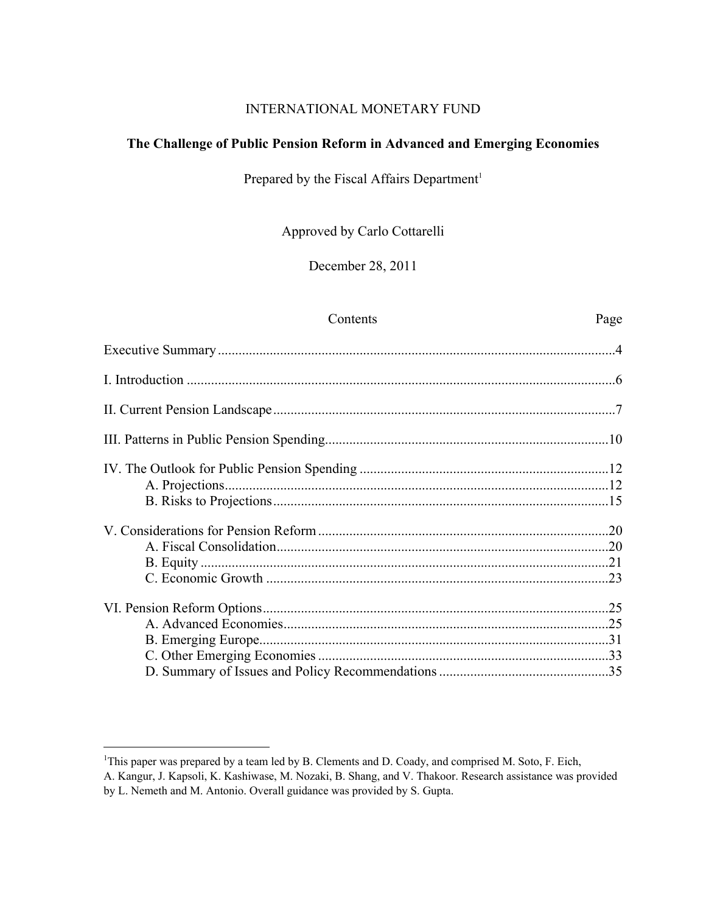INTERNATIONAL MONETARY FUND

# The Challenge of Public Pension Reform in Advanced and Emerging Economies

Prepared by the Fiscal Affairs Department[1]

Approved by Carlo Cottarelli

December 28, 2011

| Contents | Page |
|---|---|
| Executive Summary | 4 |
| I. Introduction | 6 |
| II. Current Pension Landscape | 7 |
| III. Patterns in Public Pension Spending | 10 |
| IV. The Outlook for Public Pension Spending | 12 |
| A. Projections | 12 |
| B. Risks to Projections | 15 |
| V. Considerations for Pension Reform | 20 |
| A. Fiscal Consolidation | 20 |
| B. Equity | 21 |
| C. Economic Growth | 23 |
| VI. Pension Reform Options | 25 |
| A. Advanced Economies | 25 |
| B. Emerging Europe | 31 |
| C. Other Emerging Economies | 33 |
| D. Summary of Issues and Policy Recommendations | 35 |

[1] This paper was prepared by a team led by B. Clements and D. Coady, and comprised M. Soto, F. Eich, A. Kangur, J. Kapsoli, K. Kashiwase, M. Nozaki, B. Shang, and V. Thakoor. Research assistance was provided by L. Nemeth and M. Antonio. Overall guidance was provided by S. Gupta.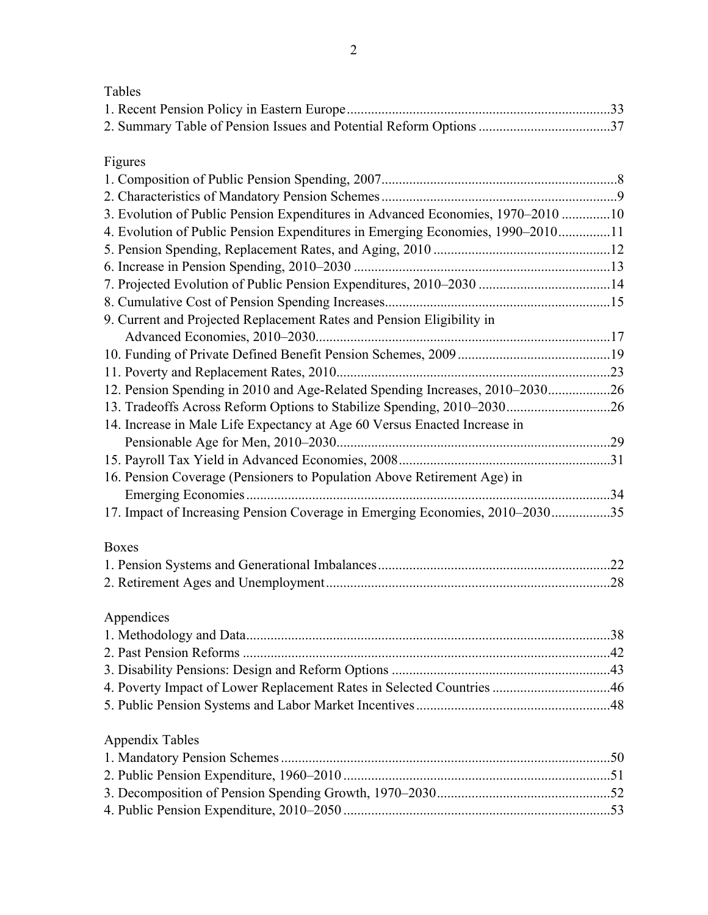## Tables

1. Recent Pension Policy in Eastern Europe ........................................................................33
2. Summary Table of Pension Issues and Potential Reform Options ......................................37

## Figures

1. Composition of Public Pension Spending, 2007...................................................................8
2. Characteristics of Mandatory Pension Schemes ...................................................................9
3. Evolution of Public Pension Expenditures in Advanced Economies, 1970–2010 ..............10
4. Evolution of Public Pension Expenditures in Emerging Economies, 1990–2010...............11
5. Pension Spending, Replacement Rates, and Aging, 2010 ...................................................12
6. Increase in Pension Spending, 2010–2030 .........................................................................13
7. Projected Evolution of Public Pension Expenditures, 2010–2030 ......................................14
8. Cumulative Cost of Pension Spending Increases................................................................15
9. Current and Projected Replacement Rates and Pension Eligibility in Advanced Economies, 2010–2030.....................................................................................17
10. Funding of Private Defined Benefit Pension Schemes, 2009 ............................................19
11. Poverty and Replacement Rates, 2010...............................................................................23
12. Pension Spending in 2010 and Age-Related Spending Increases, 2010–2030..................26
13. Tradeoffs Across Reform Options to Stabilize Spending, 2010–2030..............................26
14. Increase in Male Life Expectancy at Age 60 Versus Enacted Increase in Pensionable Age for Men, 2010–2030..............................................................................29
15. Payroll Tax Yield in Advanced Economies, 2008.............................................................31
16. Pension Coverage (Pensioners to Population Above Retirement Age) in Emerging Economies.........................................................................................................34
17. Impact of Increasing Pension Coverage in Emerging Economies, 2010–2030.................35

## Boxes

1. Pension Systems and Generational Imbalances..................................................................22
2. Retirement Ages and Unemployment.................................................................................28

## Appendices

1. Methodology and Data.........................................................................................................38
2. Past Pension Reforms .........................................................................................................42
3. Disability Pensions: Design and Reform Options ..............................................................43
4. Poverty Impact of Lower Replacement Rates in Selected Countries .................................46
5. Public Pension Systems and Labor Market Incentives.......................................................48

## Appendix Tables

1. Mandatory Pension Schemes ..............................................................................................50
2. Public Pension Expenditure, 1960–2010 ............................................................................51
3. Decomposition of Pension Spending Growth, 1970–2030..................................................52
4. Public Pension Expenditure, 2010–2050 ............................................................................53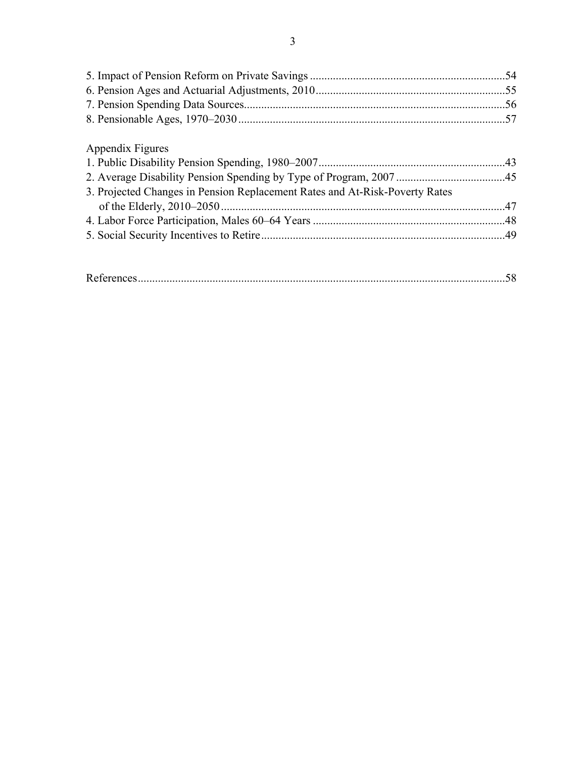5. Impact of Pension Reform on Private Savings ....................................................................54
6. Pension Ages and Actuarial Adjustments, 2010..................................................................55
7. Pension Spending Data Sources...........................................................................................56
8. Pensionable Ages, 1970–2030 .............................................................................................57

Appendix Figures

1. Public Disability Pension Spending, 1980–2007.................................................................43
2. Average Disability Pension Spending by Type of Program, 2007 ......................................45
3. Projected Changes in Pension Replacement Rates and At-Risk-Poverty Rates of the Elderly, 2010–2050 ...................................................................................................47
4. Labor Force Participation, Males 60–64 Years ...................................................................48
5. Social Security Incentives to Retire.....................................................................................49

References.................................................................................................................................58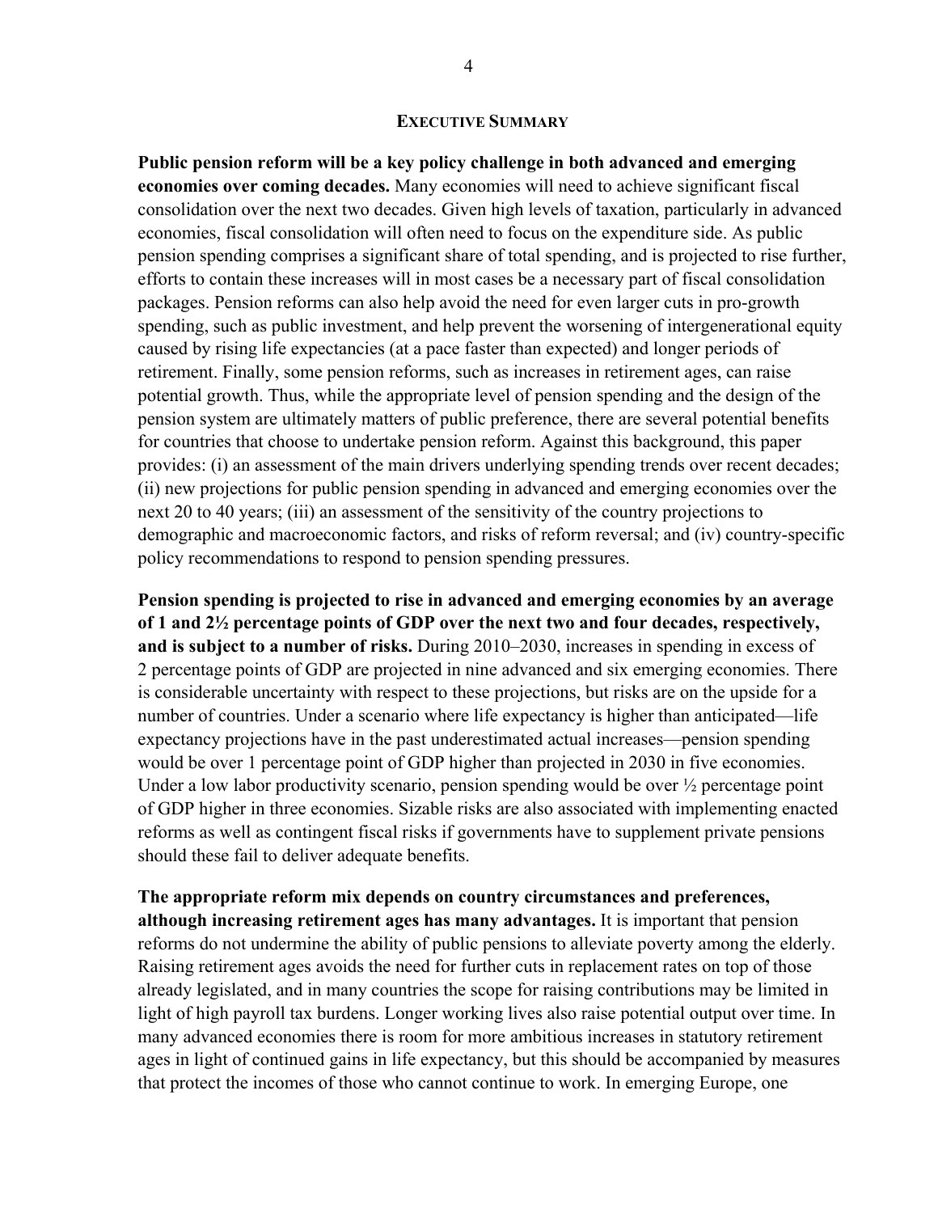## EXECUTIVE SUMMARY

**Public pension reform will be a key policy challenge in both advanced and emerging economies over coming decades.** Many economies will need to achieve significant fiscal consolidation over the next two decades. Given high levels of taxation, particularly in advanced economies, fiscal consolidation will often need to focus on the expenditure side. As public pension spending comprises a significant share of total spending, and is projected to rise further, efforts to contain these increases will in most cases be a necessary part of fiscal consolidation packages. Pension reforms can also help avoid the need for even larger cuts in pro-growth spending, such as public investment, and help prevent the worsening of intergenerational equity caused by rising life expectancies (at a pace faster than expected) and longer periods of retirement. Finally, some pension reforms, such as increases in retirement ages, can raise potential growth. Thus, while the appropriate level of pension spending and the design of the pension system are ultimately matters of public preference, there are several potential benefits for countries that choose to undertake pension reform. Against this background, this paper provides: (i) an assessment of the main drivers underlying spending trends over recent decades; (ii) new projections for public pension spending in advanced and emerging economies over the next 20 to 40 years; (iii) an assessment of the sensitivity of the country projections to demographic and macroeconomic factors, and risks of reform reversal; and (iv) country-specific policy recommendations to respond to pension spending pressures.

**Pension spending is projected to rise in advanced and emerging economies by an average of 1 and 2½ percentage points of GDP over the next two and four decades, respectively, and is subject to a number of risks.** During 2010–2030, increases in spending in excess of 2 percentage points of GDP are projected in nine advanced and six emerging economies. There is considerable uncertainty with respect to these projections, but risks are on the upside for a number of countries. Under a scenario where life expectancy is higher than anticipated—life expectancy projections have in the past underestimated actual increases—pension spending would be over 1 percentage point of GDP higher than projected in 2030 in five economies. Under a low labor productivity scenario, pension spending would be over ½ percentage point of GDP higher in three economies. Sizable risks are also associated with implementing enacted reforms as well as contingent fiscal risks if governments have to supplement private pensions should these fail to deliver adequate benefits.

**The appropriate reform mix depends on country circumstances and preferences, although increasing retirement ages has many advantages.** It is important that pension reforms do not undermine the ability of public pensions to alleviate poverty among the elderly. Raising retirement ages avoids the need for further cuts in replacement rates on top of those already legislated, and in many countries the scope for raising contributions may be limited in light of high payroll tax burdens. Longer working lives also raise potential output over time. In many advanced economies there is room for more ambitious increases in statutory retirement ages in light of continued gains in life expectancy, but this should be accompanied by measures that protect the incomes of those who cannot continue to work. In emerging Europe, one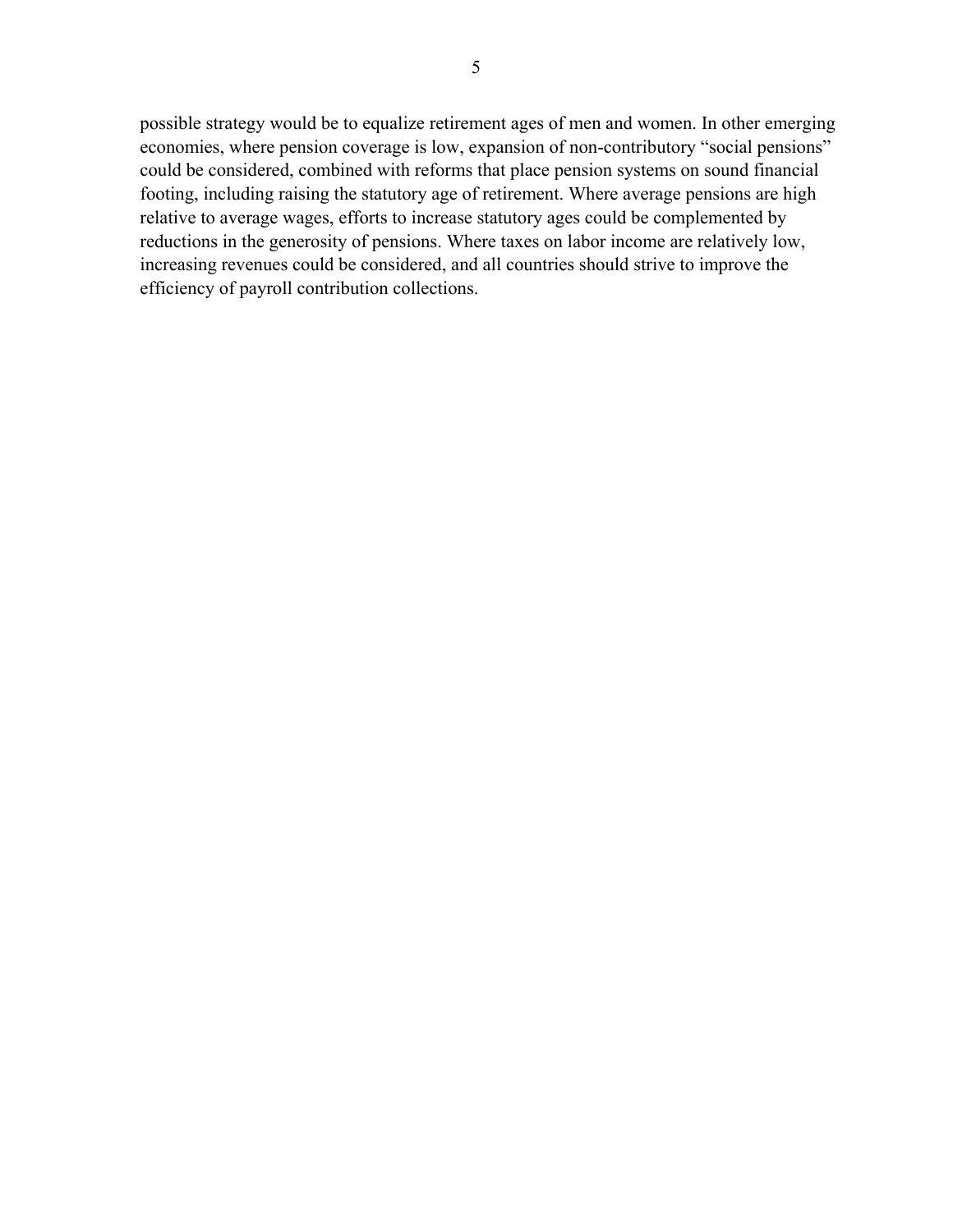possible strategy would be to equalize retirement ages of men and women. In other emerging economies, where pension coverage is low, expansion of non-contributory "social pensions" could be considered, combined with reforms that place pension systems on sound financial footing, including raising the statutory age of retirement. Where average pensions are high relative to average wages, efforts to increase statutory ages could be complemented by reductions in the generosity of pensions. Where taxes on labor income are relatively low, increasing revenues could be considered, and all countries should strive to improve the efficiency of payroll contribution collections.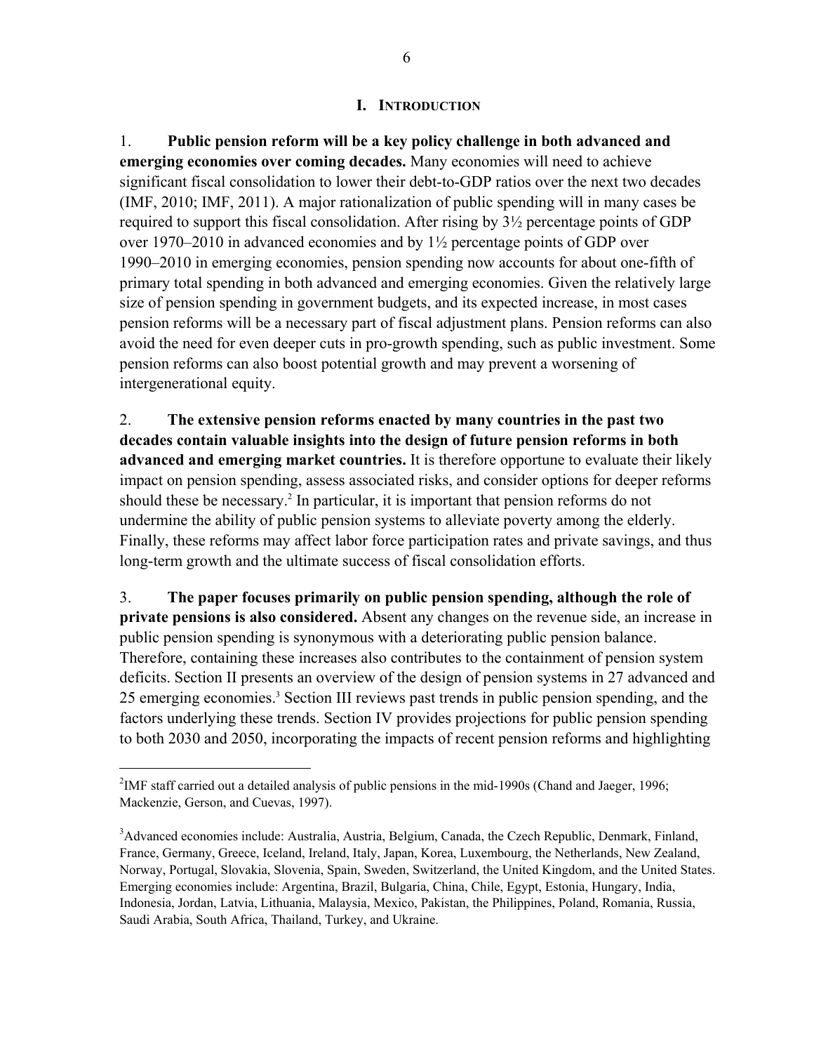# I. Introduction

1. **Public pension reform will be a key policy challenge in both advanced and emerging economies over coming decades.** Many economies will need to achieve significant fiscal consolidation to lower their debt-to-GDP ratios over the next two decades (IMF, 2010; IMF, 2011). A major rationalization of public spending will in many cases be required to support this fiscal consolidation. After rising by 3½ percentage points of GDP over 1970–2010 in advanced economies and by 1½ percentage points of GDP over 1990–2010 in emerging economies, pension spending now accounts for about one-fifth of primary total spending in both advanced and emerging economies. Given the relatively large size of pension spending in government budgets, and its expected increase, in most cases pension reforms will be a necessary part of fiscal adjustment plans. Pension reforms can also avoid the need for even deeper cuts in pro-growth spending, such as public investment. Some pension reforms can also boost potential growth and may prevent a worsening of intergenerational equity.

2. **The extensive pension reforms enacted by many countries in the past two decades contain valuable insights into the design of future pension reforms in both advanced and emerging market countries.** It is therefore opportune to evaluate their likely impact on pension spending, assess associated risks, and consider options for deeper reforms should these be necessary.[2] In particular, it is important that pension reforms do not undermine the ability of public pension systems to alleviate poverty among the elderly. Finally, these reforms may affect labor force participation rates and private savings, and thus long-term growth and the ultimate success of fiscal consolidation efforts.

3. **The paper focuses primarily on public pension spending, although the role of private pensions is also considered.** Absent any changes on the revenue side, an increase in public pension spending is synonymous with a deteriorating public pension balance. Therefore, containing these increases also contributes to the containment of pension system deficits. Section II presents an overview of the design of pension systems in 27 advanced and 25 emerging economies.[3] Section III reviews past trends in public pension spending, and the factors underlying these trends. Section IV provides projections for public pension spending to both 2030 and 2050, incorporating the impacts of recent pension reforms and highlighting

---

[2] IMF staff carried out a detailed analysis of public pensions in the mid-1990s (Chand and Jaeger, 1996; Mackenzie, Gerson, and Cuevas, 1997).

[3] Advanced economies include: Australia, Austria, Belgium, Canada, the Czech Republic, Denmark, Finland, France, Germany, Greece, Iceland, Ireland, Italy, Japan, Korea, Luxembourg, the Netherlands, New Zealand, Norway, Portugal, Slovakia, Slovenia, Spain, Sweden, Switzerland, the United Kingdom, and the United States. Emerging economies include: Argentina, Brazil, Bulgaria, China, Chile, Egypt, Estonia, Hungary, India, Indonesia, Jordan, Latvia, Lithuania, Malaysia, Mexico, Pakistan, the Philippines, Poland, Romania, Russia, Saudi Arabia, South Africa, Thailand, Turkey, and Ukraine.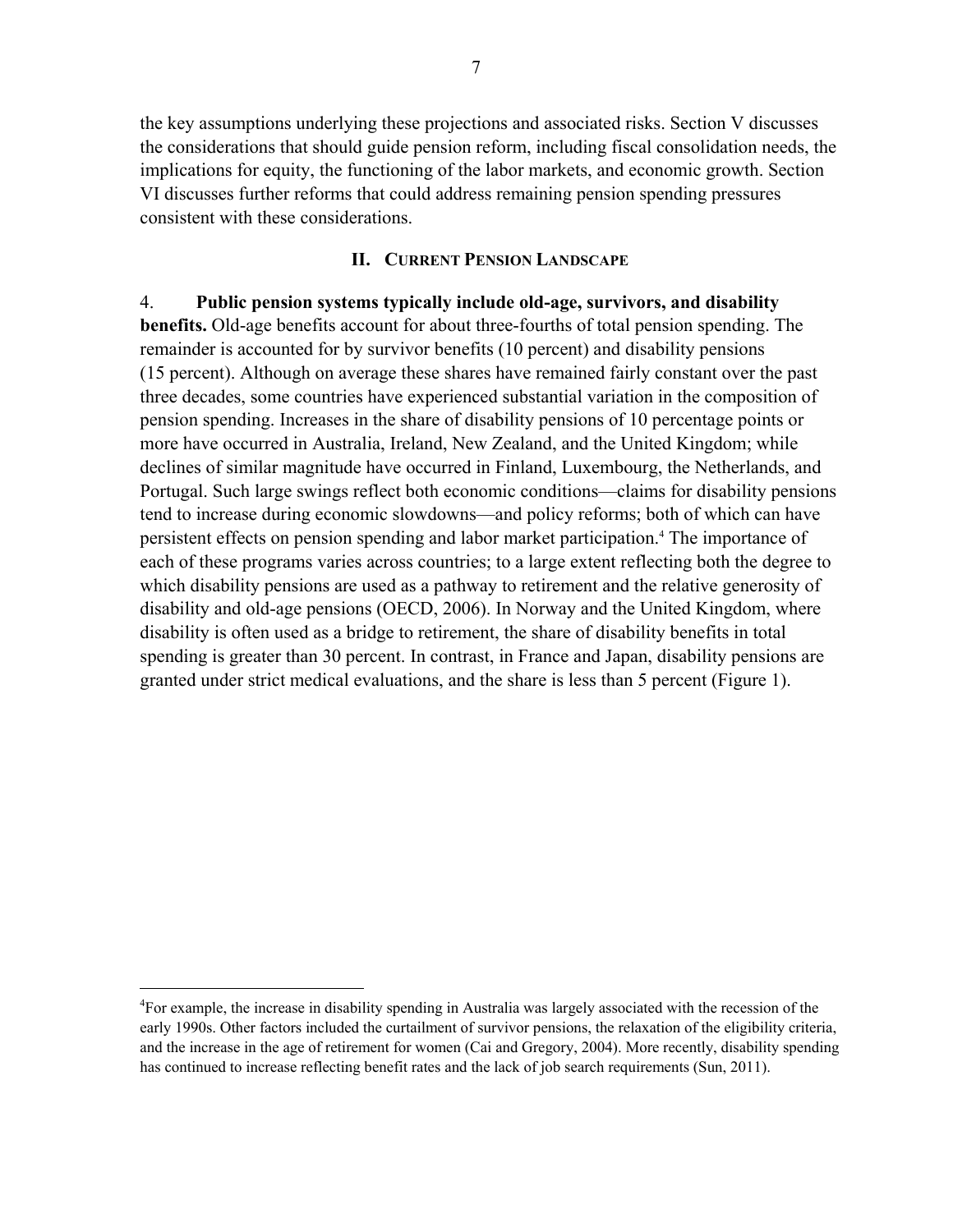the key assumptions underlying these projections and associated risks. Section V discusses the considerations that should guide pension reform, including fiscal consolidation needs, the implications for equity, the functioning of the labor markets, and economic growth. Section VI discusses further reforms that could address remaining pension spending pressures consistent with these considerations.

## II. Current Pension Landscape

4. **Public pension systems typically include old-age, survivors, and disability benefits.** Old-age benefits account for about three-fourths of total pension spending. The remainder is accounted for by survivor benefits (10 percent) and disability pensions (15 percent). Although on average these shares have remained fairly constant over the past three decades, some countries have experienced substantial variation in the composition of pension spending. Increases in the share of disability pensions of 10 percentage points or more have occurred in Australia, Ireland, New Zealand, and the United Kingdom; while declines of similar magnitude have occurred in Finland, Luxembourg, the Netherlands, and Portugal. Such large swings reflect both economic conditions—claims for disability pensions tend to increase during economic slowdowns—and policy reforms; both of which can have persistent effects on pension spending and labor market participation.[4] The importance of each of these programs varies across countries; to a large extent reflecting both the degree to which disability pensions are used as a pathway to retirement and the relative generosity of disability and old-age pensions (OECD, 2006). In Norway and the United Kingdom, where disability is often used as a bridge to retirement, the share of disability benefits in total spending is greater than 30 percent. In contrast, in France and Japan, disability pensions are granted under strict medical evaluations, and the share is less than 5 percent (Figure 1).

---

[4]For example, the increase in disability spending in Australia was largely associated with the recession of the early 1990s. Other factors included the curtailment of survivor pensions, the relaxation of the eligibility criteria, and the increase in the age of retirement for women (Cai and Gregory, 2004). More recently, disability spending has continued to increase reflecting benefit rates and the lack of job search requirements (Sun, 2011).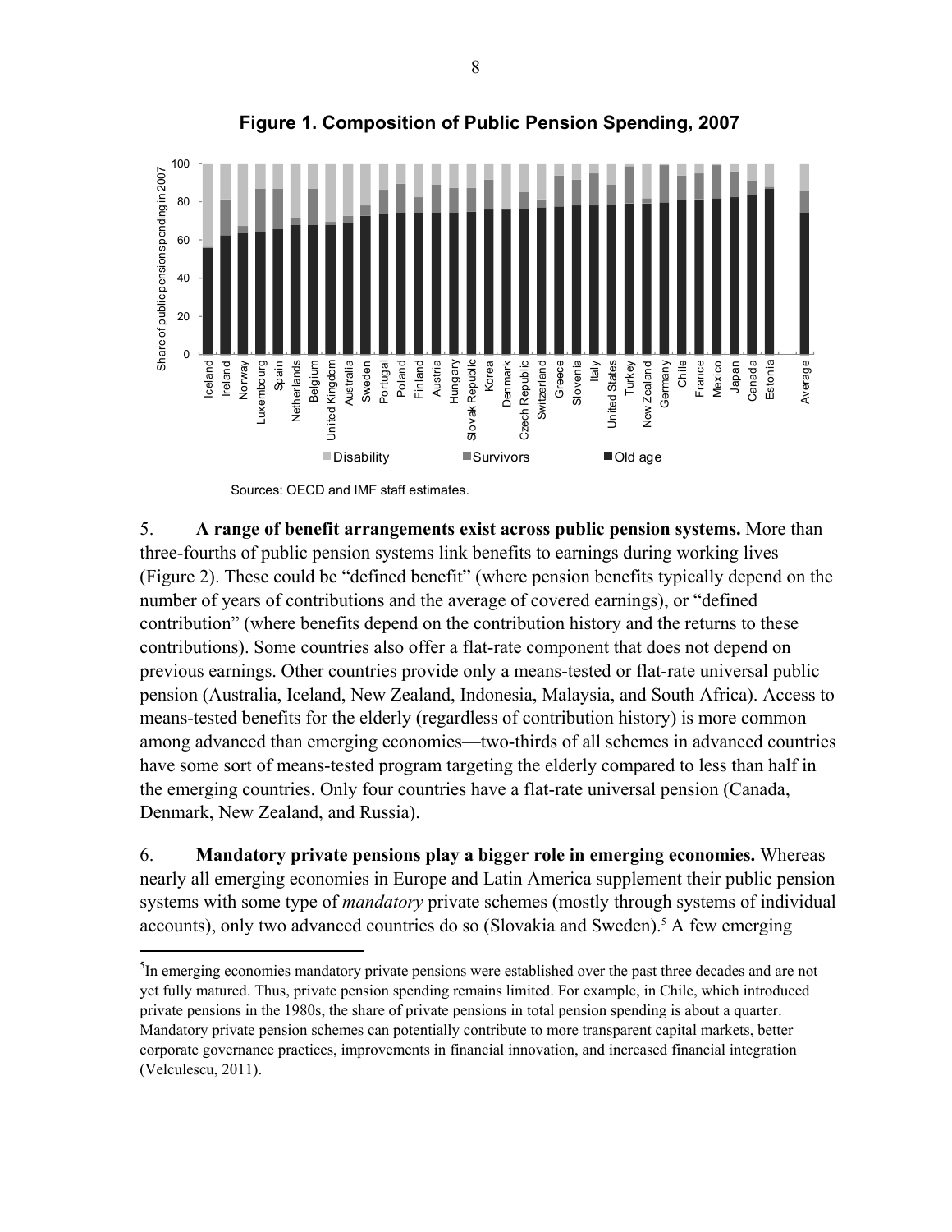**Figure 1. Composition of Public Pension Spending, 2007**

Sources: OECD and IMF staff estimates.

5. **A range of benefit arrangements exist across public pension systems.** More than three-fourths of public pension systems link benefits to earnings during working lives (Figure 2). These could be "defined benefit" (where pension benefits typically depend on the number of years of contributions and the average of covered earnings), or "defined contribution" (where benefits depend on the contribution history and the returns to these contributions). Some countries also offer a flat-rate component that does not depend on previous earnings. Other countries provide only a means-tested or flat-rate universal public pension (Australia, Iceland, New Zealand, Indonesia, Malaysia, and South Africa). Access to means-tested benefits for the elderly (regardless of contribution history) is more common among advanced than emerging economies—two-thirds of all schemes in advanced countries have some sort of means-tested program targeting the elderly compared to less than half in the emerging countries. Only four countries have a flat-rate universal pension (Canada, Denmark, New Zealand, and Russia).

6. **Mandatory private pensions play a bigger role in emerging economies.** Whereas nearly all emerging economies in Europe and Latin America supplement their public pension systems with some type of *mandatory* private schemes (mostly through systems of individual accounts), only two advanced countries do so (Slovakia and Sweden).[5] A few emerging

[5]In emerging economies mandatory private pensions were established over the past three decades and are not yet fully matured. Thus, private pension spending remains limited. For example, in Chile, which introduced private pensions in the 1980s, the share of private pensions in total pension spending is about a quarter. Mandatory private pension schemes can potentially contribute to more transparent capital markets, better corporate governance practices, improvements in financial innovation, and increased financial integration (Velculescu, 2011).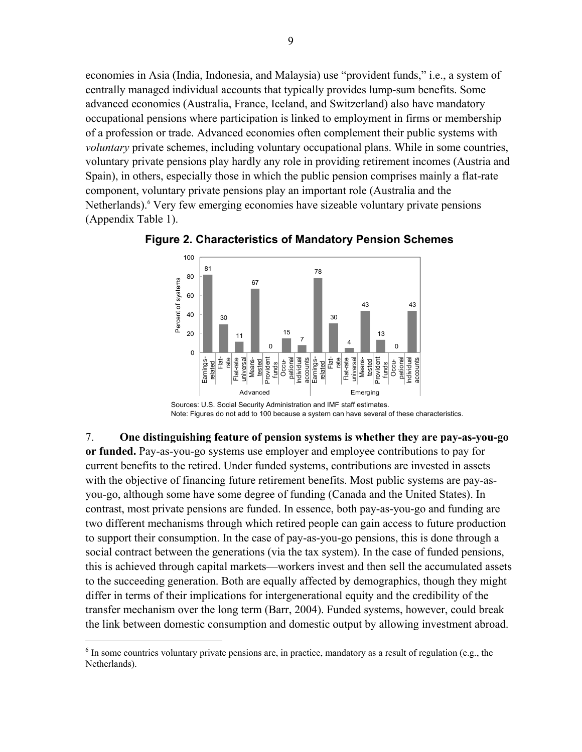economies in Asia (India, Indonesia, and Malaysia) use "provident funds," i.e., a system of centrally managed individual accounts that typically provides lump-sum benefits. Some advanced economies (Australia, France, Iceland, and Switzerland) also have mandatory occupational pensions where participation is linked to employment in firms or membership of a profession or trade. Advanced economies often complement their public systems with *voluntary* private schemes, including voluntary occupational plans. While in some countries, voluntary private pensions play hardly any role in providing retirement incomes (Austria and Spain), in others, especially those in which the public pension comprises mainly a flat-rate component, voluntary private pensions play an important role (Australia and the Netherlands).[6] Very few emerging economies have sizeable voluntary private pensions (Appendix Table 1).

**Figure 2. Characteristics of Mandatory Pension Schemes**

| Percent of systems | Earnings-related | Flat-rate | Flat-rate universal | Means-tested | Provident funds | Occupational | Individual accounts |
|---|---|---|---|---|---|---|---|
| Advanced | 81 | 30 | 11 | 67 | 0 | 15 | 7 |
| Emerging | 78 | 30 | 4 | 43 | 13 | 0 | 43 |

Sources: U.S. Social Security Administration and IMF staff estimates.
Note: Figures do not add to 100 because a system can have several of these characteristics.

7. **One distinguishing feature of pension systems is whether they are pay-as-you-go or funded.** Pay-as-you-go systems use employer and employee contributions to pay for current benefits to the retired. Under funded systems, contributions are invested in assets with the objective of financing future retirement benefits. Most public systems are pay-as-you-go, although some have some degree of funding (Canada and the United States). In contrast, most private pensions are funded. In essence, both pay-as-you-go and funding are two different mechanisms through which retired people can gain access to future production to support their consumption. In the case of pay-as-you-go pensions, this is done through a social contract between the generations (via the tax system). In the case of funded pensions, this is achieved through capital markets—workers invest and then sell the accumulated assets to the succeeding generation. Both are equally affected by demographics, though they might differ in terms of their implications for intergenerational equity and the credibility of the transfer mechanism over the long term (Barr, 2004). Funded systems, however, could break the link between domestic consumption and domestic output by allowing investment abroad.

[6] In some countries voluntary private pensions are, in practice, mandatory as a result of regulation (e.g., the Netherlands).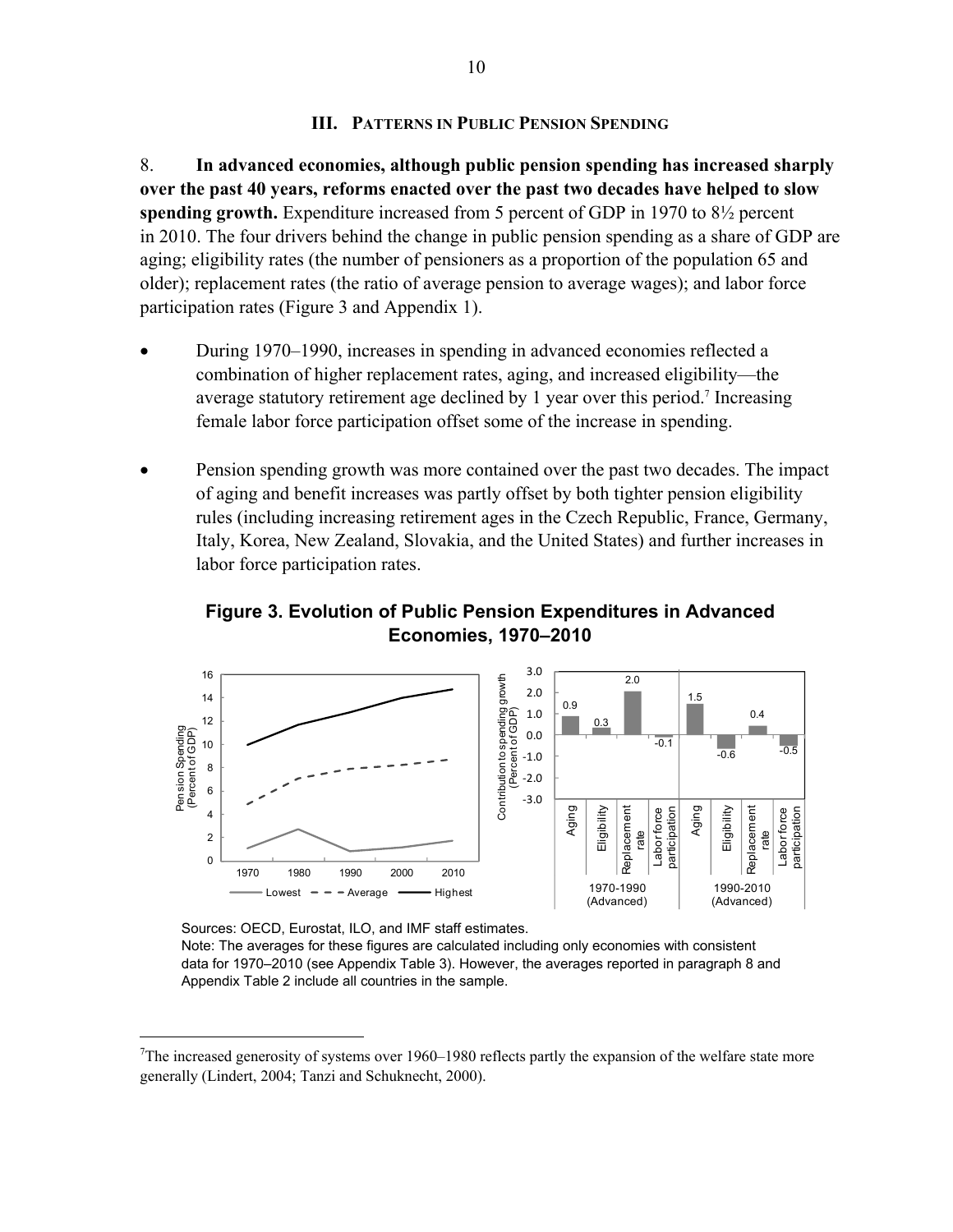## III. Patterns in Public Pension Spending

8. **In advanced economies, although public pension spending has increased sharply over the past 40 years, reforms enacted over the past two decades have helped to slow spending growth.** Expenditure increased from 5 percent of GDP in 1970 to 8½ percent in 2010. The four drivers behind the change in public pension spending as a share of GDP are aging; eligibility rates (the number of pensioners as a proportion of the population 65 and older); replacement rates (the ratio of average pension to average wages); and labor force participation rates (Figure 3 and Appendix 1).

- During 1970–1990, increases in spending in advanced economies reflected a combination of higher replacement rates, aging, and increased eligibility—the average statutory retirement age declined by 1 year over this period.[7] Increasing female labor force participation offset some of the increase in spending.

- Pension spending growth was more contained over the past two decades. The impact of aging and benefit increases was partly offset by both tighter pension eligibility rules (including increasing retirement ages in the Czech Republic, France, Germany, Italy, Korea, New Zealand, Slovakia, and the United States) and further increases in labor force participation rates.

**Figure 3. Evolution of Public Pension Expenditures in Advanced Economies, 1970–2010**

Sources: OECD, Eurostat, ILO, and IMF staff estimates.
Note: The averages for these figures are calculated including only economies with consistent data for 1970–2010 (see Appendix Table 3). However, the averages reported in paragraph 8 and Appendix Table 2 include all countries in the sample.

---

[7] The increased generosity of systems over 1960–1980 reflects partly the expansion of the welfare state more generally (Lindert, 2004; Tanzi and Schuknecht, 2000).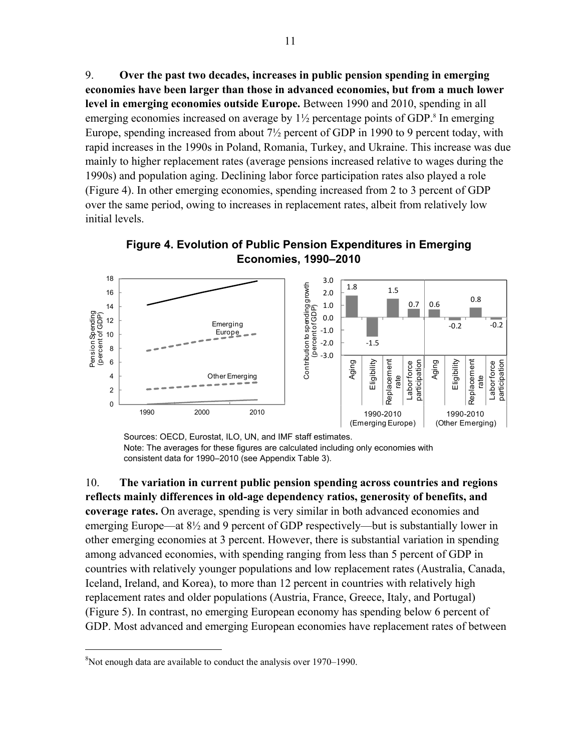9. **Over the past two decades, increases in public pension spending in emerging economies have been larger than those in advanced economies, but from a much lower level in emerging economies outside Europe.** Between 1990 and 2010, spending in all emerging economies increased on average by 1½ percentage points of GDP.[8] In emerging Europe, spending increased from about 7½ percent of GDP in 1990 to 9 percent today, with rapid increases in the 1990s in Poland, Romania, Turkey, and Ukraine. This increase was due mainly to higher replacement rates (average pensions increased relative to wages during the 1990s) and population aging. Declining labor force participation rates also played a role (Figure 4). In other emerging economies, spending increased from 2 to 3 percent of GDP over the same period, owing to increases in replacement rates, albeit from relatively low initial levels.

**Figure 4. Evolution of Public Pension Expenditures in Emerging Economies, 1990–2010**

Sources: OECD, Eurostat, ILO, UN, and IMF staff estimates.
Note: The averages for these figures are calculated including only economies with consistent data for 1990–2010 (see Appendix Table 3).

10. **The variation in current public pension spending across countries and regions reflects mainly differences in old-age dependency ratios, generosity of benefits, and coverage rates.** On average, spending is very similar in both advanced economies and emerging Europe—at 8½ and 9 percent of GDP respectively—but is substantially lower in other emerging economies at 3 percent. However, there is substantial variation in spending among advanced economies, with spending ranging from less than 5 percent of GDP in countries with relatively younger populations and low replacement rates (Australia, Canada, Iceland, Ireland, and Korea), to more than 12 percent in countries with relatively high replacement rates and older populations (Austria, France, Greece, Italy, and Portugal) (Figure 5). In contrast, no emerging European economy has spending below 6 percent of GDP. Most advanced and emerging European economies have replacement rates of between

[8] Not enough data are available to conduct the analysis over 1970–1990.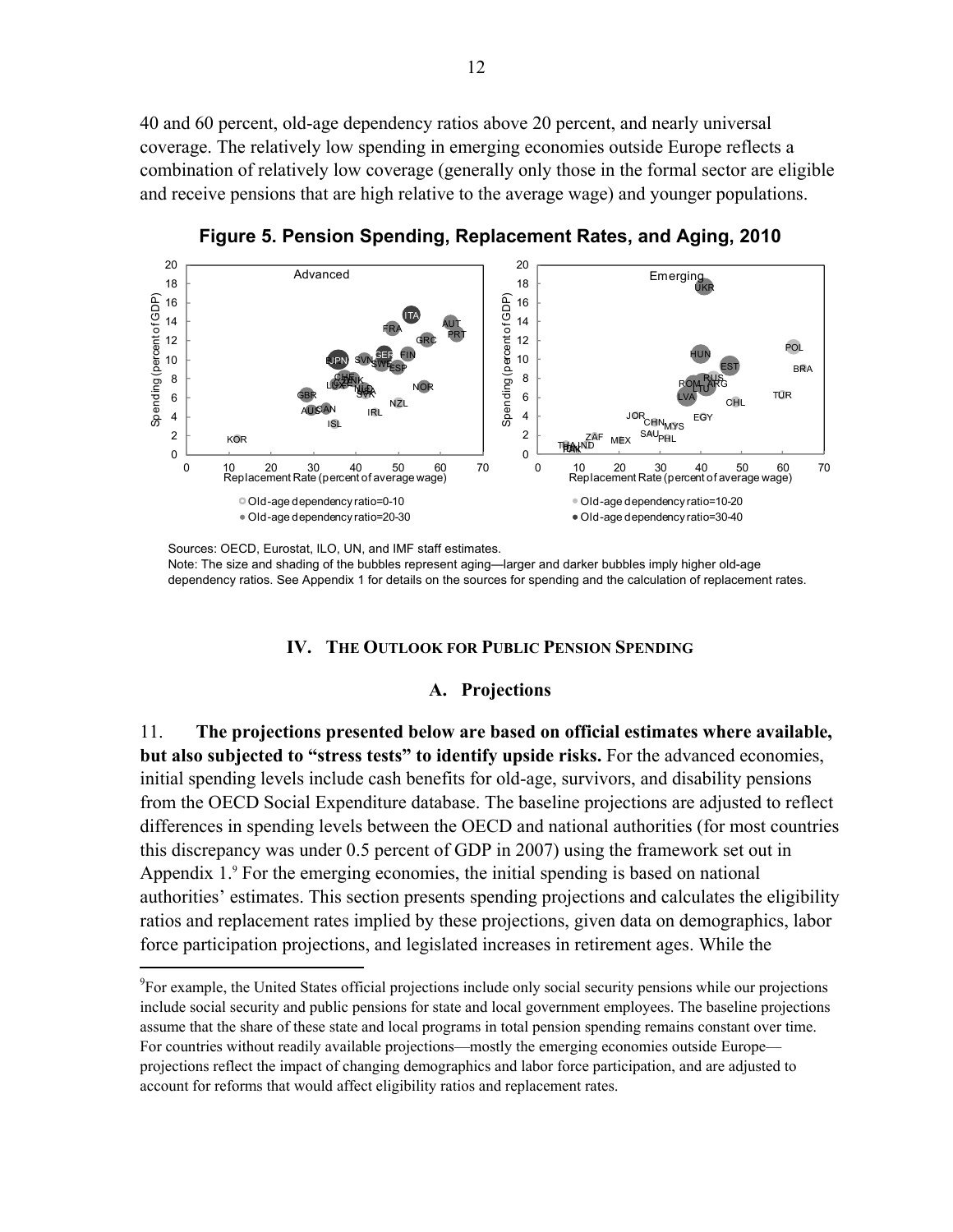40 and 60 percent, old-age dependency ratios above 20 percent, and nearly universal coverage. The relatively low spending in emerging economies outside Europe reflects a combination of relatively low coverage (generally only those in the formal sector are eligible and receive pensions that are high relative to the average wage) and younger populations.

**Figure 5. Pension Spending, Replacement Rates, and Aging, 2010**

Sources: OECD, Eurostat, ILO, UN, and IMF staff estimates.
Note: The size and shading of the bubbles represent aging—larger and darker bubbles imply higher old-age dependency ratios. See Appendix 1 for details on the sources for spending and the calculation of replacement rates.

## IV. The Outlook for Public Pension Spending

### A. Projections

11. **The projections presented below are based on official estimates where available, but also subjected to "stress tests" to identify upside risks.** For the advanced economies, initial spending levels include cash benefits for old-age, survivors, and disability pensions from the OECD Social Expenditure database. The baseline projections are adjusted to reflect differences in spending levels between the OECD and national authorities (for most countries this discrepancy was under 0.5 percent of GDP in 2007) using the framework set out in Appendix 1.[9] For the emerging economies, the initial spending is based on national authorities' estimates. This section presents spending projections and calculates the eligibility ratios and replacement rates implied by these projections, given data on demographics, labor force participation projections, and legislated increases in retirement ages. While the

[9]For example, the United States official projections include only social security pensions while our projections include social security and public pensions for state and local government employees. The baseline projections assume that the share of these state and local programs in total pension spending remains constant over time. For countries without readily available projections—mostly the emerging economies outside Europe—projections reflect the impact of changing demographics and labor force participation, and are adjusted to account for reforms that would affect eligibility ratios and replacement rates.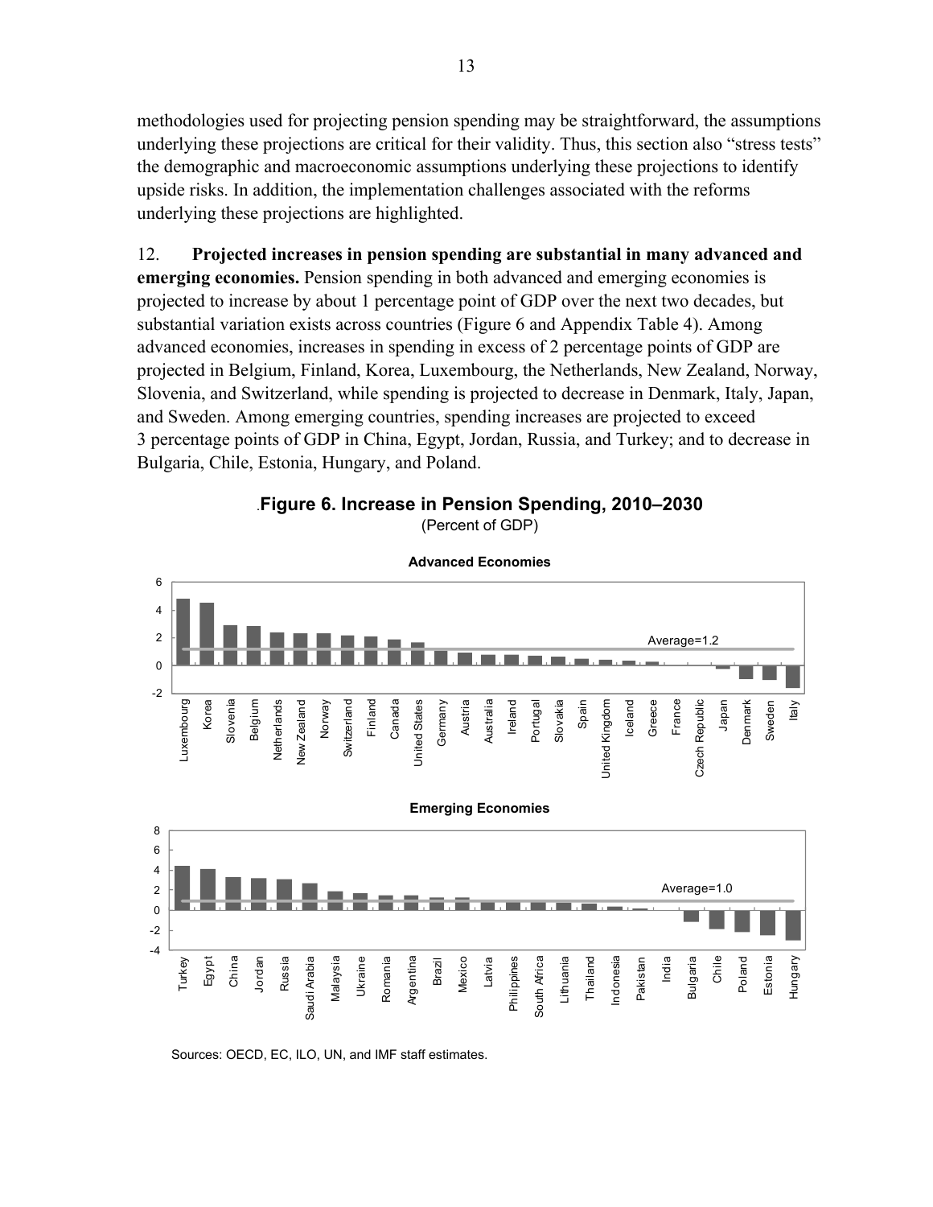methodologies used for projecting pension spending may be straightforward, the assumptions underlying these projections are critical for their validity. Thus, this section also "stress tests" the demographic and macroeconomic assumptions underlying these projections to identify upside risks. In addition, the implementation challenges associated with the reforms underlying these projections are highlighted.

12. **Projected increases in pension spending are substantial in many advanced and emerging economies.** Pension spending in both advanced and emerging economies is projected to increase by about 1 percentage point of GDP over the next two decades, but substantial variation exists across countries (Figure 6 and Appendix Table 4). Among advanced economies, increases in spending in excess of 2 percentage points of GDP are projected in Belgium, Finland, Korea, Luxembourg, the Netherlands, New Zealand, Norway, Slovenia, and Switzerland, while spending is projected to decrease in Denmark, Italy, Japan, and Sweden. Among emerging countries, spending increases are projected to exceed 3 percentage points of GDP in China, Egypt, Jordan, Russia, and Turkey; and to decrease in Bulgaria, Chile, Estonia, Hungary, and Poland.

**Figure 6. Increase in Pension Spending, 2010–2030**

(Percent of GDP)

**Advanced Economies**

Average=1.2

Luxembourg, Korea, Slovenia, Belgium, Netherlands, New Zealand, Norway, Switzerland, Finland, Canada, United States, Germany, Austria, Australia, Ireland, Portugal, Slovakia, Spain, United Kingdom, Iceland, Greece, France, Czech Republic, Japan, Denmark, Sweden, Italy

**Emerging Economies**

Average=1.0

Turkey, Egypt, China, Jordan, Russia, Saudi Arabia, Malaysia, Ukraine, Romania, Argentina, Brazil, Mexico, Latvia, Philippines, South Africa, Lithuania, Thailand, Indonesia, Pakistan, India, Bulgaria, Chile, Poland, Estonia, Hungary

Sources: OECD, EC, ILO, UN, and IMF staff estimates.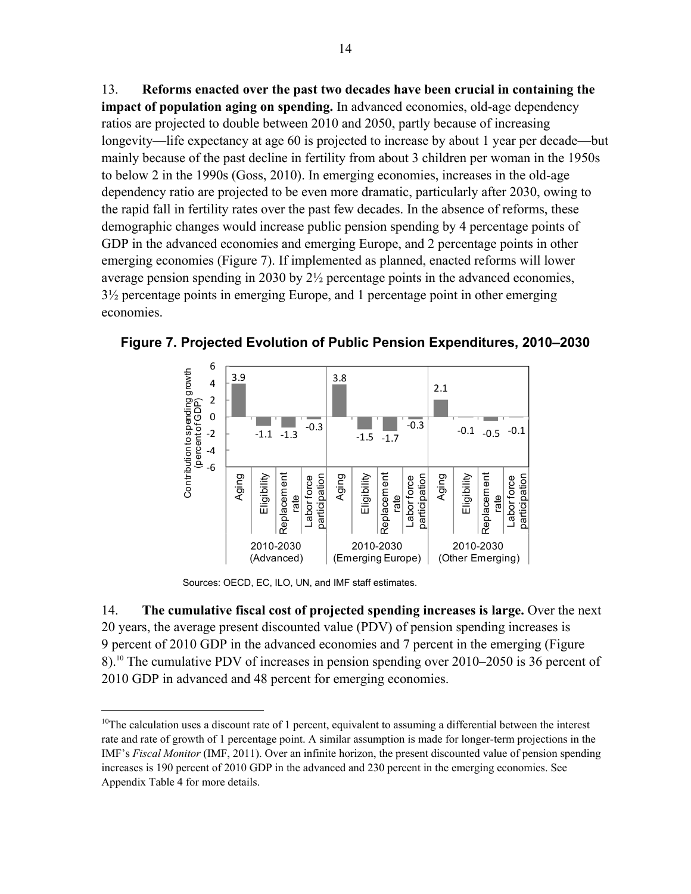13. **Reforms enacted over the past two decades have been crucial in containing the impact of population aging on spending.** In advanced economies, old-age dependency ratios are projected to double between 2010 and 2050, partly because of increasing longevity—life expectancy at age 60 is projected to increase by about 1 year per decade—but mainly because of the past decline in fertility from about 3 children per woman in the 1950s to below 2 in the 1990s (Goss, 2010). In emerging economies, increases in the old-age dependency ratio are projected to be even more dramatic, particularly after 2030, owing to the rapid fall in fertility rates over the past few decades. In the absence of reforms, these demographic changes would increase public pension spending by 4 percentage points of GDP in the advanced economies and emerging Europe, and 2 percentage points in other emerging economies (Figure 7). If implemented as planned, enacted reforms will lower average pension spending in 2030 by 2½ percentage points in the advanced economies, 3½ percentage points in emerging Europe, and 1 percentage point in other emerging economies.

**Figure 7. Projected Evolution of Public Pension Expenditures, 2010–2030**

Contribution to spending growth (percent of GDP)

| | Aging | Eligibility | Replacement rate | Labor force participation |
|---|---|---|---|---|
| 2010-2030 (Advanced) | 3.9 | -1.1 | -1.3 | -0.3 |
| 2010-2030 (Emerging Europe) | 3.8 | -1.5 | -1.7 | -0.3 |
| 2010-2030 (Other Emerging) | 2.1 | -0.1 | -0.5 | -0.1 |

Sources: OECD, EC, ILO, UN, and IMF staff estimates.

14. **The cumulative fiscal cost of projected spending increases is large.** Over the next 20 years, the average present discounted value (PDV) of pension spending increases is 9 percent of 2010 GDP in the advanced economies and 7 percent in the emerging (Figure 8).[10] The cumulative PDV of increases in pension spending over 2010–2050 is 36 percent of 2010 GDP in advanced and 48 percent for emerging economies.

[10] The calculation uses a discount rate of 1 percent, equivalent to assuming a differential between the interest rate and rate of growth of 1 percentage point. A similar assumption is made for longer-term projections in the IMF's *Fiscal Monitor* (IMF, 2011). Over an infinite horizon, the present discounted value of pension spending increases is 190 percent of 2010 GDP in the advanced and 230 percent in the emerging economies. See Appendix Table 4 for more details.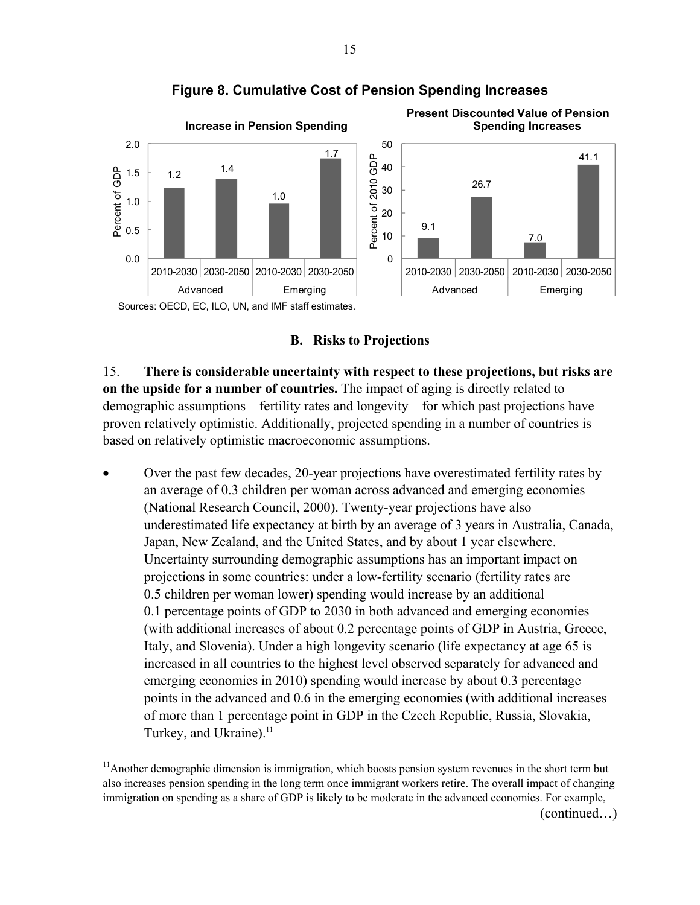**Figure 8. Cumulative Cost of Pension Spending Increases**

| | Increase in Pension Spending (Percent of GDP) | Present Discounted Value of Pension Spending Increases (Percent of 2010 GDP) |
|---|---|---|
| Advanced 2010-2030 | 1.2 | 9.1 |
| Advanced 2030-2050 | 1.4 | 26.7 |
| Emerging 2010-2030 | 1.0 | 7.0 |
| Emerging 2030-2050 | 1.7 | 41.1 |

Sources: OECD, EC, ILO, UN, and IMF staff estimates.

### B. Risks to Projections

15. **There is considerable uncertainty with respect to these projections, but risks are on the upside for a number of countries.** The impact of aging is directly related to demographic assumptions—fertility rates and longevity—for which past projections have proven relatively optimistic. Additionally, projected spending in a number of countries is based on relatively optimistic macroeconomic assumptions.

- Over the past few decades, 20-year projections have overestimated fertility rates by an average of 0.3 children per woman across advanced and emerging economies (National Research Council, 2000). Twenty-year projections have also underestimated life expectancy at birth by an average of 3 years in Australia, Canada, Japan, New Zealand, and the United States, and by about 1 year elsewhere. Uncertainty surrounding demographic assumptions has an important impact on projections in some countries: under a low-fertility scenario (fertility rates are 0.5 children per woman lower) spending would increase by an additional 0.1 percentage points of GDP to 2030 in both advanced and emerging economies (with additional increases of about 0.2 percentage points of GDP in Austria, Greece, Italy, and Slovenia). Under a high longevity scenario (life expectancy at age 65 is increased in all countries to the highest level observed separately for advanced and emerging economies in 2010) spending would increase by about 0.3 percentage points in the advanced and 0.6 in the emerging economies (with additional increases of more than 1 percentage point in GDP in the Czech Republic, Russia, Slovakia, Turkey, and Ukraine).[11]

[11]Another demographic dimension is immigration, which boosts pension system revenues in the short term but also increases pension spending in the long term once immigrant workers retire. The overall impact of changing immigration on spending as a share of GDP is likely to be moderate in the advanced economies. For example,

(continued…)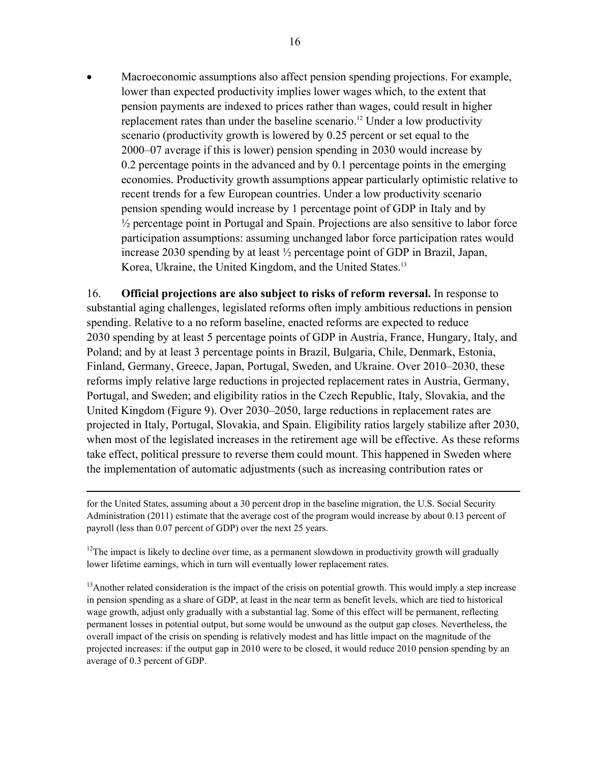- Macroeconomic assumptions also affect pension spending projections. For example, lower than expected productivity implies lower wages which, to the extent that pension payments are indexed to prices rather than wages, could result in higher replacement rates than under the baseline scenario.[12] Under a low productivity scenario (productivity growth is lowered by 0.25 percent or set equal to the 2000–07 average if this is lower) pension spending in 2030 would increase by 0.2 percentage points in the advanced and by 0.1 percentage points in the emerging economies. Productivity growth assumptions appear particularly optimistic relative to recent trends for a few European countries. Under a low productivity scenario pension spending would increase by 1 percentage point of GDP in Italy and by ½ percentage point in Portugal and Spain. Projections are also sensitive to labor force participation assumptions: assuming unchanged labor force participation rates would increase 2030 spending by at least ½ percentage point of GDP in Brazil, Japan, Korea, Ukraine, the United Kingdom, and the United States.[13]

16. **Official projections are also subject to risks of reform reversal.** In response to substantial aging challenges, legislated reforms often imply ambitious reductions in pension spending. Relative to a no reform baseline, enacted reforms are expected to reduce 2030 spending by at least 5 percentage points of GDP in Austria, France, Hungary, Italy, and Poland; and by at least 3 percentage points in Brazil, Bulgaria, Chile, Denmark, Estonia, Finland, Germany, Greece, Japan, Portugal, Sweden, and Ukraine. Over 2010–2030, these reforms imply relative large reductions in projected replacement rates in Austria, Germany, Portugal, and Sweden; and eligibility ratios in the Czech Republic, Italy, Slovakia, and the United Kingdom (Figure 9). Over 2030–2050, large reductions in replacement rates are projected in Italy, Portugal, Slovakia, and Spain. Eligibility ratios largely stabilize after 2030, when most of the legislated increases in the retirement age will be effective. As these reforms take effect, political pressure to reverse them could mount. This happened in Sweden where the implementation of automatic adjustments (such as increasing contribution rates or

---

for the United States, assuming about a 30 percent drop in the baseline migration, the U.S. Social Security Administration (2011) estimate that the average cost of the program would increase by about 0.13 percent of payroll (less than 0.07 percent of GDP) over the next 25 years.

[12] The impact is likely to decline over time, as a permanent slowdown in productivity growth will gradually lower lifetime earnings, which in turn will eventually lower replacement rates.

[13] Another related consideration is the impact of the crisis on potential growth. This would imply a step increase in pension spending as a share of GDP, at least in the near term as benefit levels, which are tied to historical wage growth, adjust only gradually with a substantial lag. Some of this effect will be permanent, reflecting permanent losses in potential output, but some would be unwound as the output gap closes. Nevertheless, the overall impact of the crisis on spending is relatively modest and has little impact on the magnitude of the projected increases: if the output gap in 2010 were to be closed, it would reduce 2010 pension spending by an average of 0.3 percent of GDP.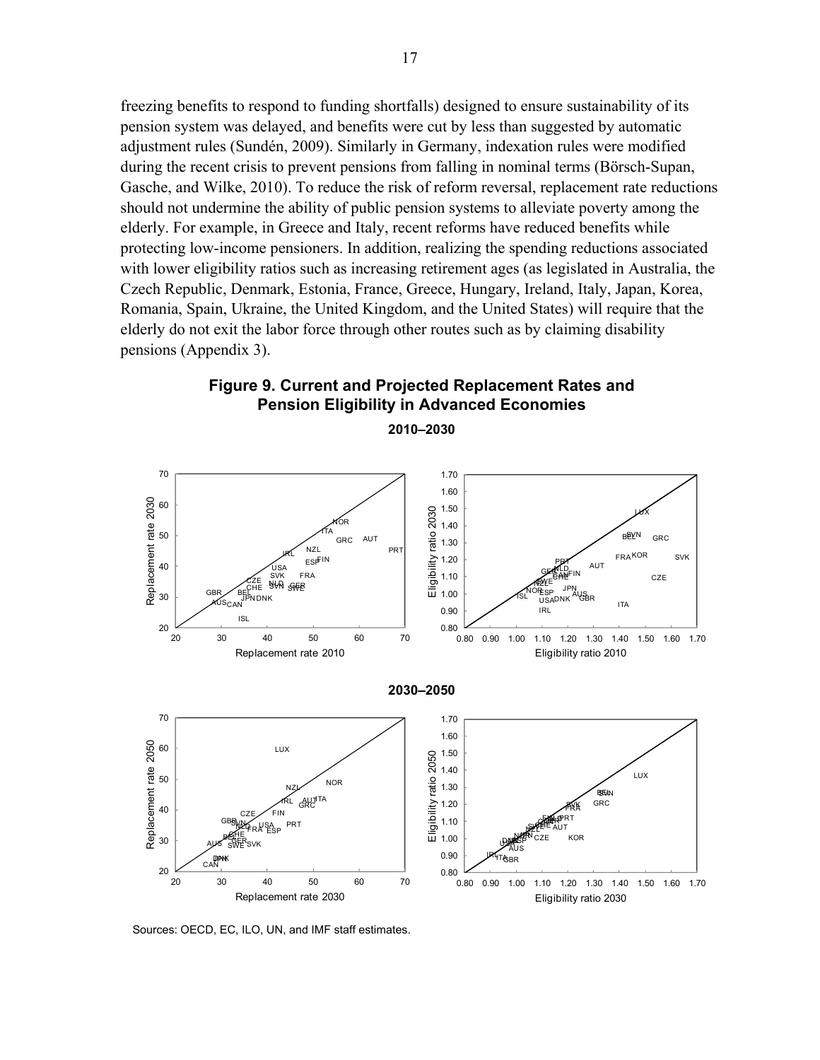freezing benefits to respond to funding shortfalls) designed to ensure sustainability of its pension system was delayed, and benefits were cut by less than suggested by automatic adjustment rules (Sundén, 2009). Similarly in Germany, indexation rules were modified during the recent crisis to prevent pensions from falling in nominal terms (Börsch-Supan, Gasche, and Wilke, 2010). To reduce the risk of reform reversal, replacement rate reductions should not undermine the ability of public pension systems to alleviate poverty among the elderly. For example, in Greece and Italy, recent reforms have reduced benefits while protecting low-income pensioners. In addition, realizing the spending reductions associated with lower eligibility ratios such as increasing retirement ages (as legislated in Australia, the Czech Republic, Denmark, Estonia, France, Greece, Hungary, Ireland, Italy, Japan, Korea, Romania, Spain, Ukraine, the United Kingdom, and the United States) will require that the elderly do not exit the labor force through other routes such as by claiming disability pensions (Appendix 3).

**Figure 9. Current and Projected Replacement Rates and Pension Eligibility in Advanced Economies**

**2010–2030**

**2030–2050**

Sources: OECD, EC, ILO, UN, and IMF staff estimates.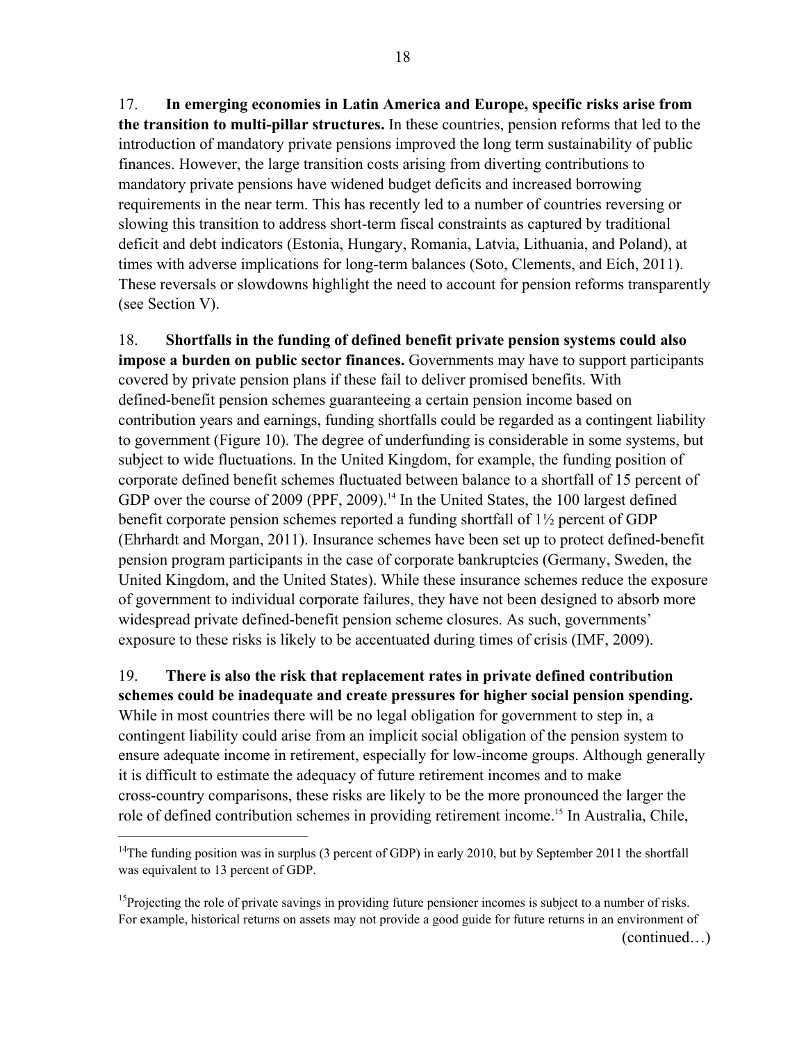17. **In emerging economies in Latin America and Europe, specific risks arise from the transition to multi-pillar structures.** In these countries, pension reforms that led to the introduction of mandatory private pensions improved the long term sustainability of public finances. However, the large transition costs arising from diverting contributions to mandatory private pensions have widened budget deficits and increased borrowing requirements in the near term. This has recently led to a number of countries reversing or slowing this transition to address short-term fiscal constraints as captured by traditional deficit and debt indicators (Estonia, Hungary, Romania, Latvia, Lithuania, and Poland), at times with adverse implications for long-term balances (Soto, Clements, and Eich, 2011). These reversals or slowdowns highlight the need to account for pension reforms transparently (see Section V).

18. **Shortfalls in the funding of defined benefit private pension systems could also impose a burden on public sector finances.** Governments may have to support participants covered by private pension plans if these fail to deliver promised benefits. With defined-benefit pension schemes guaranteeing a certain pension income based on contribution years and earnings, funding shortfalls could be regarded as a contingent liability to government (Figure 10). The degree of underfunding is considerable in some systems, but subject to wide fluctuations. In the United Kingdom, for example, the funding position of corporate defined benefit schemes fluctuated between balance to a shortfall of 15 percent of GDP over the course of 2009 (PPF, 2009).[14] In the United States, the 100 largest defined benefit corporate pension schemes reported a funding shortfall of 1½ percent of GDP (Ehrhardt and Morgan, 2011). Insurance schemes have been set up to protect defined-benefit pension program participants in the case of corporate bankruptcies (Germany, Sweden, the United Kingdom, and the United States). While these insurance schemes reduce the exposure of government to individual corporate failures, they have not been designed to absorb more widespread private defined-benefit pension scheme closures. As such, governments' exposure to these risks is likely to be accentuated during times of crisis (IMF, 2009).

19. **There is also the risk that replacement rates in private defined contribution schemes could be inadequate and create pressures for higher social pension spending.** While in most countries there will be no legal obligation for government to step in, a contingent liability could arise from an implicit social obligation of the pension system to ensure adequate income in retirement, especially for low-income groups. Although generally it is difficult to estimate the adequacy of future retirement incomes and to make cross-country comparisons, these risks are likely to be the more pronounced the larger the role of defined contribution schemes in providing retirement income.[15] In Australia, Chile,

---

[14]The funding position was in surplus (3 percent of GDP) in early 2010, but by September 2011 the shortfall was equivalent to 13 percent of GDP.

[15]Projecting the role of private savings in providing future pensioner incomes is subject to a number of risks. For example, historical returns on assets may not provide a good guide for future returns in an environment of

(continued…)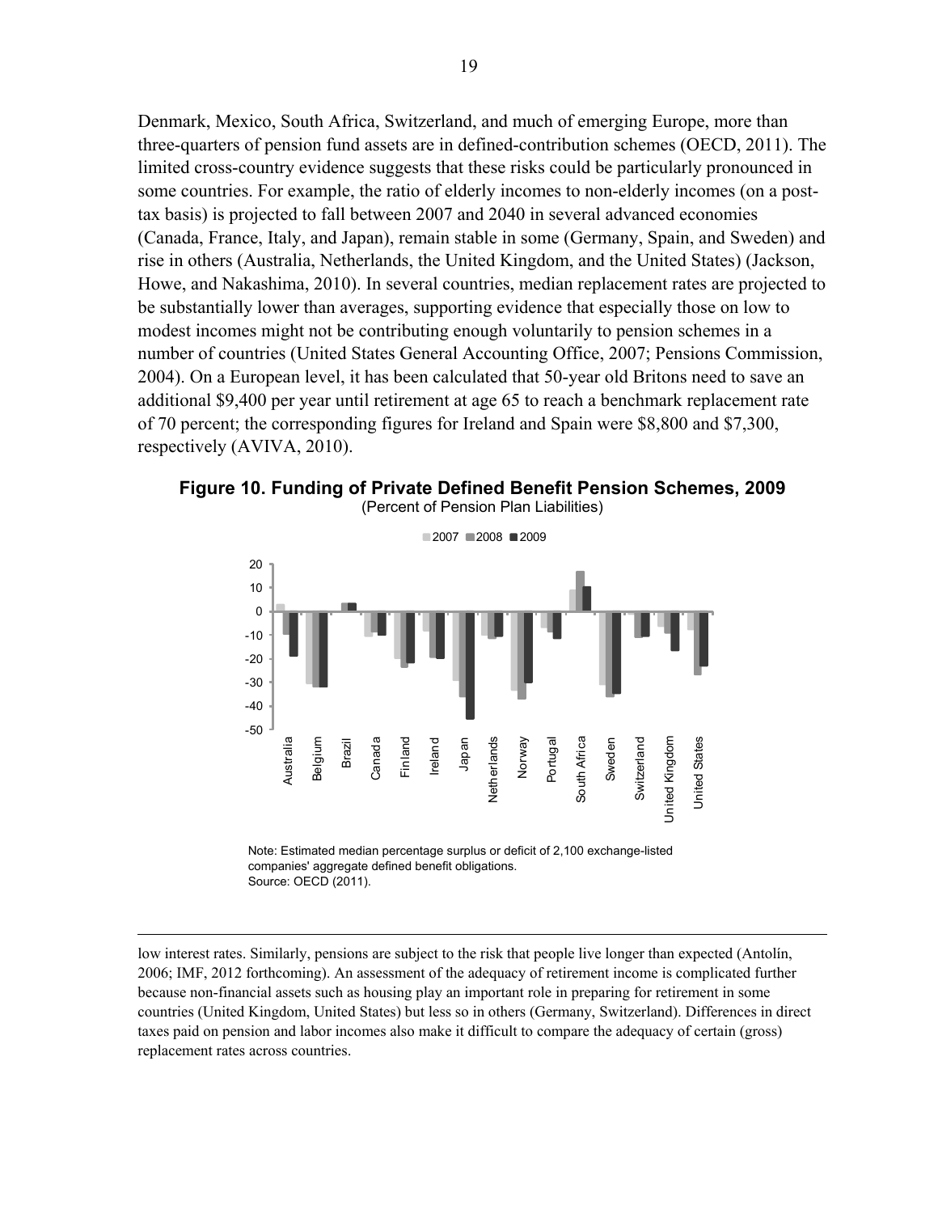Denmark, Mexico, South Africa, Switzerland, and much of emerging Europe, more than three-quarters of pension fund assets are in defined-contribution schemes (OECD, 2011). The limited cross-country evidence suggests that these risks could be particularly pronounced in some countries. For example, the ratio of elderly incomes to non-elderly incomes (on a post-tax basis) is projected to fall between 2007 and 2040 in several advanced economies (Canada, France, Italy, and Japan), remain stable in some (Germany, Spain, and Sweden) and rise in others (Australia, Netherlands, the United Kingdom, and the United States) (Jackson, Howe, and Nakashima, 2010). In several countries, median replacement rates are projected to be substantially lower than averages, supporting evidence that especially those on low to modest incomes might not be contributing enough voluntarily to pension schemes in a number of countries (United States General Accounting Office, 2007; Pensions Commission, 2004). On a European level, it has been calculated that 50-year old Britons need to save an additional \$9,400 per year until retirement at age 65 to reach a benchmark replacement rate of 70 percent; the corresponding figures for Ireland and Spain were \$8,800 and \$7,300, respectively (AVIVA, 2010).

**Figure 10. Funding of Private Defined Benefit Pension Schemes, 2009**
(Percent of Pension Plan Liabilities)

Note: Estimated median percentage surplus or deficit of 2,100 exchange-listed companies' aggregate defined benefit obligations.
Source: OECD (2011).

---

low interest rates. Similarly, pensions are subject to the risk that people live longer than expected (Antolín, 2006; IMF, 2012 forthcoming). An assessment of the adequacy of retirement income is complicated further because non-financial assets such as housing play an important role in preparing for retirement in some countries (United Kingdom, United States) but less so in others (Germany, Switzerland). Differences in direct taxes paid on pension and labor incomes also make it difficult to compare the adequacy of certain (gross) replacement rates across countries.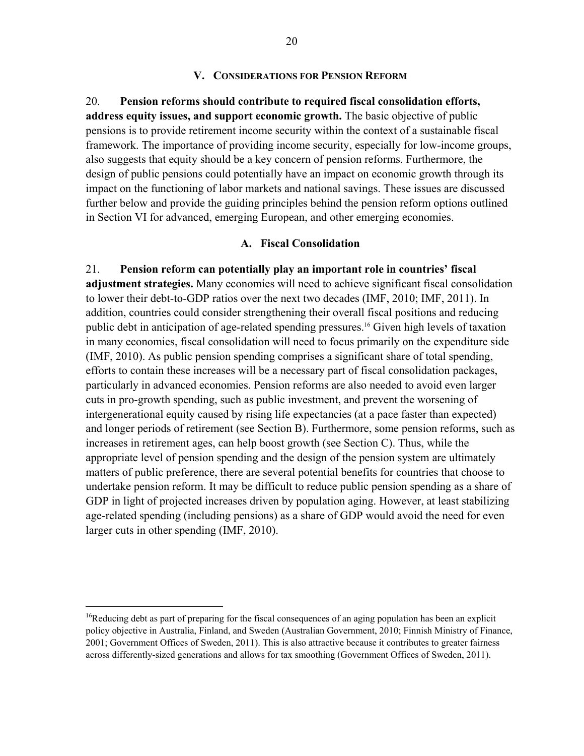## V. Considerations for Pension Reform

20. **Pension reforms should contribute to required fiscal consolidation efforts, address equity issues, and support economic growth.** The basic objective of public pensions is to provide retirement income security within the context of a sustainable fiscal framework. The importance of providing income security, especially for low-income groups, also suggests that equity should be a key concern of pension reforms. Furthermore, the design of public pensions could potentially have an impact on economic growth through its impact on the functioning of labor markets and national savings. These issues are discussed further below and provide the guiding principles behind the pension reform options outlined in Section VI for advanced, emerging European, and other emerging economies.

### A. Fiscal Consolidation

21. **Pension reform can potentially play an important role in countries' fiscal adjustment strategies.** Many economies will need to achieve significant fiscal consolidation to lower their debt-to-GDP ratios over the next two decades (IMF, 2010; IMF, 2011). In addition, countries could consider strengthening their overall fiscal positions and reducing public debt in anticipation of age-related spending pressures.[16] Given high levels of taxation in many economies, fiscal consolidation will need to focus primarily on the expenditure side (IMF, 2010). As public pension spending comprises a significant share of total spending, efforts to contain these increases will be a necessary part of fiscal consolidation packages, particularly in advanced economies. Pension reforms are also needed to avoid even larger cuts in pro-growth spending, such as public investment, and prevent the worsening of intergenerational equity caused by rising life expectancies (at a pace faster than expected) and longer periods of retirement (see Section B). Furthermore, some pension reforms, such as increases in retirement ages, can help boost growth (see Section C). Thus, while the appropriate level of pension spending and the design of the pension system are ultimately matters of public preference, there are several potential benefits for countries that choose to undertake pension reform. It may be difficult to reduce public pension spending as a share of GDP in light of projected increases driven by population aging. However, at least stabilizing age-related spending (including pensions) as a share of GDP would avoid the need for even larger cuts in other spending (IMF, 2010).

---

[16] Reducing debt as part of preparing for the fiscal consequences of an aging population has been an explicit policy objective in Australia, Finland, and Sweden (Australian Government, 2010; Finnish Ministry of Finance, 2001; Government Offices of Sweden, 2011). This is also attractive because it contributes to greater fairness across differently-sized generations and allows for tax smoothing (Government Offices of Sweden, 2011).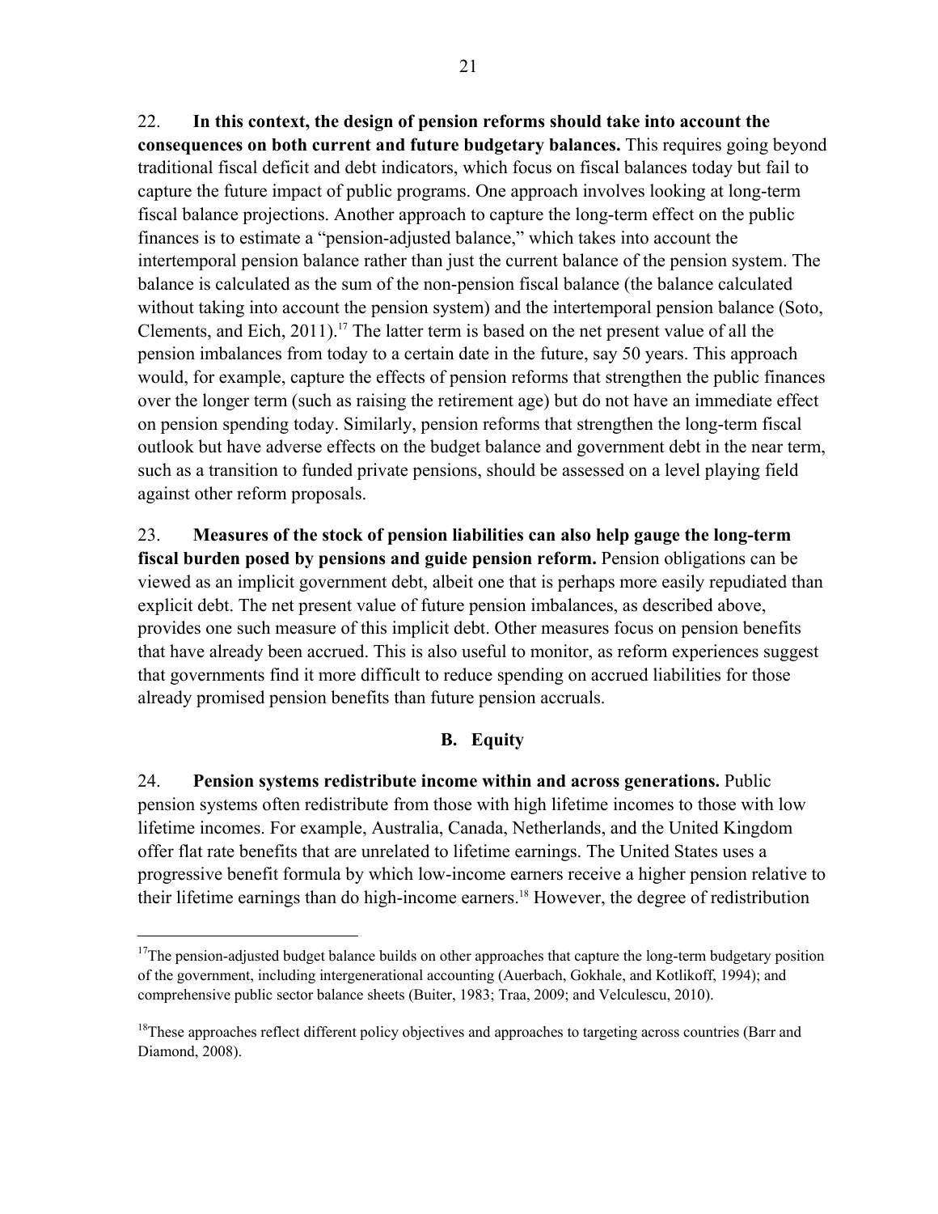22. **In this context, the design of pension reforms should take into account the consequences on both current and future budgetary balances.** This requires going beyond traditional fiscal deficit and debt indicators, which focus on fiscal balances today but fail to capture the future impact of public programs. One approach involves looking at long-term fiscal balance projections. Another approach to capture the long-term effect on the public finances is to estimate a "pension-adjusted balance," which takes into account the intertemporal pension balance rather than just the current balance of the pension system. The balance is calculated as the sum of the non-pension fiscal balance (the balance calculated without taking into account the pension system) and the intertemporal pension balance (Soto, Clements, and Eich, 2011).[17] The latter term is based on the net present value of all the pension imbalances from today to a certain date in the future, say 50 years. This approach would, for example, capture the effects of pension reforms that strengthen the public finances over the longer term (such as raising the retirement age) but do not have an immediate effect on pension spending today. Similarly, pension reforms that strengthen the long-term fiscal outlook but have adverse effects on the budget balance and government debt in the near term, such as a transition to funded private pensions, should be assessed on a level playing field against other reform proposals.

23. **Measures of the stock of pension liabilities can also help gauge the long-term fiscal burden posed by pensions and guide pension reform.** Pension obligations can be viewed as an implicit government debt, albeit one that is perhaps more easily repudiated than explicit debt. The net present value of future pension imbalances, as described above, provides one such measure of this implicit debt. Other measures focus on pension benefits that have already been accrued. This is also useful to monitor, as reform experiences suggest that governments find it more difficult to reduce spending on accrued liabilities for those already promised pension benefits than future pension accruals.

### B. Equity

24. **Pension systems redistribute income within and across generations.** Public pension systems often redistribute from those with high lifetime incomes to those with low lifetime incomes. For example, Australia, Canada, Netherlands, and the United Kingdom offer flat rate benefits that are unrelated to lifetime earnings. The United States uses a progressive benefit formula by which low-income earners receive a higher pension relative to their lifetime earnings than do high-income earners.[18] However, the degree of redistribution

---

[17] The pension-adjusted budget balance builds on other approaches that capture the long-term budgetary position of the government, including intergenerational accounting (Auerbach, Gokhale, and Kotlikoff, 1994); and comprehensive public sector balance sheets (Buiter, 1983; Traa, 2009; and Velculescu, 2010).

[18] These approaches reflect different policy objectives and approaches to targeting across countries (Barr and Diamond, 2008).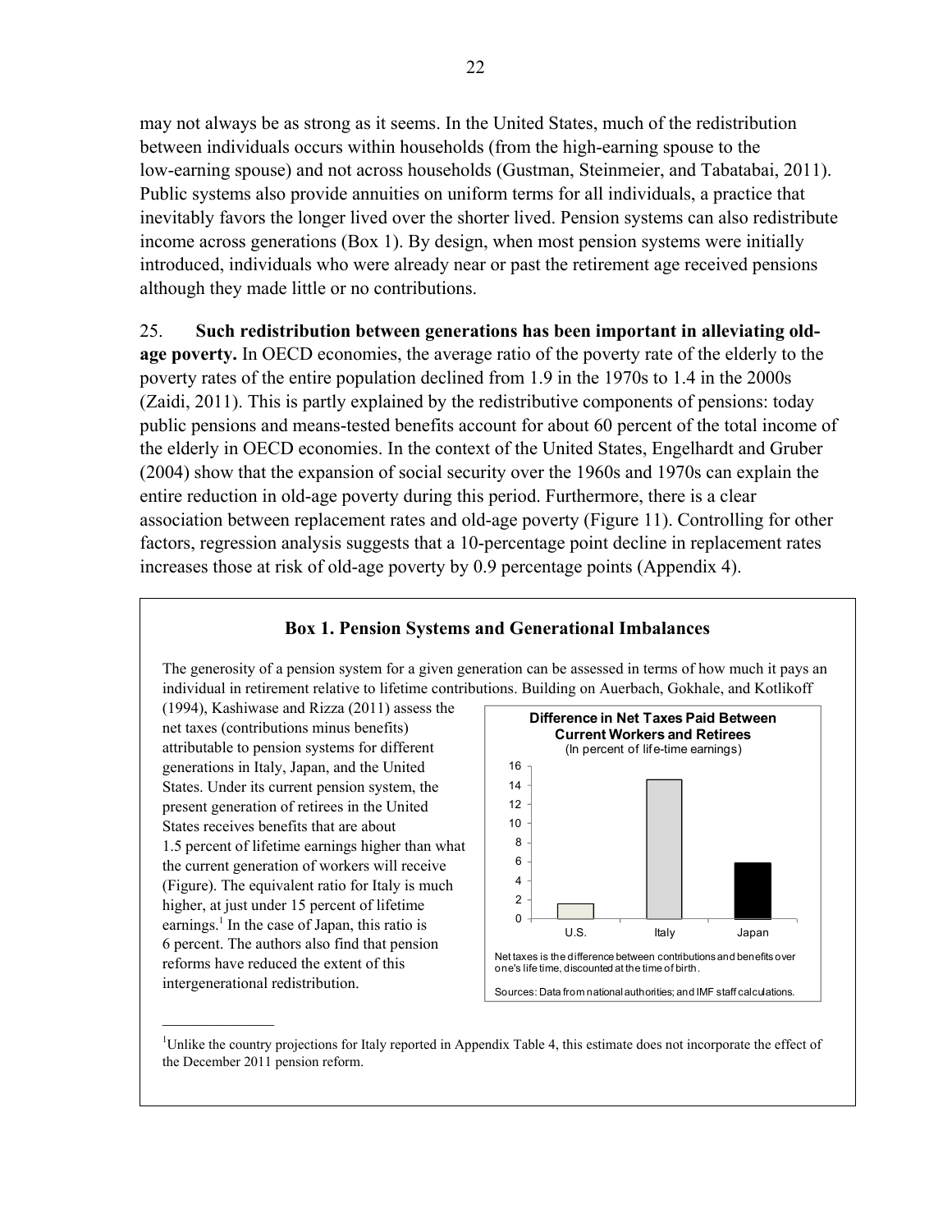may not always be as strong as it seems. In the United States, much of the redistribution between individuals occurs within households (from the high-earning spouse to the low-earning spouse) and not across households (Gustman, Steinmeier, and Tabatabai, 2011). Public systems also provide annuities on uniform terms for all individuals, a practice that inevitably favors the longer lived over the shorter lived. Pension systems can also redistribute income across generations (Box 1). By design, when most pension systems were initially introduced, individuals who were already near or past the retirement age received pensions although they made little or no contributions.

25. **Such redistribution between generations has been important in alleviating old-age poverty.** In OECD economies, the average ratio of the poverty rate of the elderly to the poverty rates of the entire population declined from 1.9 in the 1970s to 1.4 in the 2000s (Zaidi, 2011). This is partly explained by the redistributive components of pensions: today public pensions and means-tested benefits account for about 60 percent of the total income of the elderly in OECD economies. In the context of the United States, Engelhardt and Gruber (2004) show that the expansion of social security over the 1960s and 1970s can explain the entire reduction in old-age poverty during this period. Furthermore, there is a clear association between replacement rates and old-age poverty (Figure 11). Controlling for other factors, regression analysis suggests that a 10-percentage point decline in replacement rates increases those at risk of old-age poverty by 0.9 percentage points (Appendix 4).

### Box 1. Pension Systems and Generational Imbalances

The generosity of a pension system for a given generation can be assessed in terms of how much it pays an individual in retirement relative to lifetime contributions. Building on Auerbach, Gokhale, and Kotlikoff (1994), Kashiwase and Rizza (2011) assess the net taxes (contributions minus benefits) attributable to pension systems for different generations in Italy, Japan, and the United States. Under its current pension system, the present generation of retirees in the United States receives benefits that are about 1.5 percent of lifetime earnings higher than what the current generation of workers will receive (Figure). The equivalent ratio for Italy is much higher, at just under 15 percent of lifetime earnings.[1] In the case of Japan, this ratio is 6 percent. The authors also find that pension reforms have reduced the extent of this intergenerational redistribution.

**Difference in Net Taxes Paid Between Current Workers and Retirees**
(In percent of life-time earnings)

| Country | Value |
|---|---|
| U.S. | ~1.5 |
| Italy | ~14.6 |
| Japan | ~6 |

Net taxes is the difference between contributions and benefits over one's life time, discounted at the time of birth.

Sources: Data from national authorities; and IMF staff calculations.

[1] Unlike the country projections for Italy reported in Appendix Table 4, this estimate does not incorporate the effect of the December 2011 pension reform.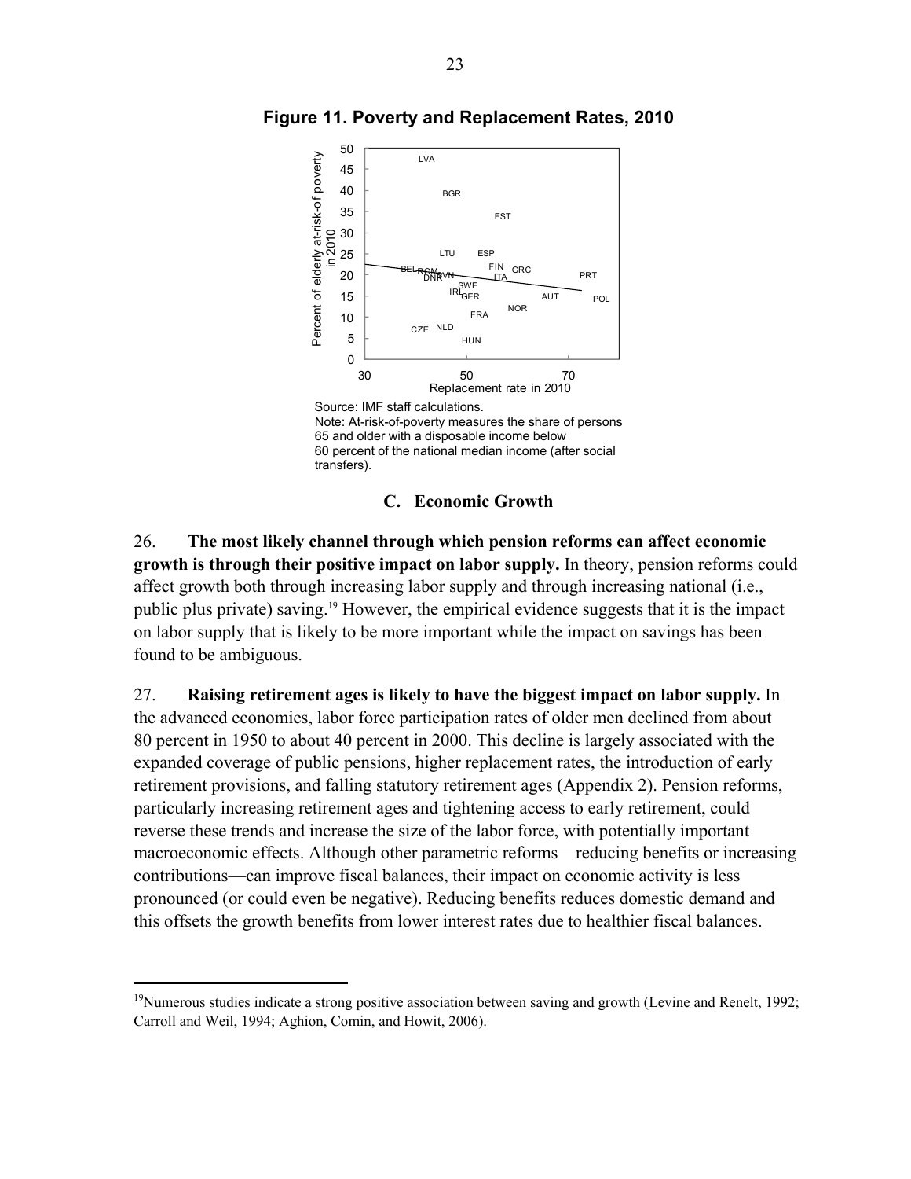**Figure 11. Poverty and Replacement Rates, 2010**

Source: IMF staff calculations.
Note: At-risk-of-poverty measures the share of persons 65 and older with a disposable income below 60 percent of the national median income (after social transfers).

## C. Economic Growth

26. **The most likely channel through which pension reforms can affect economic growth is through their positive impact on labor supply.** In theory, pension reforms could affect growth both through increasing labor supply and through increasing national (i.e., public plus private) saving.[19] However, the empirical evidence suggests that it is the impact on labor supply that is likely to be more important while the impact on savings has been found to be ambiguous.

27. **Raising retirement ages is likely to have the biggest impact on labor supply.** In the advanced economies, labor force participation rates of older men declined from about 80 percent in 1950 to about 40 percent in 2000. This decline is largely associated with the expanded coverage of public pensions, higher replacement rates, the introduction of early retirement provisions, and falling statutory retirement ages (Appendix 2). Pension reforms, particularly increasing retirement ages and tightening access to early retirement, could reverse these trends and increase the size of the labor force, with potentially important macroeconomic effects. Although other parametric reforms—reducing benefits or increasing contributions—can improve fiscal balances, their impact on economic activity is less pronounced (or could even be negative). Reducing benefits reduces domestic demand and this offsets the growth benefits from lower interest rates due to healthier fiscal balances.

[19]Numerous studies indicate a strong positive association between saving and growth (Levine and Renelt, 1992; Carroll and Weil, 1994; Aghion, Comin, and Howit, 2006).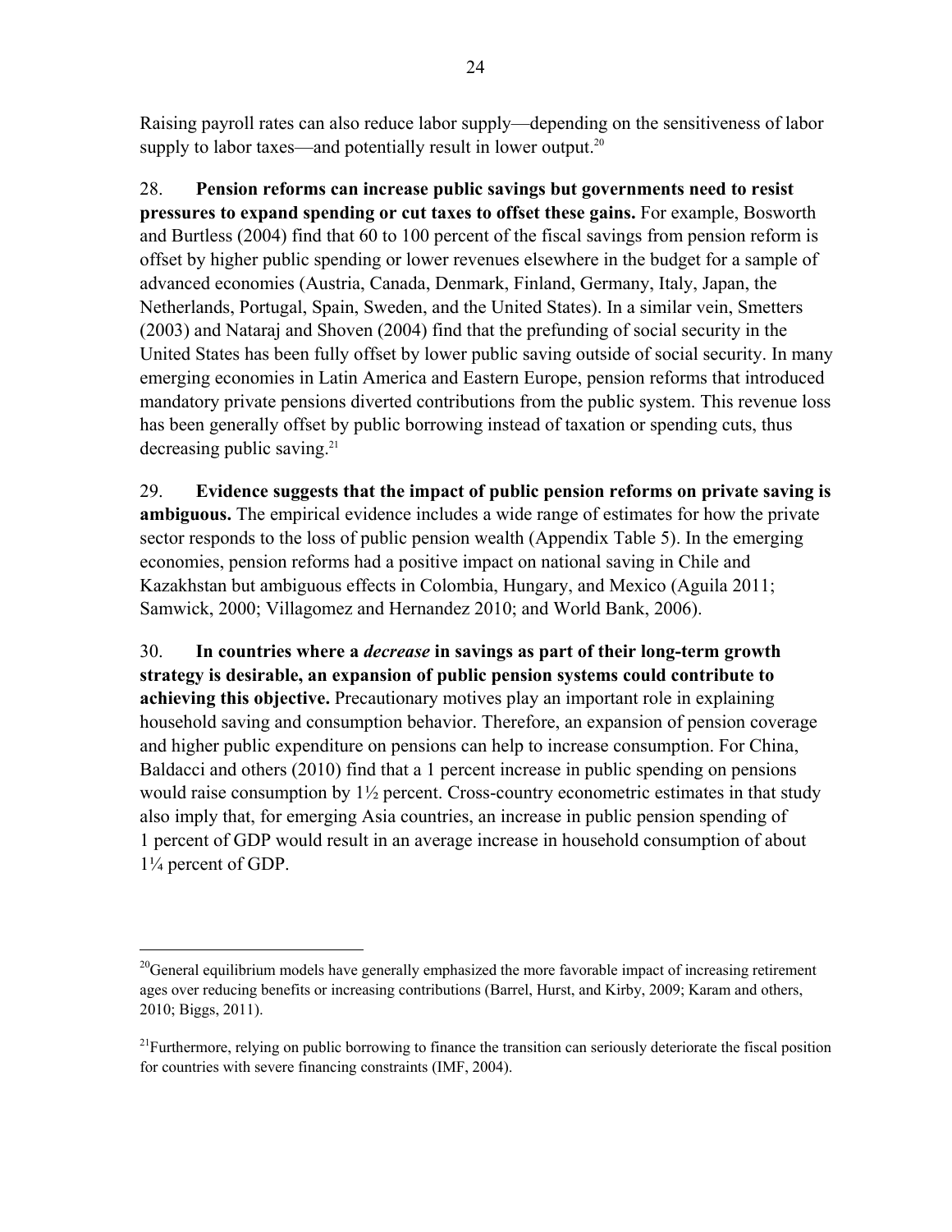Raising payroll rates can also reduce labor supply—depending on the sensitiveness of labor supply to labor taxes—and potentially result in lower output.[20]

28. **Pension reforms can increase public savings but governments need to resist pressures to expand spending or cut taxes to offset these gains.** For example, Bosworth and Burtless (2004) find that 60 to 100 percent of the fiscal savings from pension reform is offset by higher public spending or lower revenues elsewhere in the budget for a sample of advanced economies (Austria, Canada, Denmark, Finland, Germany, Italy, Japan, the Netherlands, Portugal, Spain, Sweden, and the United States). In a similar vein, Smetters (2003) and Nataraj and Shoven (2004) find that the prefunding of social security in the United States has been fully offset by lower public saving outside of social security. In many emerging economies in Latin America and Eastern Europe, pension reforms that introduced mandatory private pensions diverted contributions from the public system. This revenue loss has been generally offset by public borrowing instead of taxation or spending cuts, thus decreasing public saving.[21]

29. **Evidence suggests that the impact of public pension reforms on private saving is ambiguous.** The empirical evidence includes a wide range of estimates for how the private sector responds to the loss of public pension wealth (Appendix Table 5). In the emerging economies, pension reforms had a positive impact on national saving in Chile and Kazakhstan but ambiguous effects in Colombia, Hungary, and Mexico (Aguila 2011; Samwick, 2000; Villagomez and Hernandez 2010; and World Bank, 2006).

30. **In countries where a *decrease* in savings as part of their long-term growth strategy is desirable, an expansion of public pension systems could contribute to achieving this objective.** Precautionary motives play an important role in explaining household saving and consumption behavior. Therefore, an expansion of pension coverage and higher public expenditure on pensions can help to increase consumption. For China, Baldacci and others (2010) find that a 1 percent increase in public spending on pensions would raise consumption by 1½ percent. Cross-country econometric estimates in that study also imply that, for emerging Asia countries, an increase in public pension spending of 1 percent of GDP would result in an average increase in household consumption of about 1¼ percent of GDP.

---

[20]General equilibrium models have generally emphasized the more favorable impact of increasing retirement ages over reducing benefits or increasing contributions (Barrel, Hurst, and Kirby, 2009; Karam and others, 2010; Biggs, 2011).

[21]Furthermore, relying on public borrowing to finance the transition can seriously deteriorate the fiscal position for countries with severe financing constraints (IMF, 2004).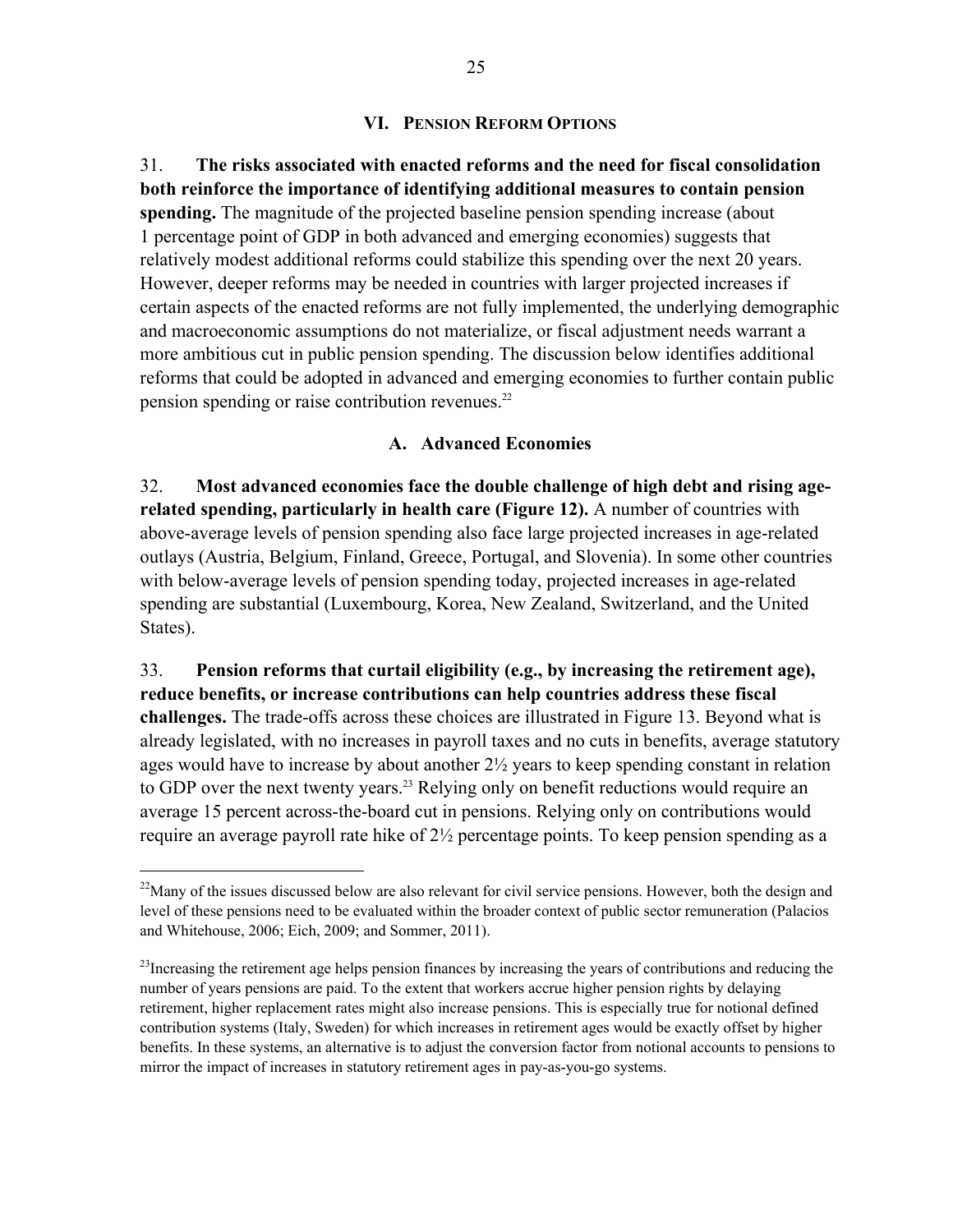## VI. Pension Reform Options

31. **The risks associated with enacted reforms and the need for fiscal consolidation both reinforce the importance of identifying additional measures to contain pension spending.** The magnitude of the projected baseline pension spending increase (about 1 percentage point of GDP in both advanced and emerging economies) suggests that relatively modest additional reforms could stabilize this spending over the next 20 years. However, deeper reforms may be needed in countries with larger projected increases if certain aspects of the enacted reforms are not fully implemented, the underlying demographic and macroeconomic assumptions do not materialize, or fiscal adjustment needs warrant a more ambitious cut in public pension spending. The discussion below identifies additional reforms that could be adopted in advanced and emerging economies to further contain public pension spending or raise contribution revenues.[22]

### A. Advanced Economies

32. **Most advanced economies face the double challenge of high debt and rising age-related spending, particularly in health care (Figure 12).** A number of countries with above-average levels of pension spending also face large projected increases in age-related outlays (Austria, Belgium, Finland, Greece, Portugal, and Slovenia). In some other countries with below-average levels of pension spending today, projected increases in age-related spending are substantial (Luxembourg, Korea, New Zealand, Switzerland, and the United States).

33. **Pension reforms that curtail eligibility (e.g., by increasing the retirement age), reduce benefits, or increase contributions can help countries address these fiscal challenges.** The trade-offs across these choices are illustrated in Figure 13. Beyond what is already legislated, with no increases in payroll taxes and no cuts in benefits, average statutory ages would have to increase by about another 2½ years to keep spending constant in relation to GDP over the next twenty years.[23] Relying only on benefit reductions would require an average 15 percent across-the-board cut in pensions. Relying only on contributions would require an average payroll rate hike of 2½ percentage points. To keep pension spending as a

---

[22] Many of the issues discussed below are also relevant for civil service pensions. However, both the design and level of these pensions need to be evaluated within the broader context of public sector remuneration (Palacios and Whitehouse, 2006; Eich, 2009; and Sommer, 2011).

[23] Increasing the retirement age helps pension finances by increasing the years of contributions and reducing the number of years pensions are paid. To the extent that workers accrue higher pension rights by delaying retirement, higher replacement rates might also increase pensions. This is especially true for notional defined contribution systems (Italy, Sweden) for which increases in retirement ages would be exactly offset by higher benefits. In these systems, an alternative is to adjust the conversion factor from notional accounts to pensions to mirror the impact of increases in statutory retirement ages in pay-as-you-go systems.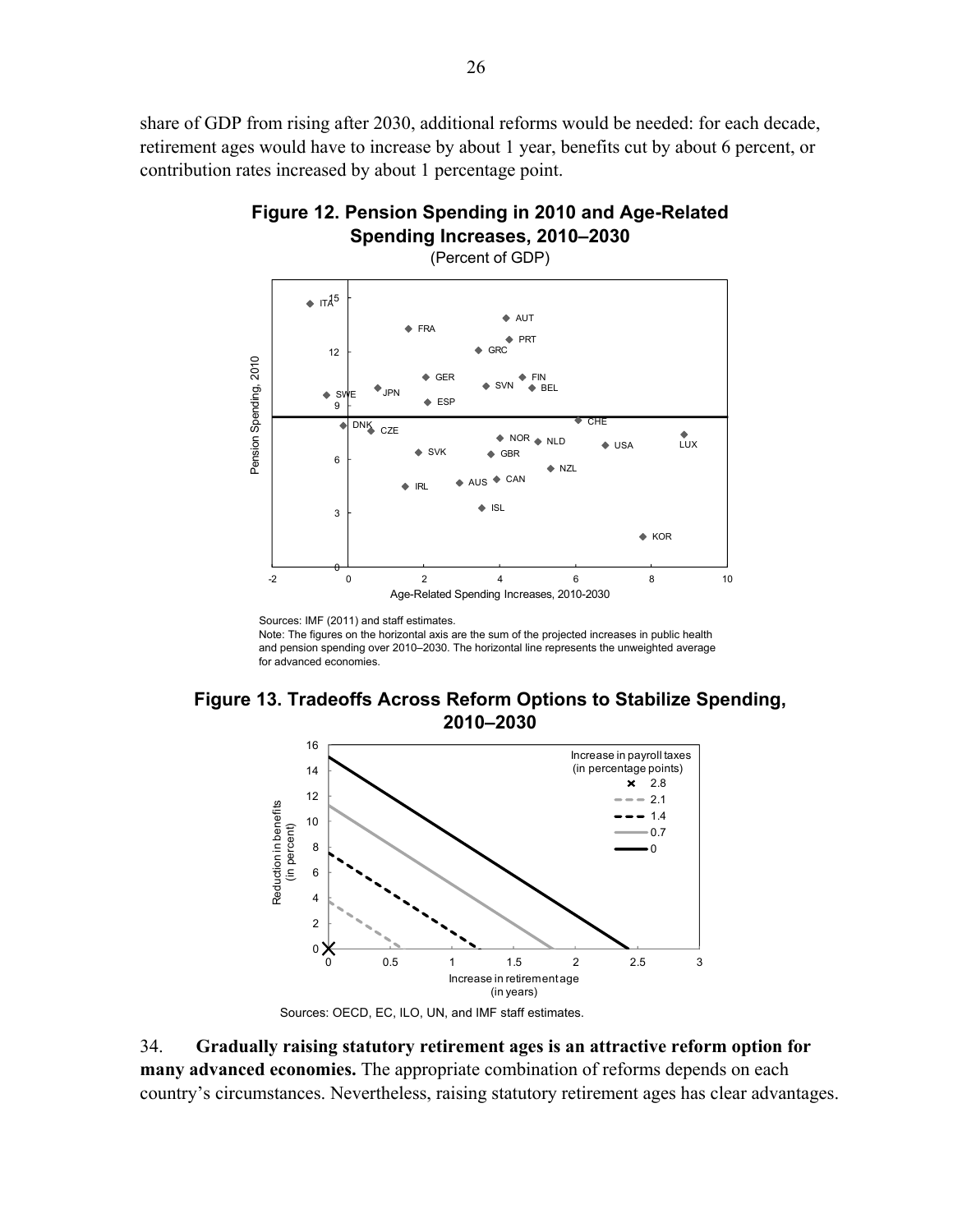share of GDP from rising after 2030, additional reforms would be needed: for each decade, retirement ages would have to increase by about 1 year, benefits cut by about 6 percent, or contribution rates increased by about 1 percentage point.

**Figure 12. Pension Spending in 2010 and Age-Related Spending Increases, 2010–2030**

(Percent of GDP)

Sources: IMF (2011) and staff estimates.

Note: The figures on the horizontal axis are the sum of the projected increases in public health and pension spending over 2010–2030. The horizontal line represents the unweighted average for advanced economies.

**Figure 13. Tradeoffs Across Reform Options to Stabilize Spending, 2010–2030**

Sources: OECD, EC, ILO, UN, and IMF staff estimates.

34. **Gradually raising statutory retirement ages is an attractive reform option for many advanced economies.** The appropriate combination of reforms depends on each country's circumstances. Nevertheless, raising statutory retirement ages has clear advantages.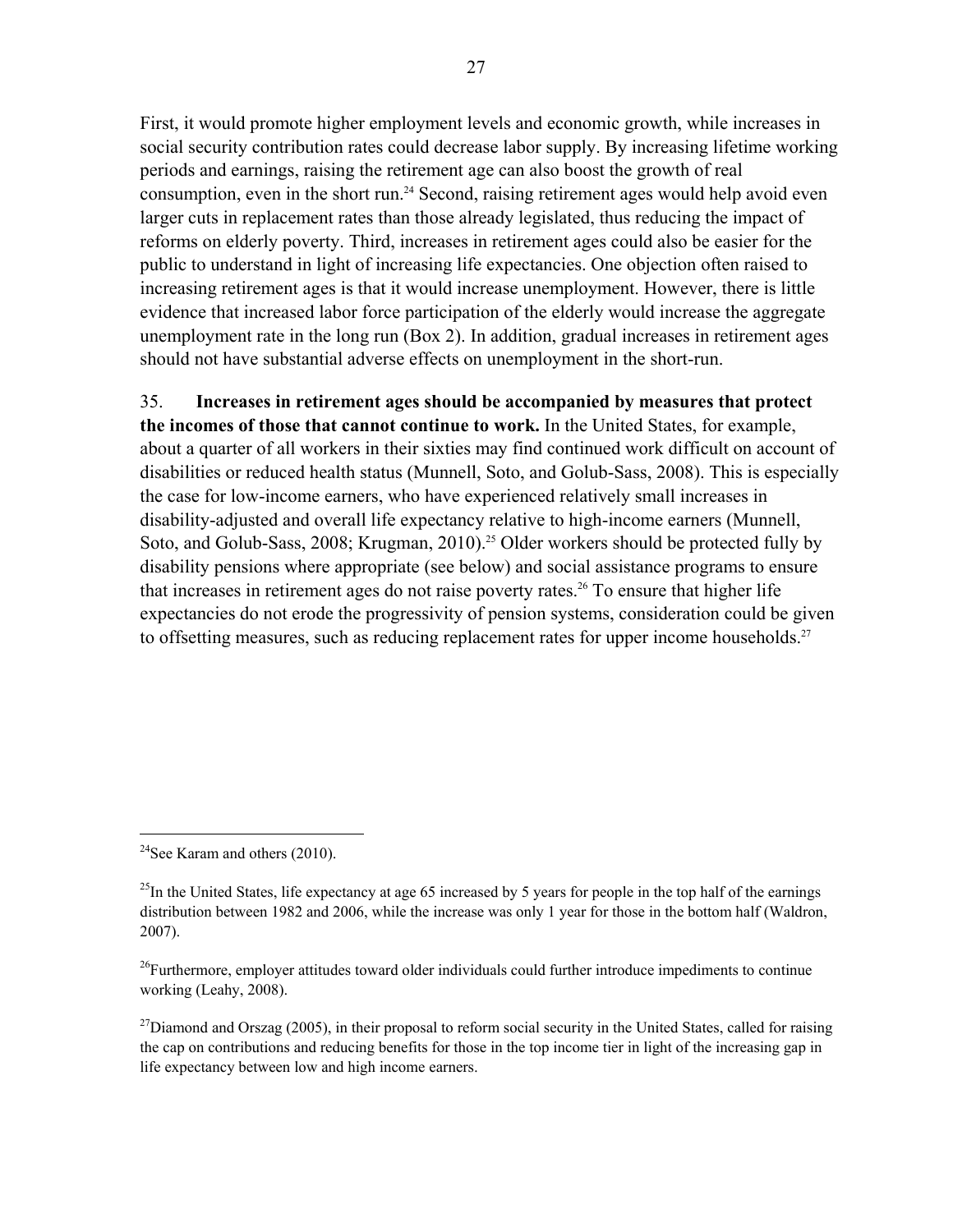First, it would promote higher employment levels and economic growth, while increases in social security contribution rates could decrease labor supply. By increasing lifetime working periods and earnings, raising the retirement age can also boost the growth of real consumption, even in the short run.[24] Second, raising retirement ages would help avoid even larger cuts in replacement rates than those already legislated, thus reducing the impact of reforms on elderly poverty. Third, increases in retirement ages could also be easier for the public to understand in light of increasing life expectancies. One objection often raised to increasing retirement ages is that it would increase unemployment. However, there is little evidence that increased labor force participation of the elderly would increase the aggregate unemployment rate in the long run (Box 2). In addition, gradual increases in retirement ages should not have substantial adverse effects on unemployment in the short-run.

35. **Increases in retirement ages should be accompanied by measures that protect the incomes of those that cannot continue to work.** In the United States, for example, about a quarter of all workers in their sixties may find continued work difficult on account of disabilities or reduced health status (Munnell, Soto, and Golub-Sass, 2008). This is especially the case for low-income earners, who have experienced relatively small increases in disability-adjusted and overall life expectancy relative to high-income earners (Munnell, Soto, and Golub-Sass, 2008; Krugman, 2010).[25] Older workers should be protected fully by disability pensions where appropriate (see below) and social assistance programs to ensure that increases in retirement ages do not raise poverty rates.[26] To ensure that higher life expectancies do not erode the progressivity of pension systems, consideration could be given to offsetting measures, such as reducing replacement rates for upper income households.[27]

---

[24] See Karam and others (2010).

[25] In the United States, life expectancy at age 65 increased by 5 years for people in the top half of the earnings distribution between 1982 and 2006, while the increase was only 1 year for those in the bottom half (Waldron, 2007).

[26] Furthermore, employer attitudes toward older individuals could further introduce impediments to continue working (Leahy, 2008).

[27] Diamond and Orszag (2005), in their proposal to reform social security in the United States, called for raising the cap on contributions and reducing benefits for those in the top income tier in light of the increasing gap in life expectancy between low and high income earners.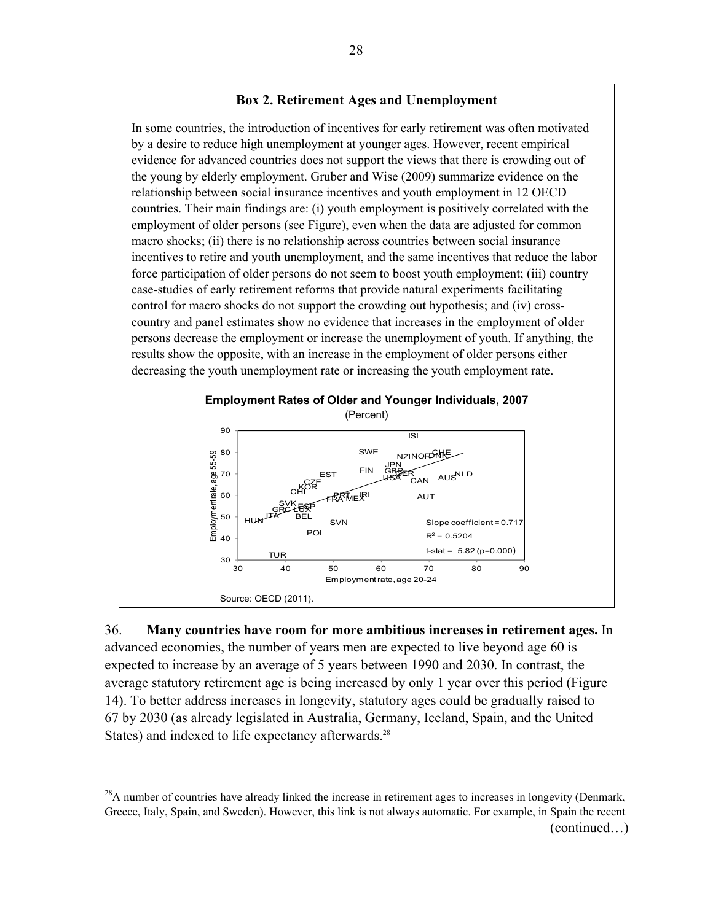## Box 2. Retirement Ages and Unemployment

In some countries, the introduction of incentives for early retirement was often motivated by a desire to reduce high unemployment at younger ages. However, recent empirical evidence for advanced countries does not support the views that there is crowding out of the young by elderly employment. Gruber and Wise (2009) summarize evidence on the relationship between social insurance incentives and youth employment in 12 OECD countries. Their main findings are: (i) youth employment is positively correlated with the employment of older persons (see Figure), even when the data are adjusted for common macro shocks; (ii) there is no relationship across countries between social insurance incentives to retire and youth unemployment, and the same incentives that reduce the labor force participation of older persons do not seem to boost youth employment; (iii) country case-studies of early retirement reforms that provide natural experiments facilitating control for macro shocks do not support the crowding out hypothesis; and (iv) cross-country and panel estimates show no evidence that increases in the employment of older persons decrease the employment or increase the unemployment of youth. If anything, the results show the opposite, with an increase in the employment of older persons either decreasing the youth unemployment rate or increasing the youth employment rate.

**Employment Rates of Older and Younger Individuals, 2007**
(Percent)

Slope coefficient = 0.717
$R^2$ = 0.5204
t-stat = 5.82 (p=0.000)

Source: OECD (2011).

36. **Many countries have room for more ambitious increases in retirement ages.** In advanced economies, the number of years men are expected to live beyond age 60 is expected to increase by an average of 5 years between 1990 and 2030. In contrast, the average statutory retirement age is being increased by only 1 year over this period (Figure 14). To better address increases in longevity, statutory ages could be gradually raised to 67 by 2030 (as already legislated in Australia, Germany, Iceland, Spain, and the United States) and indexed to life expectancy afterwards.[28]

---

[28] A number of countries have already linked the increase in retirement ages to increases in longevity (Denmark, Greece, Italy, Spain, and Sweden). However, this link is not always automatic. For example, in Spain the recent (continued…)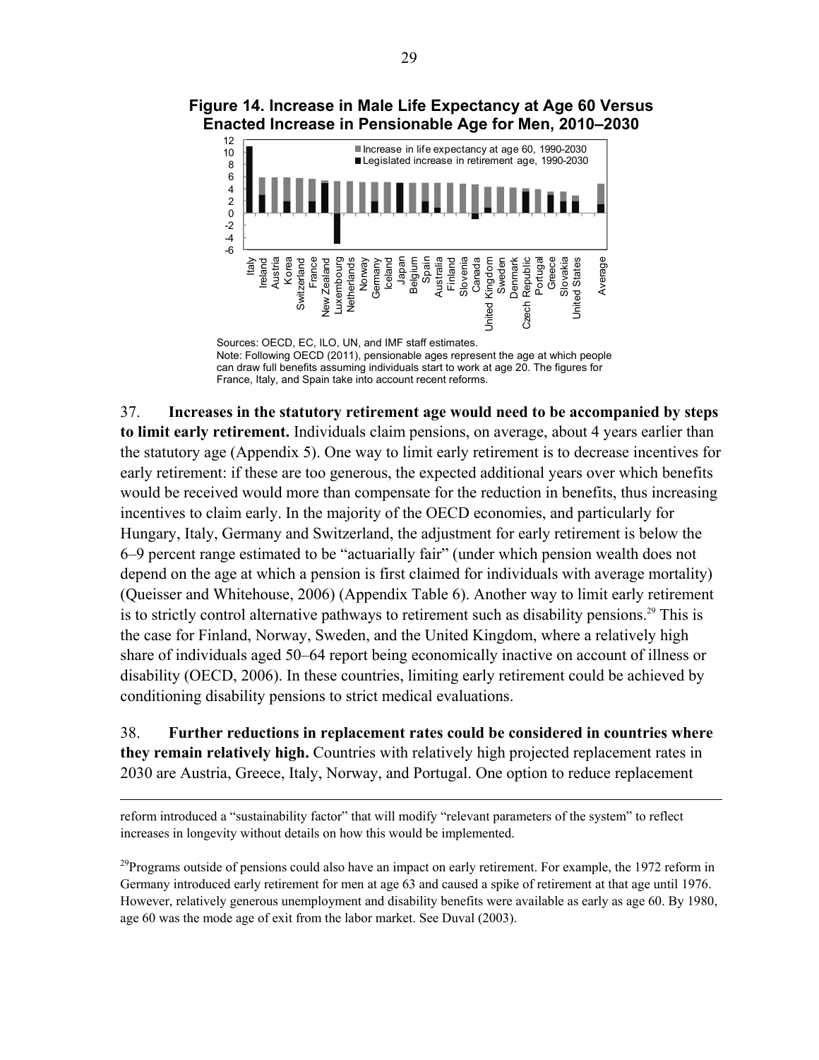**Figure 14. Increase in Male Life Expectancy at Age 60 Versus Enacted Increase in Pensionable Age for Men, 2010–2030**

Sources: OECD, EC, ILO, UN, and IMF staff estimates.
Note: Following OECD (2011), pensionable ages represent the age at which people can draw full benefits assuming individuals start to work at age 20. The figures for France, Italy, and Spain take into account recent reforms.

37. **Increases in the statutory retirement age would need to be accompanied by steps to limit early retirement.** Individuals claim pensions, on average, about 4 years earlier than the statutory age (Appendix 5). One way to limit early retirement is to decrease incentives for early retirement: if these are too generous, the expected additional years over which benefits would be received would more than compensate for the reduction in benefits, thus increasing incentives to claim early. In the majority of the OECD economies, and particularly for Hungary, Italy, Germany and Switzerland, the adjustment for early retirement is below the 6–9 percent range estimated to be "actuarially fair" (under which pension wealth does not depend on the age at which a pension is first claimed for individuals with average mortality) (Queisser and Whitehouse, 2006) (Appendix Table 6). Another way to limit early retirement is to strictly control alternative pathways to retirement such as disability pensions.[29] This is the case for Finland, Norway, Sweden, and the United Kingdom, where a relatively high share of individuals aged 50–64 report being economically inactive on account of illness or disability (OECD, 2006). In these countries, limiting early retirement could be achieved by conditioning disability pensions to strict medical evaluations.

38. **Further reductions in replacement rates could be considered in countries where they remain relatively high.** Countries with relatively high projected replacement rates in 2030 are Austria, Greece, Italy, Norway, and Portugal. One option to reduce replacement

---

reform introduced a "sustainability factor" that will modify "relevant parameters of the system" to reflect increases in longevity without details on how this would be implemented.

[29]Programs outside of pensions could also have an impact on early retirement. For example, the 1972 reform in Germany introduced early retirement for men at age 63 and caused a spike of retirement at that age until 1976. However, relatively generous unemployment and disability benefits were available as early as age 60. By 1980, age 60 was the mode age of exit from the labor market. See Duval (2003).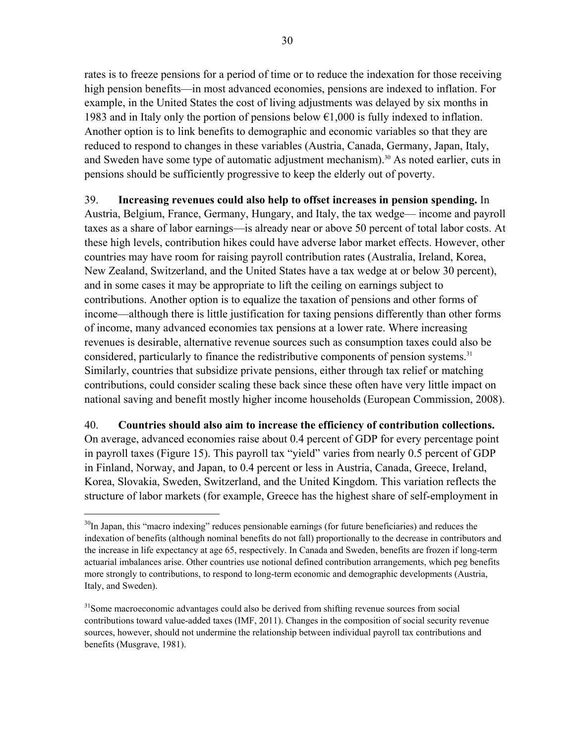rates is to freeze pensions for a period of time or to reduce the indexation for those receiving high pension benefits—in most advanced economies, pensions are indexed to inflation. For example, in the United States the cost of living adjustments was delayed by six months in 1983 and in Italy only the portion of pensions below €1,000 is fully indexed to inflation. Another option is to link benefits to demographic and economic variables so that they are reduced to respond to changes in these variables (Austria, Canada, Germany, Japan, Italy, and Sweden have some type of automatic adjustment mechanism).[30] As noted earlier, cuts in pensions should be sufficiently progressive to keep the elderly out of poverty.

39. **Increasing revenues could also help to offset increases in pension spending.** In Austria, Belgium, France, Germany, Hungary, and Italy, the tax wedge— income and payroll taxes as a share of labor earnings—is already near or above 50 percent of total labor costs. At these high levels, contribution hikes could have adverse labor market effects. However, other countries may have room for raising payroll contribution rates (Australia, Ireland, Korea, New Zealand, Switzerland, and the United States have a tax wedge at or below 30 percent), and in some cases it may be appropriate to lift the ceiling on earnings subject to contributions. Another option is to equalize the taxation of pensions and other forms of income—although there is little justification for taxing pensions differently than other forms of income, many advanced economies tax pensions at a lower rate. Where increasing revenues is desirable, alternative revenue sources such as consumption taxes could also be considered, particularly to finance the redistributive components of pension systems.[31] Similarly, countries that subsidize private pensions, either through tax relief or matching contributions, could consider scaling these back since these often have very little impact on national saving and benefit mostly higher income households (European Commission, 2008).

40. **Countries should also aim to increase the efficiency of contribution collections.** On average, advanced economies raise about 0.4 percent of GDP for every percentage point in payroll taxes (Figure 15). This payroll tax "yield" varies from nearly 0.5 percent of GDP in Finland, Norway, and Japan, to 0.4 percent or less in Austria, Canada, Greece, Ireland, Korea, Slovakia, Sweden, Switzerland, and the United Kingdom. This variation reflects the structure of labor markets (for example, Greece has the highest share of self-employment in

---

[30]In Japan, this "macro indexing" reduces pensionable earnings (for future beneficiaries) and reduces the indexation of benefits (although nominal benefits do not fall) proportionally to the decrease in contributors and the increase in life expectancy at age 65, respectively. In Canada and Sweden, benefits are frozen if long-term actuarial imbalances arise. Other countries use notional defined contribution arrangements, which peg benefits more strongly to contributions, to respond to long-term economic and demographic developments (Austria, Italy, and Sweden).

[31]Some macroeconomic advantages could also be derived from shifting revenue sources from social contributions toward value-added taxes (IMF, 2011). Changes in the composition of social security revenue sources, however, should not undermine the relationship between individual payroll tax contributions and benefits (Musgrave, 1981).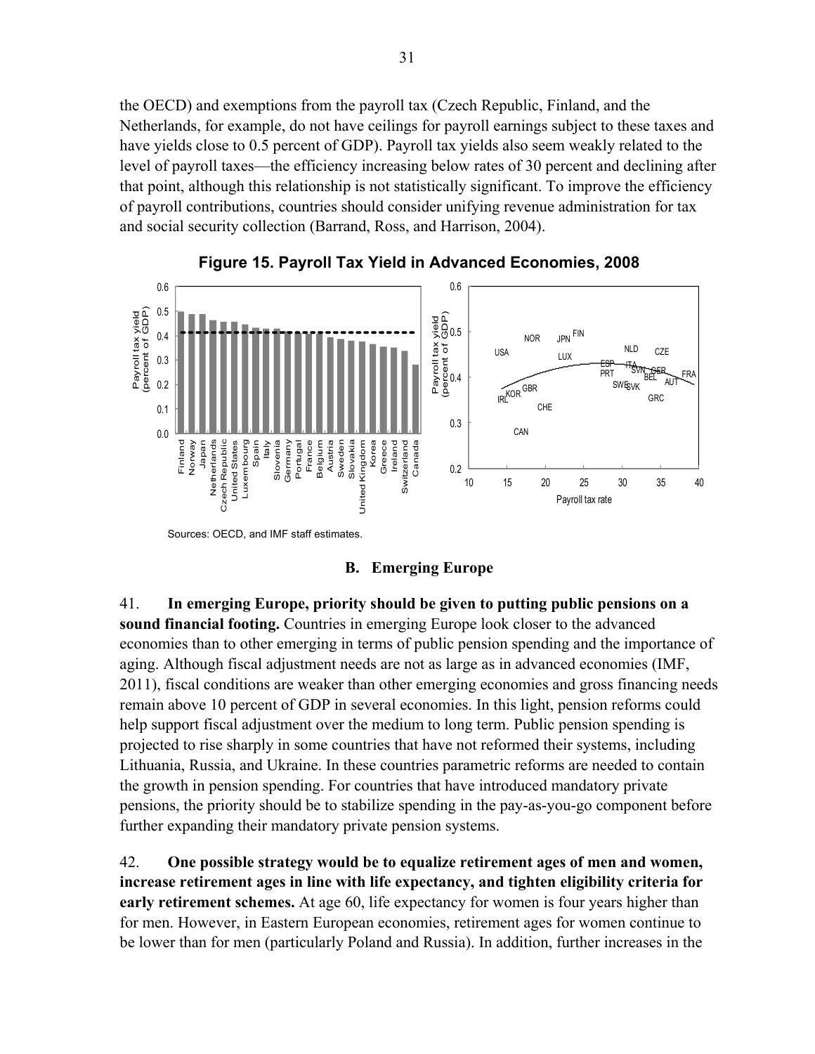the OECD) and exemptions from the payroll tax (Czech Republic, Finland, and the Netherlands, for example, do not have ceilings for payroll earnings subject to these taxes and have yields close to 0.5 percent of GDP). Payroll tax yields also seem weakly related to the level of payroll taxes—the efficiency increasing below rates of 30 percent and declining after that point, although this relationship is not statistically significant. To improve the efficiency of payroll contributions, countries should consider unifying revenue administration for tax and social security collection (Barrand, Ross, and Harrison, 2004).

**Figure 15. Payroll Tax Yield in Advanced Economies, 2008**

Sources: OECD, and IMF staff estimates.

### B. Emerging Europe

41. **In emerging Europe, priority should be given to putting public pensions on a sound financial footing.** Countries in emerging Europe look closer to the advanced economies than to other emerging in terms of public pension spending and the importance of aging. Although fiscal adjustment needs are not as large as in advanced economies (IMF, 2011), fiscal conditions are weaker than other emerging economies and gross financing needs remain above 10 percent of GDP in several economies. In this light, pension reforms could help support fiscal adjustment over the medium to long term. Public pension spending is projected to rise sharply in some countries that have not reformed their systems, including Lithuania, Russia, and Ukraine. In these countries parametric reforms are needed to contain the growth in pension spending. For countries that have introduced mandatory private pensions, the priority should be to stabilize spending in the pay-as-you-go component before further expanding their mandatory private pension systems.

42. **One possible strategy would be to equalize retirement ages of men and women, increase retirement ages in line with life expectancy, and tighten eligibility criteria for early retirement schemes.** At age 60, life expectancy for women is four years higher than for men. However, in Eastern European economies, retirement ages for women continue to be lower than for men (particularly Poland and Russia). In addition, further increases in the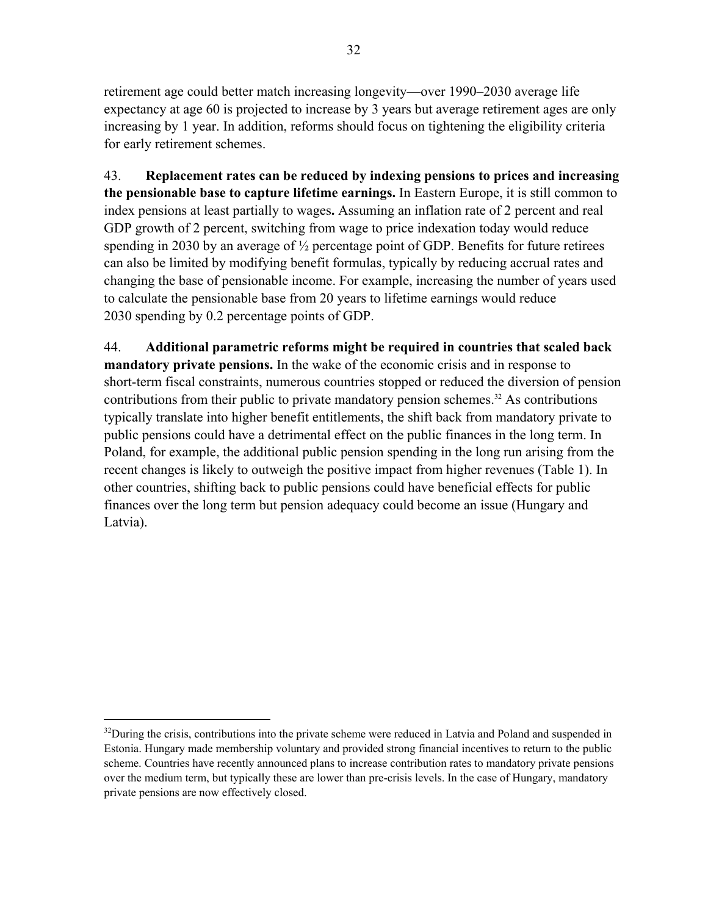retirement age could better match increasing longevity—over 1990–2030 average life expectancy at age 60 is projected to increase by 3 years but average retirement ages are only increasing by 1 year. In addition, reforms should focus on tightening the eligibility criteria for early retirement schemes.

43. **Replacement rates can be reduced by indexing pensions to prices and increasing the pensionable base to capture lifetime earnings.** In Eastern Europe, it is still common to index pensions at least partially to wages**.** Assuming an inflation rate of 2 percent and real GDP growth of 2 percent, switching from wage to price indexation today would reduce spending in 2030 by an average of ½ percentage point of GDP. Benefits for future retirees can also be limited by modifying benefit formulas, typically by reducing accrual rates and changing the base of pensionable income. For example, increasing the number of years used to calculate the pensionable base from 20 years to lifetime earnings would reduce 2030 spending by 0.2 percentage points of GDP.

44. **Additional parametric reforms might be required in countries that scaled back mandatory private pensions.** In the wake of the economic crisis and in response to short-term fiscal constraints, numerous countries stopped or reduced the diversion of pension contributions from their public to private mandatory pension schemes.[32] As contributions typically translate into higher benefit entitlements, the shift back from mandatory private to public pensions could have a detrimental effect on the public finances in the long term. In Poland, for example, the additional public pension spending in the long run arising from the recent changes is likely to outweigh the positive impact from higher revenues (Table 1). In other countries, shifting back to public pensions could have beneficial effects for public finances over the long term but pension adequacy could become an issue (Hungary and Latvia).

---

[32]During the crisis, contributions into the private scheme were reduced in Latvia and Poland and suspended in Estonia. Hungary made membership voluntary and provided strong financial incentives to return to the public scheme. Countries have recently announced plans to increase contribution rates to mandatory private pensions over the medium term, but typically these are lower than pre-crisis levels. In the case of Hungary, mandatory private pensions are now effectively closed.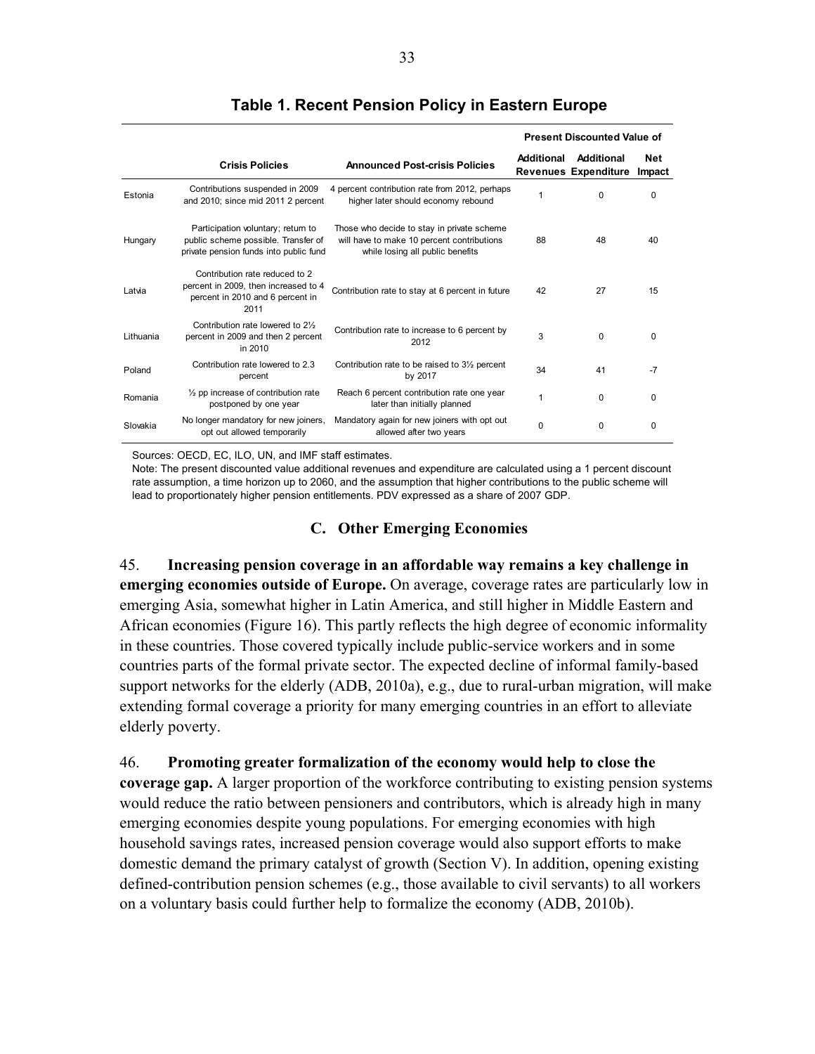**Table 1. Recent Pension Policy in Eastern Europe**

| | Crisis Policies | Announced Post-crisis Policies | Present Discounted Value of Additional Revenues | Additional Expenditure | Net Impact |
|---|---|---|---|---|---|
| Estonia | Contributions suspended in 2009 and 2010; since mid 2011 2 percent | 4 percent contribution rate from 2012, perhaps higher later should economy rebound | 1 | 0 | 0 |
| Hungary | Participation voluntary; return to public scheme possible. Transfer of private pension funds into public fund | Those who decide to stay in private scheme will have to make 10 percent contributions while losing all public benefits | 88 | 48 | 40 |
| Latvia | Contribution rate reduced to 2 percent in 2009, then increased to 4 percent in 2010 and 6 percent in 2011 | Contribution rate to stay at 6 percent in future | 42 | 27 | 15 |
| Lithuania | Contribution rate lowered to 2½ percent in 2009 and then 2 percent in 2010 | Contribution rate to increase to 6 percent by 2012 | 3 | 0 | 0 |
| Poland | Contribution rate lowered to 2.3 percent | Contribution rate to be raised to 3½ percent by 2017 | 34 | 41 | -7 |
| Romania | ½ pp increase of contribution rate postponed by one year | Reach 6 percent contribution rate one year later than initially planned | 1 | 0 | 0 |
| Slovakia | No longer mandatory for new joiners, opt out allowed temporarily | Mandatory again for new joiners with opt out allowed after two years | 0 | 0 | 0 |

Sources: OECD, EC, ILO, UN, and IMF staff estimates.

Note: The present discounted value additional revenues and expenditure are calculated using a 1 percent discount rate assumption, a time horizon up to 2060, and the assumption that higher contributions to the public scheme will lead to proportionately higher pension entitlements. PDV expressed as a share of 2007 GDP.

## C. Other Emerging Economies

45. **Increasing pension coverage in an affordable way remains a key challenge in emerging economies outside of Europe.** On average, coverage rates are particularly low in emerging Asia, somewhat higher in Latin America, and still higher in Middle Eastern and African economies (Figure 16). This partly reflects the high degree of economic informality in these countries. Those covered typically include public-service workers and in some countries parts of the formal private sector. The expected decline of informal family-based support networks for the elderly (ADB, 2010a), e.g., due to rural-urban migration, will make extending formal coverage a priority for many emerging countries in an effort to alleviate elderly poverty.

46. **Promoting greater formalization of the economy would help to close the coverage gap.** A larger proportion of the workforce contributing to existing pension systems would reduce the ratio between pensioners and contributors, which is already high in many emerging economies despite young populations. For emerging economies with high household savings rates, increased pension coverage would also support efforts to make domestic demand the primary catalyst of growth (Section V). In addition, opening existing defined-contribution pension schemes (e.g., those available to civil servants) to all workers on a voluntary basis could further help to formalize the economy (ADB, 2010b).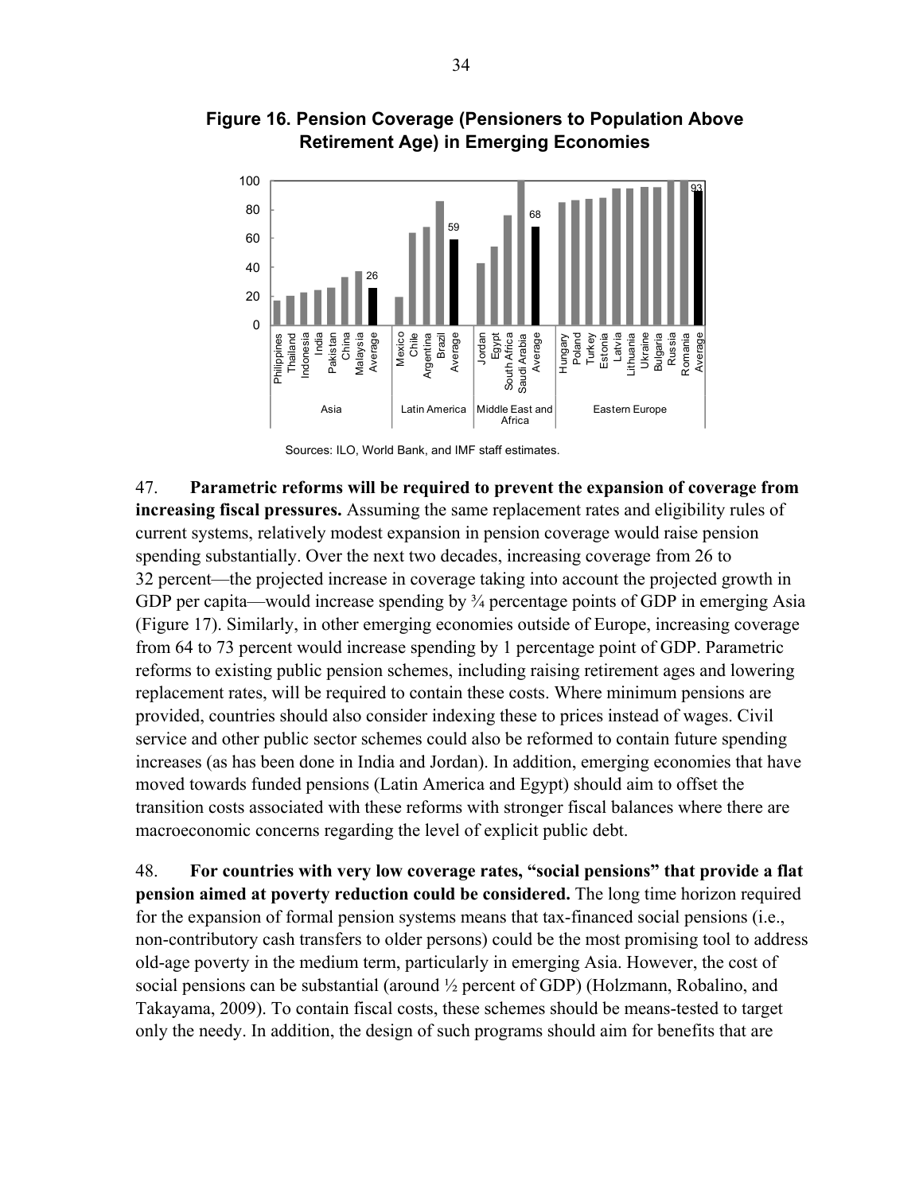**Figure 16. Pension Coverage (Pensioners to Population Above Retirement Age) in Emerging Economies**

Sources: ILO, World Bank, and IMF staff estimates.

47. **Parametric reforms will be required to prevent the expansion of coverage from increasing fiscal pressures.** Assuming the same replacement rates and eligibility rules of current systems, relatively modest expansion in pension coverage would raise pension spending substantially. Over the next two decades, increasing coverage from 26 to 32 percent—the projected increase in coverage taking into account the projected growth in GDP per capita—would increase spending by ¾ percentage points of GDP in emerging Asia (Figure 17). Similarly, in other emerging economies outside of Europe, increasing coverage from 64 to 73 percent would increase spending by 1 percentage point of GDP. Parametric reforms to existing public pension schemes, including raising retirement ages and lowering replacement rates, will be required to contain these costs. Where minimum pensions are provided, countries should also consider indexing these to prices instead of wages. Civil service and other public sector schemes could also be reformed to contain future spending increases (as has been done in India and Jordan). In addition, emerging economies that have moved towards funded pensions (Latin America and Egypt) should aim to offset the transition costs associated with these reforms with stronger fiscal balances where there are macroeconomic concerns regarding the level of explicit public debt.

48. **For countries with very low coverage rates, "social pensions" that provide a flat pension aimed at poverty reduction could be considered.** The long time horizon required for the expansion of formal pension systems means that tax-financed social pensions (i.e., non-contributory cash transfers to older persons) could be the most promising tool to address old-age poverty in the medium term, particularly in emerging Asia. However, the cost of social pensions can be substantial (around ½ percent of GDP) (Holzmann, Robalino, and Takayama, 2009). To contain fiscal costs, these schemes should be means-tested to target only the needy. In addition, the design of such programs should aim for benefits that are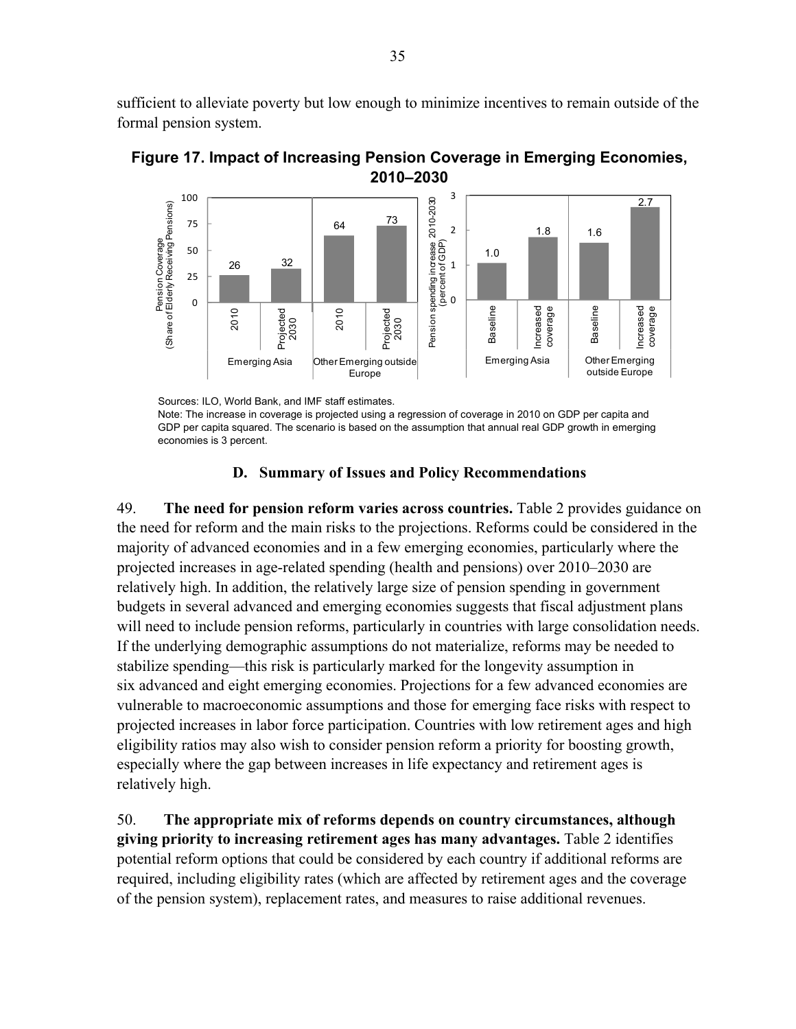sufficient to alleviate poverty but low enough to minimize incentives to remain outside of the formal pension system.

**Figure 17. Impact of Increasing Pension Coverage in Emerging Economies, 2010–2030**

| Pension Coverage (Share of Elderly Receiving Pensions) | 2010 | Projected 2030 |
|---|---|---|
| Emerging Asia | 26 | 32 |
| Other Emerging outside Europe | 64 | 73 |

| Pension spending increase 2010-2030 (percent of GDP) | Baseline | Increased coverage |
|---|---|---|
| Emerging Asia | 1.0 | 1.8 |
| Other Emerging outside Europe | 1.6 | 2.7 |

Sources: ILO, World Bank, and IMF staff estimates.
Note: The increase in coverage is projected using a regression of coverage in 2010 on GDP per capita and GDP per capita squared. The scenario is based on the assumption that annual real GDP growth in emerging economies is 3 percent.

### D. Summary of Issues and Policy Recommendations

49. **The need for pension reform varies across countries.** Table 2 provides guidance on the need for reform and the main risks to the projections. Reforms could be considered in the majority of advanced economies and in a few emerging economies, particularly where the projected increases in age-related spending (health and pensions) over 2010–2030 are relatively high. In addition, the relatively large size of pension spending in government budgets in several advanced and emerging economies suggests that fiscal adjustment plans will need to include pension reforms, particularly in countries with large consolidation needs. If the underlying demographic assumptions do not materialize, reforms may be needed to stabilize spending—this risk is particularly marked for the longevity assumption in six advanced and eight emerging economies. Projections for a few advanced economies are vulnerable to macroeconomic assumptions and those for emerging face risks with respect to projected increases in labor force participation. Countries with low retirement ages and high eligibility ratios may also wish to consider pension reform a priority for boosting growth, especially where the gap between increases in life expectancy and retirement ages is relatively high.

50. **The appropriate mix of reforms depends on country circumstances, although giving priority to increasing retirement ages has many advantages.** Table 2 identifies potential reform options that could be considered by each country if additional reforms are required, including eligibility rates (which are affected by retirement ages and the coverage of the pension system), replacement rates, and measures to raise additional revenues.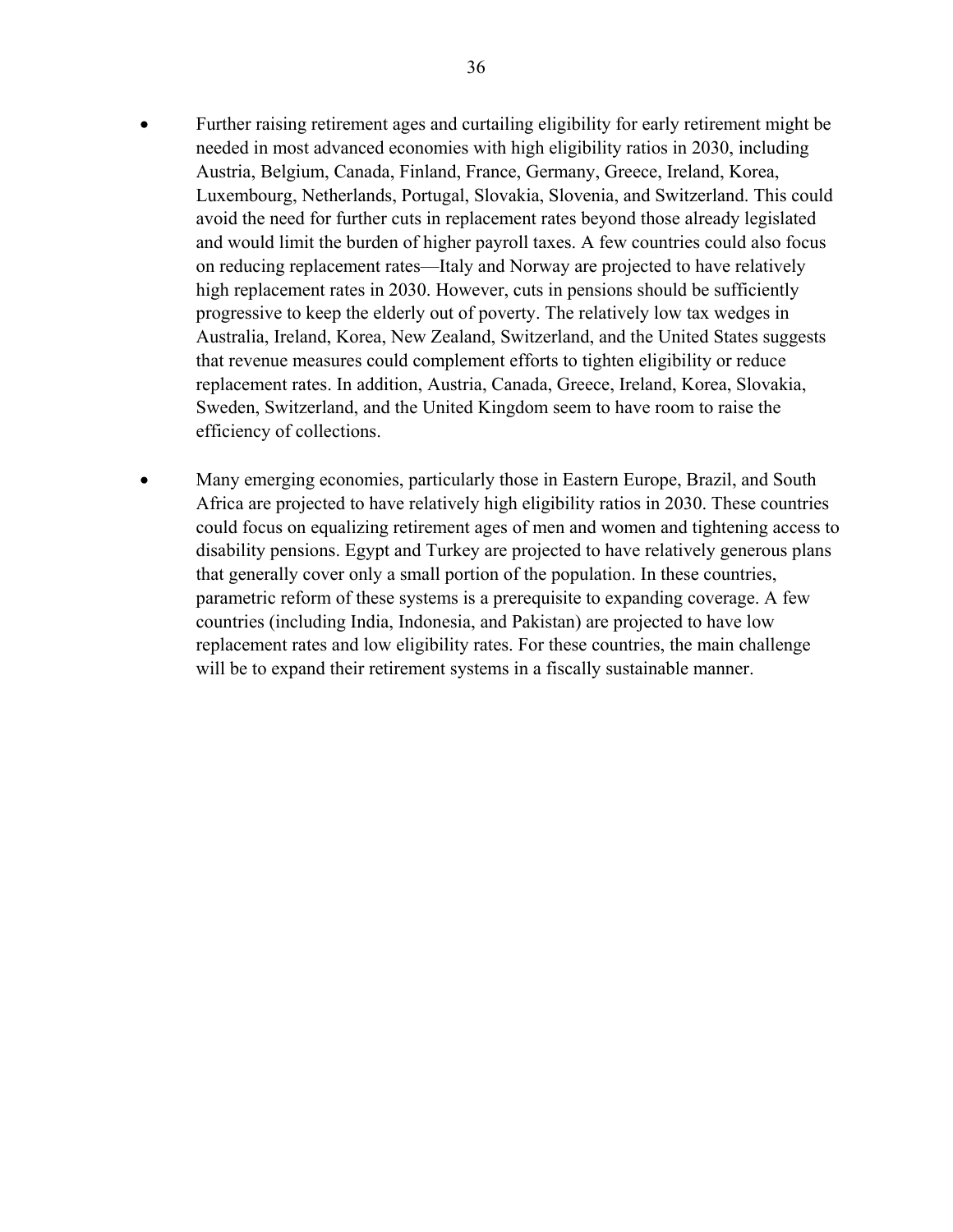- Further raising retirement ages and curtailing eligibility for early retirement might be needed in most advanced economies with high eligibility ratios in 2030, including Austria, Belgium, Canada, Finland, France, Germany, Greece, Ireland, Korea, Luxembourg, Netherlands, Portugal, Slovakia, Slovenia, and Switzerland. This could avoid the need for further cuts in replacement rates beyond those already legislated and would limit the burden of higher payroll taxes. A few countries could also focus on reducing replacement rates—Italy and Norway are projected to have relatively high replacement rates in 2030. However, cuts in pensions should be sufficiently progressive to keep the elderly out of poverty. The relatively low tax wedges in Australia, Ireland, Korea, New Zealand, Switzerland, and the United States suggests that revenue measures could complement efforts to tighten eligibility or reduce replacement rates. In addition, Austria, Canada, Greece, Ireland, Korea, Slovakia, Sweden, Switzerland, and the United Kingdom seem to have room to raise the efficiency of collections.

- Many emerging economies, particularly those in Eastern Europe, Brazil, and South Africa are projected to have relatively high eligibility ratios in 2030. These countries could focus on equalizing retirement ages of men and women and tightening access to disability pensions. Egypt and Turkey are projected to have relatively generous plans that generally cover only a small portion of the population. In these countries, parametric reform of these systems is a prerequisite to expanding coverage. A few countries (including India, Indonesia, and Pakistan) are projected to have low replacement rates and low eligibility rates. For these countries, the main challenge will be to expand their retirement systems in a fiscally sustainable manner.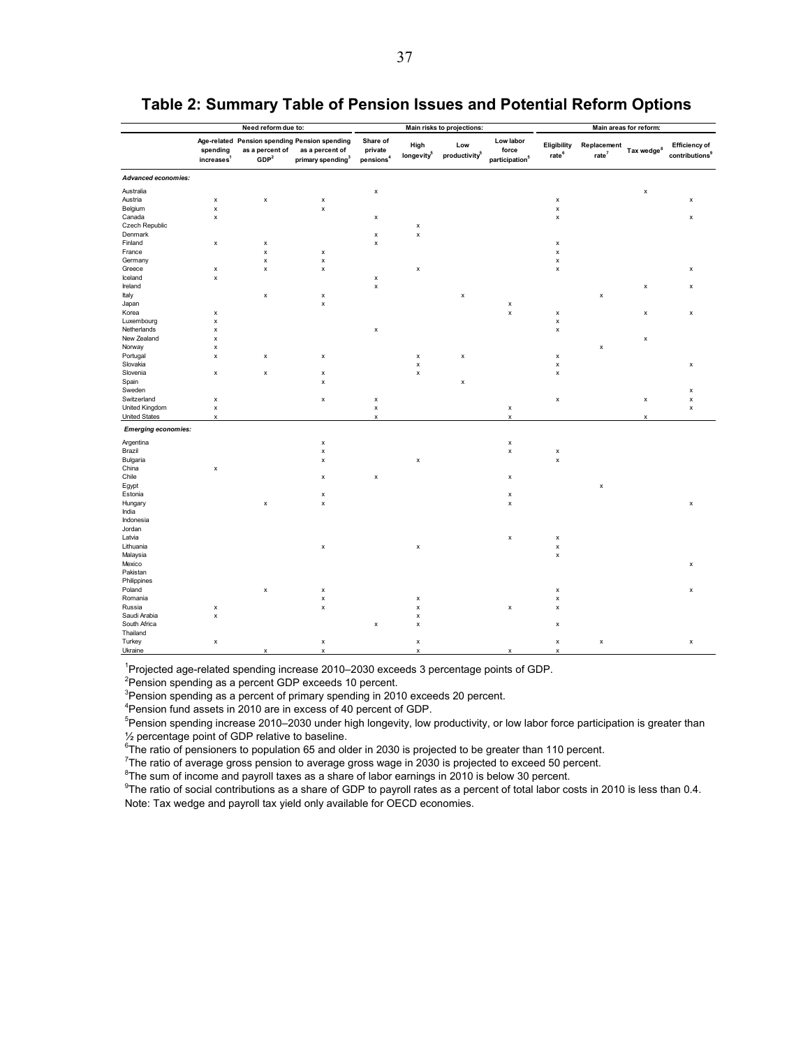## Table 2: Summary Table of Pension Issues and Potential Reform Options

| | Need reform due to: | | | Main risks to projections: | | | | Main areas for reform: | | | |
|---|---|---|---|---|---|---|---|---|---|---|---|
| | Age-related spending increases[1] | Pension spending as a percent of GDP[2] | Pension spending as a percent of primary spending[3] | Share of private pensions[4] | High longevity[5] | Low productivity[5] | Low labor force participation[5] | Eligibility rate[6] | Replacement rate[7] | Tax wedge[8] | Efficiency of contributions[9] |
| ***Advanced economies:*** | | | | | | | | | | | |
| Australia | | | | x | | | | | | x | |
| Austria | x | x | x | | | | | x | | | x |
| Belgium | x | | x | | | | | x | | | |
| Canada | x | | | x | | | | x | | | x |
| Czech Republic | | | | | x | | | | | | |
| Denmark | | | | x | x | | | | | | |
| Finland | x | x | | x | | | | x | | | |
| France | | x | x | | | | | x | | | |
| Germany | | x | x | | | | | x | | | |
| Greece | x | x | x | | x | | | x | | | x |
| Iceland | x | | | x | | | | | | | |
| Ireland | | | | x | | | | | | x | x |
| Italy | | x | x | | | x | | | x | | |
| Japan | | | x | | | | x | | | | |
| Korea | x | | | | | | x | x | | x | x |
| Luxembourg | x | | | | | | | x | | | |
| Netherlands | x | | | x | | | | x | | | |
| New Zealand | x | | | | | | | | | x | |
| Norway | x | | | | | | | | x | | |
| Portugal | x | x | x | | x | x | | x | | | |
| Slovakia | | | | | x | | | x | | | x |
| Slovenia | x | x | x | | x | | | x | | | |
| Spain | | | x | | | x | | | | | |
| Sweden | | | | | | | | | | | x |
| Switzerland | x | | x | x | | | | x | | x | x |
| United Kingdom | x | | | x | | | x | | | | x |
| United States | x | | | x | | | x | | | x | |
| ***Emerging economies:*** | | | | | | | | | | | |
| Argentina | | | x | | | | x | | | | |
| Brazil | | | x | | | | x | x | | | |
| Bulgaria | | | x | | x | | | x | | | |
| China | x | | | | | | | | | | |
| Chile | | | x | x | | | x | | | | |
| Egypt | | | | | | | | | x | | |
| Estonia | | | x | | | | x | | | | |
| Hungary | | x | x | | | | x | | | | x |
| India | | | | | | | | | | | |
| Indonesia | | | | | | | | | | | |
| Jordan | | | | | | | | | | | |
| Latvia | | | | | | | x | x | | | |
| Lithuania | | | x | | x | | | x | | | |
| Malaysia | | | | | | | | x | | | |
| Mexico | | | | | | | | | | | x |
| Pakistan | | | | | | | | | | | |
| Philippines | | | | | | | | | | | |
| Poland | | x | x | | | | | x | | | x |
| Romania | | | x | | x | | | x | | | |
| Russia | x | | x | | x | | x | x | | | |
| Saudi Arabia | x | | | | x | | | | | | |
| South Africa | | | | x | x | | | x | | | |
| Thailand | | | | | | | | | | | |
| Turkey | x | | x | | x | | | x | x | | x |
| Ukraine | | x | x | | x | | x | x | | | |

[1]Projected age-related spending increase 2010–2030 exceeds 3 percentage points of GDP.
[2]Pension spending as a percent GDP exceeds 10 percent.
[3]Pension spending as a percent of primary spending in 2010 exceeds 20 percent.
[4]Pension fund assets in 2010 are in excess of 40 percent of GDP.
[5]Pension spending increase 2010–2030 under high longevity, low productivity, or low labor force participation is greater than ½ percentage point of GDP relative to baseline.
[6]The ratio of pensioners to population 65 and older in 2030 is projected to be greater than 110 percent.
[7]The ratio of average gross pension to average gross wage in 2030 is projected to exceed 50 percent.
[8]The sum of income and payroll taxes as a share of labor earnings in 2010 is below 30 percent.
[9]The ratio of social contributions as a share of GDP to payroll rates as a percent of total labor costs in 2010 is less than 0.4.
Note: Tax wedge and payroll tax yield only available for OECD economies.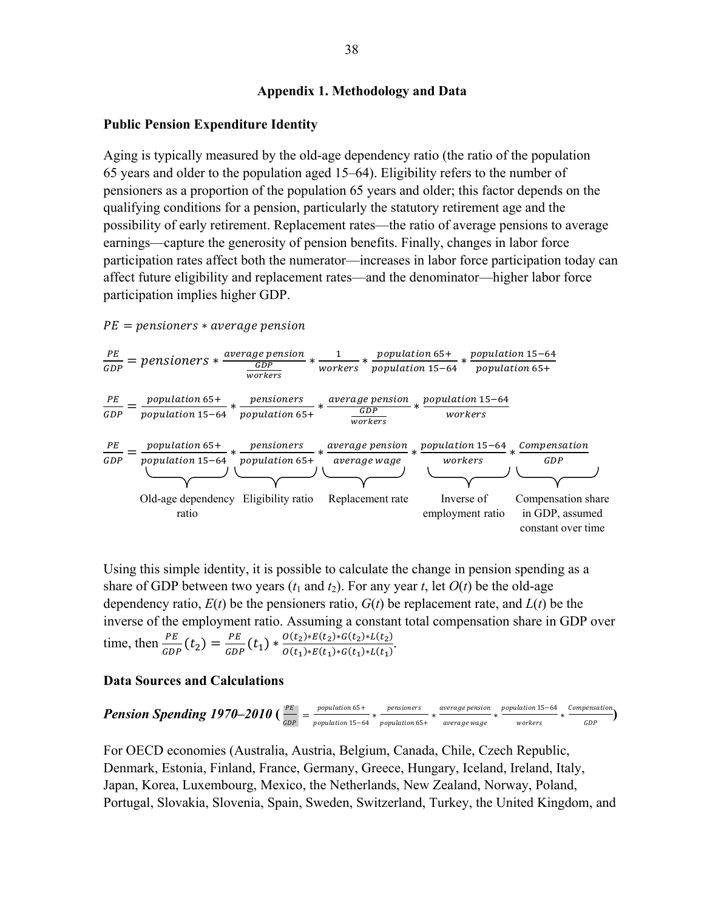## Appendix 1. Methodology and Data

### Public Pension Expenditure Identity

Aging is typically measured by the old-age dependency ratio (the ratio of the population 65 years and older to the population aged 15–64). Eligibility refers to the number of pensioners as a proportion of the population 65 years and older; this factor depends on the qualifying conditions for a pension, particularly the statutory retirement age and the possibility of early retirement. Replacement rates—the ratio of average pensions to average earnings—capture the generosity of pension benefits. Finally, changes in labor force participation rates affect both the numerator—increases in labor force participation today can affect future eligibility and replacement rates—and the denominator—higher labor force participation implies higher GDP.

$$PE = pensioners * average\ pension$$

$$\frac{PE}{GDP} = pensioners * \frac{average\ pension}{\frac{GDP}{workers}} * \frac{1}{workers} * \frac{population\ 65+}{population\ 15-64} * \frac{population\ 15-64}{population\ 65+}$$

$$\frac{PE}{GDP} = \frac{population\ 65+}{population\ 15-64} * \frac{pensioners}{population\ 65+} * \frac{average\ pension}{\frac{GDP}{workers}} * \frac{population\ 15-64}{workers}$$

$$\frac{PE}{GDP} = \underbrace{\frac{population\ 65+}{population\ 15-64}}_{\text{Old-age dependency ratio}} * \underbrace{\frac{pensioners}{population\ 65+}}_{\text{Eligibility ratio}} * \underbrace{\frac{average\ pension}{average\ wage}}_{\text{Replacement rate}} * \underbrace{\frac{population\ 15-64}{workers}}_{\text{Inverse of employment ratio}} * \underbrace{\frac{Compensation}{GDP}}_{\text{Compensation share in GDP, assumed constant over time}}$$

Using this simple identity, it is possible to calculate the change in pension spending as a share of GDP between two years ($t_1$ and $t_2$). For any year $t$, let $O(t)$ be the old-age dependency ratio, $E(t)$ be the pensioners ratio, $G(t)$ be replacement rate, and $L(t)$ be the inverse of the employment ratio. Assuming a constant total compensation share in GDP over time, then $\frac{PE}{GDP}(t_2) = \frac{PE}{GDP}(t_1) * \frac{O(t_2)*E(t_2)*G(t_2)*L(t_2)}{O(t_1)*E(t_1)*G(t_1)*L(t_1)}$.

### Data Sources and Calculations

***Pension Spending 1970–2010 ($\frac{PE}{GDP} = \frac{population\ 65+}{population\ 15-64} * \frac{pensioners}{population\ 65+} * \frac{average\ pension}{average\ wage} * \frac{population\ 15-64}{workers} * \frac{Compensation}{GDP}$)***

For OECD economies (Australia, Austria, Belgium, Canada, Chile, Czech Republic, Denmark, Estonia, Finland, France, Germany, Greece, Hungary, Iceland, Ireland, Italy, Japan, Korea, Luxembourg, Mexico, the Netherlands, New Zealand, Norway, Poland, Portugal, Slovakia, Slovenia, Spain, Sweden, Switzerland, Turkey, the United Kingdom, and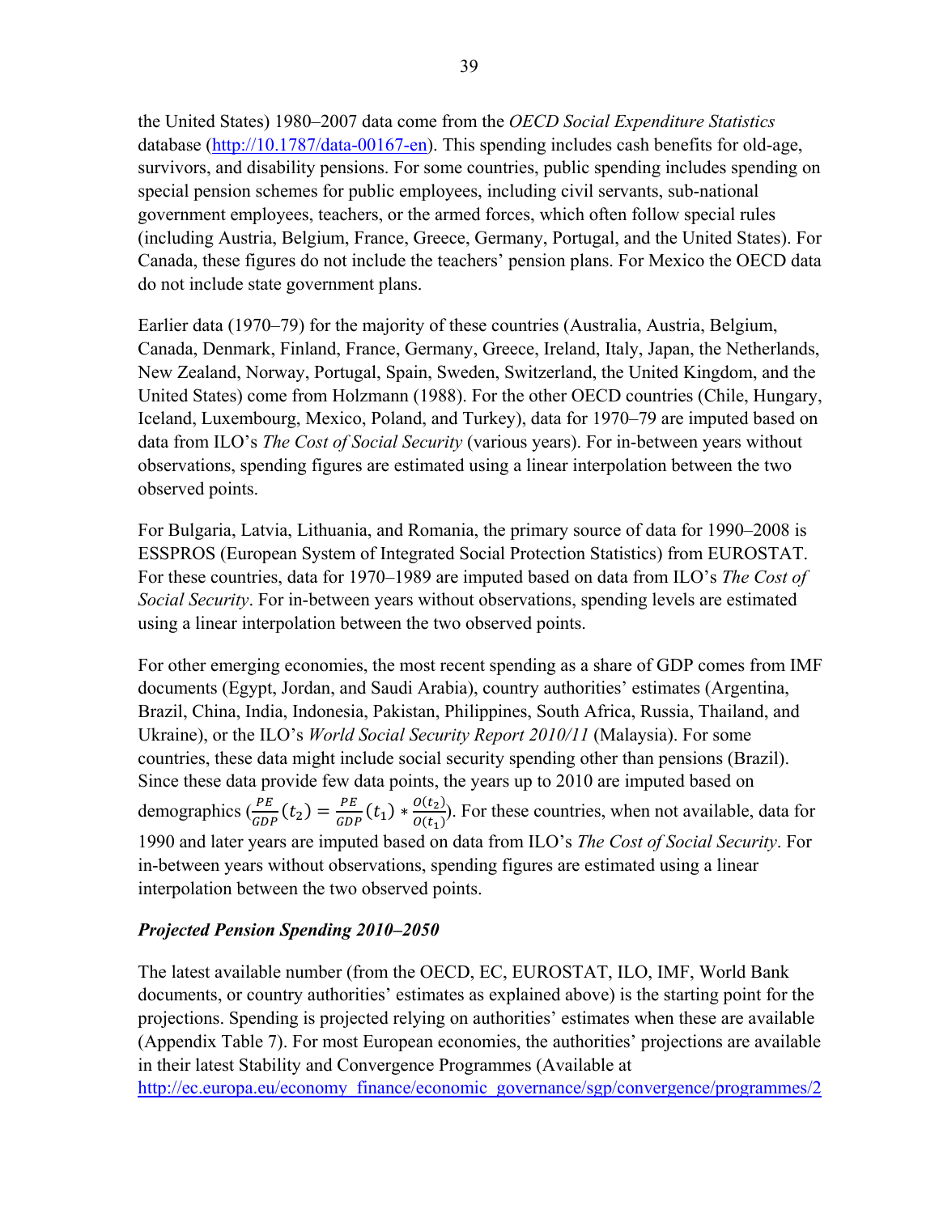the United States) 1980–2007 data come from the *OECD Social Expenditure Statistics* database (http://10.1787/data-00167-en). This spending includes cash benefits for old-age, survivors, and disability pensions. For some countries, public spending includes spending on special pension schemes for public employees, including civil servants, sub-national government employees, teachers, or the armed forces, which often follow special rules (including Austria, Belgium, France, Greece, Germany, Portugal, and the United States). For Canada, these figures do not include the teachers' pension plans. For Mexico the OECD data do not include state government plans.

Earlier data (1970–79) for the majority of these countries (Australia, Austria, Belgium, Canada, Denmark, Finland, France, Germany, Greece, Ireland, Italy, Japan, the Netherlands, New Zealand, Norway, Portugal, Spain, Sweden, Switzerland, the United Kingdom, and the United States) come from Holzmann (1988). For the other OECD countries (Chile, Hungary, Iceland, Luxembourg, Mexico, Poland, and Turkey), data for 1970–79 are imputed based on data from ILO's *The Cost of Social Security* (various years). For in-between years without observations, spending figures are estimated using a linear interpolation between the two observed points.

For Bulgaria, Latvia, Lithuania, and Romania, the primary source of data for 1990–2008 is ESSPROS (European System of Integrated Social Protection Statistics) from EUROSTAT. For these countries, data for 1970–1989 are imputed based on data from ILO's *The Cost of Social Security*. For in-between years without observations, spending levels are estimated using a linear interpolation between the two observed points.

For other emerging economies, the most recent spending as a share of GDP comes from IMF documents (Egypt, Jordan, and Saudi Arabia), country authorities' estimates (Argentina, Brazil, China, India, Indonesia, Pakistan, Philippines, South Africa, Russia, Thailand, and Ukraine), or the ILO's *World Social Security Report 2010/11* (Malaysia). For some countries, these data might include social security spending other than pensions (Brazil). Since these data provide few data points, the years up to 2010 are imputed based on demographics ($\frac{PE}{GDP}(t_2) = \frac{PE}{GDP}(t_1) * \frac{O(t_2)}{O(t_1)}$). For these countries, when not available, data for 1990 and later years are imputed based on data from ILO's *The Cost of Social Security*. For in-between years without observations, spending figures are estimated using a linear interpolation between the two observed points.

### *Projected Pension Spending 2010–2050*

The latest available number (from the OECD, EC, EUROSTAT, ILO, IMF, World Bank documents, or country authorities' estimates as explained above) is the starting point for the projections. Spending is projected relying on authorities' estimates when these are available (Appendix Table 7). For most European economies, the authorities' projections are available in their latest Stability and Convergence Programmes (Available at http://ec.europa.eu/economy_finance/economic_governance/sgp/convergence/programmes/2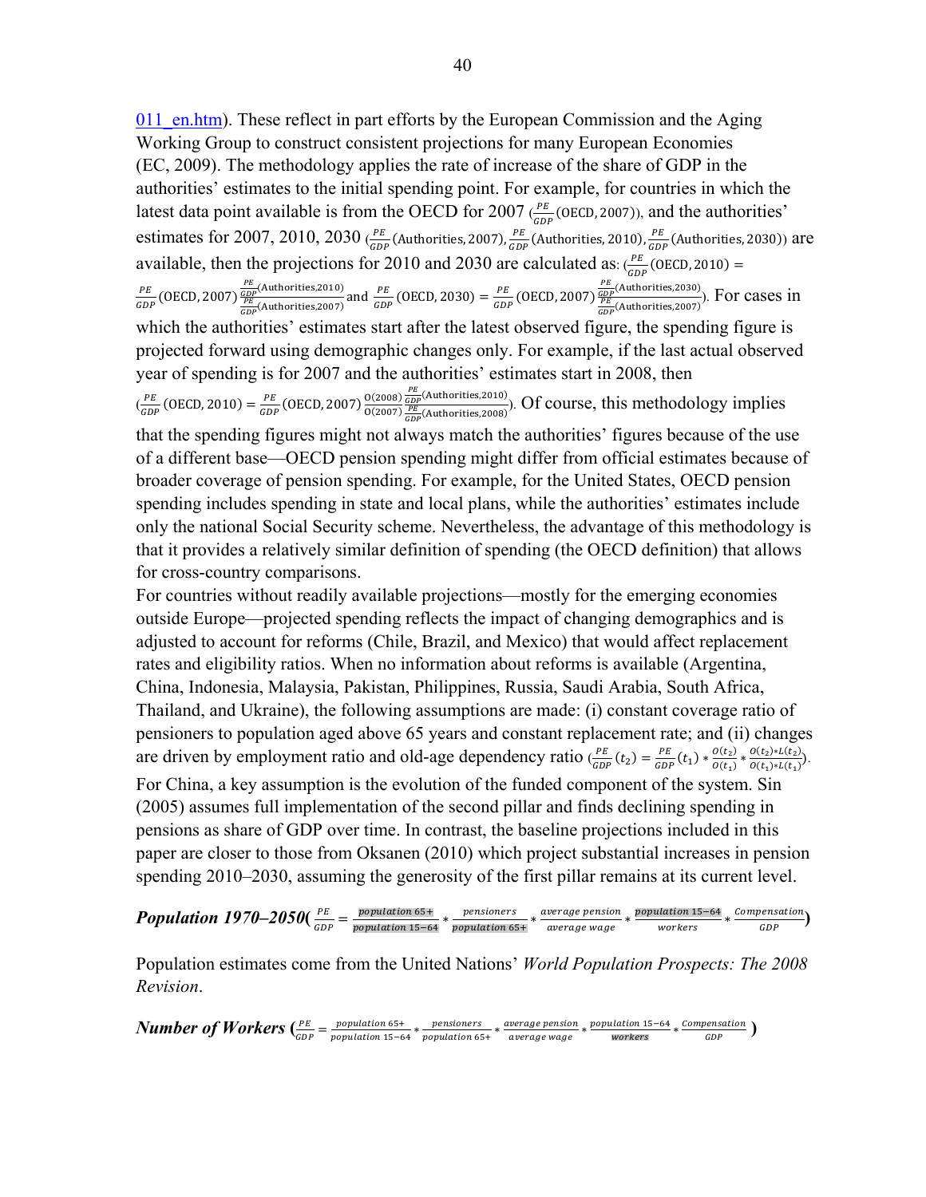011_en.htm). These reflect in part efforts by the European Commission and the Aging Working Group to construct consistent projections for many European Economies (EC, 2009). The methodology applies the rate of increase of the share of GDP in the authorities' estimates to the initial spending point. For example, for countries in which the latest data point available is from the OECD for 2007 ($\frac{PE}{GDP}(\text{OECD}, 2007)$), and the authorities' estimates for 2007, 2010, 2030 ($\frac{PE}{GDP}(\text{Authorities}, 2007), \frac{PE}{GDP}(\text{Authorities}, 2010), \frac{PE}{GDP}(\text{Authorities}, 2030)$) are available, then the projections for 2010 and 2030 are calculated as: ($\frac{PE}{GDP}(\text{OECD}, 2010) = \frac{PE}{GDP}(\text{OECD}, 2007)\frac{\frac{PE}{GDP}(\text{Authorities},2010)}{\frac{PE}{GDP}(\text{Authorities},2007)}$ and $\frac{PE}{GDP}(\text{OECD}, 2030) = \frac{PE}{GDP}(\text{OECD}, 2007)\frac{\frac{PE}{GDP}(\text{Authorities},2030)}{\frac{PE}{GDP}(\text{Authorities},2007)}$). For cases in which the authorities' estimates start after the latest observed figure, the spending figure is projected forward using demographic changes only. For example, if the last actual observed year of spending is for 2007 and the authorities' estimates start in 2008, then ($\frac{PE}{GDP}(\text{OECD}, 2010) = \frac{PE}{GDP}(\text{OECD}, 2007)\frac{O(2008)}{O(2007)}\frac{\frac{PE}{GDP}(\text{Authorities},2010)}{\frac{PE}{GDP}(\text{Authorities},2008)}$). Of course, this methodology implies that the spending figures might not always match the authorities' figures because of the use of a different base—OECD pension spending might differ from official estimates because of broader coverage of pension spending. For example, for the United States, OECD pension spending includes spending in state and local plans, while the authorities' estimates include only the national Social Security scheme. Nevertheless, the advantage of this methodology is that it provides a relatively similar definition of spending (the OECD definition) that allows for cross-country comparisons.

For countries without readily available projections—mostly for the emerging economies outside Europe—projected spending reflects the impact of changing demographics and is adjusted to account for reforms (Chile, Brazil, and Mexico) that would affect replacement rates and eligibility ratios. When no information about reforms is available (Argentina, China, Indonesia, Malaysia, Pakistan, Philippines, Russia, Saudi Arabia, South Africa, Thailand, and Ukraine), the following assumptions are made: (i) constant coverage ratio of pensioners to population aged above 65 years and constant replacement rate; and (ii) changes are driven by employment ratio and old-age dependency ratio ($\frac{PE}{GDP}(t_2) = \frac{PE}{GDP}(t_1) * \frac{O(t_2)}{O(t_1)} * \frac{O(t_2)*L(t_2)}{O(t_1)*L(t_1)}$). For China, a key assumption is the evolution of the funded component of the system. Sin (2005) assumes full implementation of the second pillar and finds declining spending in pensions as share of GDP over time. In contrast, the baseline projections included in this paper are closer to those from Oksanen (2010) which project substantial increases in pension spending 2010–2030, assuming the generosity of the first pillar remains at its current level.

***Population 1970–2050*** ($\frac{PE}{GDP} = \frac{population\ 65+}{population\ 15-64} * \frac{pensioners}{population\ 65+} * \frac{average\ pension}{average\ wage} * \frac{population\ 15-64}{workers} * \frac{Compensation}{GDP}$)

Population estimates come from the United Nations' *World Population Prospects: The 2008 Revision*.

***Number of Workers*** ($\frac{PE}{GDP} = \frac{population\ 65+}{population\ 15-64} * \frac{pensioners}{population\ 65+} * \frac{average\ pension}{average\ wage} * \frac{population\ 15-64}{workers} * \frac{Compensation}{GDP}$)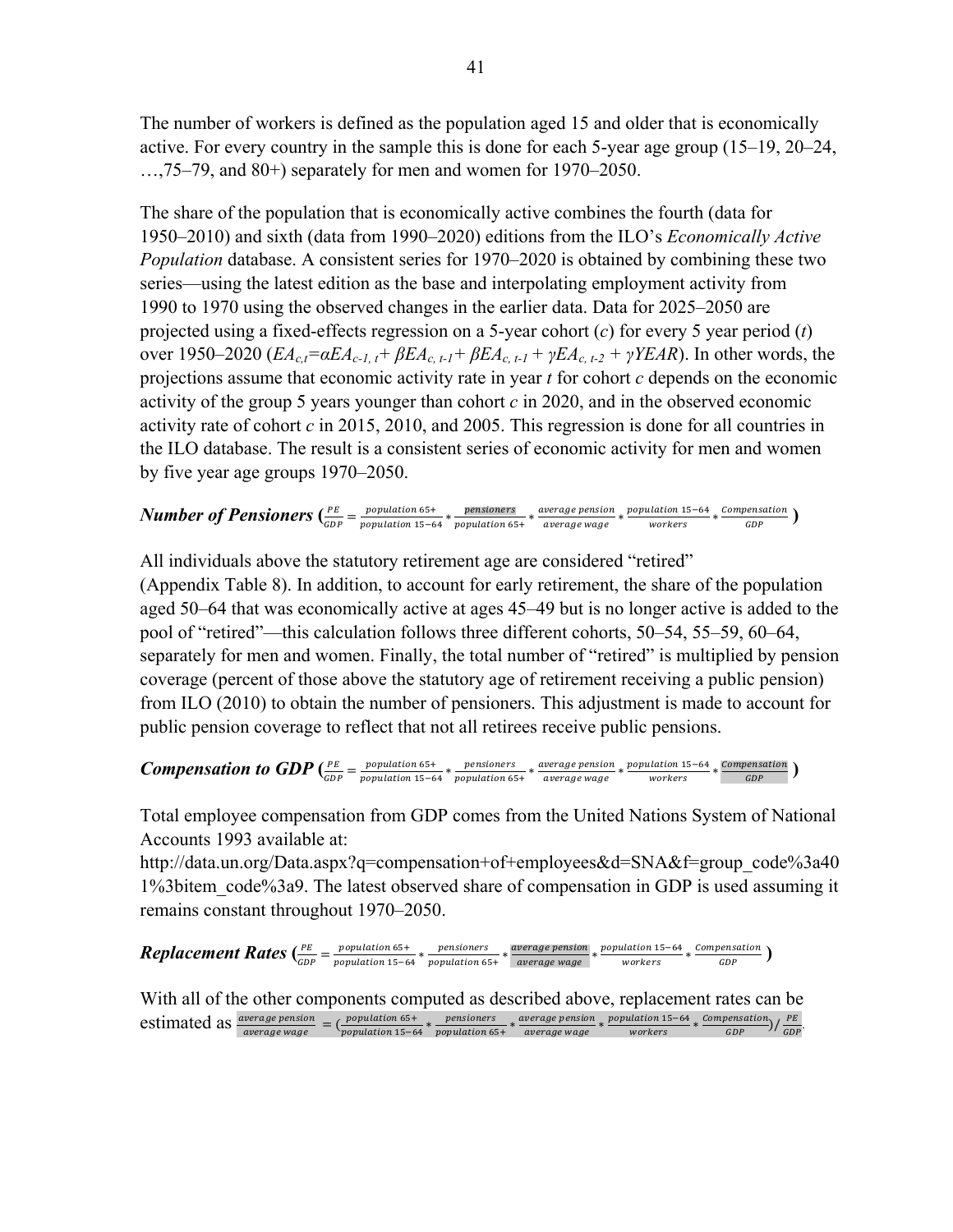The number of workers is defined as the population aged 15 and older that is economically active. For every country in the sample this is done for each 5-year age group (15–19, 20–24, …,75–79, and 80+) separately for men and women for 1970–2050.

The share of the population that is economically active combines the fourth (data for 1950–2010) and sixth (data from 1990–2020) editions from the ILO's *Economically Active Population* database. A consistent series for 1970–2020 is obtained by combining these two series—using the latest edition as the base and interpolating employment activity from 1990 to 1970 using the observed changes in the earlier data. Data for 2025–2050 are projected using a fixed-effects regression on a 5-year cohort (*c*) for every 5 year period (*t*) over 1950–2020 ($EA_{c,t}=\alpha EA_{c-1,\, t}+ \beta EA_{c,\, t-1}+ \beta EA_{c,\, t-1} + \gamma EA_{c,\, t-2} + \gamma YEAR$). In other words, the projections assume that economic activity rate in year *t* for cohort *c* depends on the economic activity of the group 5 years younger than cohort *c* in 2020, and in the observed economic activity rate of cohort *c* in 2015, 2010, and 2005. This regression is done for all countries in the ILO database. The result is a consistent series of economic activity for men and women by five year age groups 1970–2050.

***Number of Pensioners*** $\left(\frac{PE}{GDP} = \frac{population\ 65+}{population\ 15-64} * \frac{pensioners}{population\ 65+} * \frac{average\ pension}{average\ wage} * \frac{population\ 15-64}{workers} * \frac{Compensation}{GDP}\right)$

All individuals above the statutory retirement age are considered "retired" (Appendix Table 8). In addition, to account for early retirement, the share of the population aged 50–64 that was economically active at ages 45–49 but is no longer active is added to the pool of "retired"—this calculation follows three different cohorts, 50–54, 55–59, 60–64, separately for men and women. Finally, the total number of "retired" is multiplied by pension coverage (percent of those above the statutory age of retirement receiving a public pension) from ILO (2010) to obtain the number of pensioners. This adjustment is made to account for public pension coverage to reflect that not all retirees receive public pensions.

***Compensation to GDP*** $\left(\frac{PE}{GDP} = \frac{population\ 65+}{population\ 15-64} * \frac{pensioners}{population\ 65+} * \frac{average\ pension}{average\ wage} * \frac{population\ 15-64}{workers} * \frac{Compensation}{GDP}\right)$

Total employee compensation from GDP comes from the United Nations System of National Accounts 1993 available at: http://data.un.org/Data.aspx?q=compensation+of+employees&d=SNA&f=group_code%3a401%3bitem_code%3a9. The latest observed share of compensation in GDP is used assuming it remains constant throughout 1970–2050.

***Replacement Rates*** $\left(\frac{PE}{GDP} = \frac{population\ 65+}{population\ 15-64} * \frac{pensioners}{population\ 65+} * \frac{average\ pension}{average\ wage} * \frac{population\ 15-64}{workers} * \frac{Compensation}{GDP}\right)$

With all of the other components computed as described above, replacement rates can be estimated as $\frac{average\ pension}{average\ wage} = \left(\frac{population\ 65+}{population\ 15-64} * \frac{pensioners}{population\ 65+} * \frac{average\ pension}{average\ wage} * \frac{population\ 15-64}{workers} * \frac{Compensation}{GDP}\right) / \frac{PE}{GDP}$.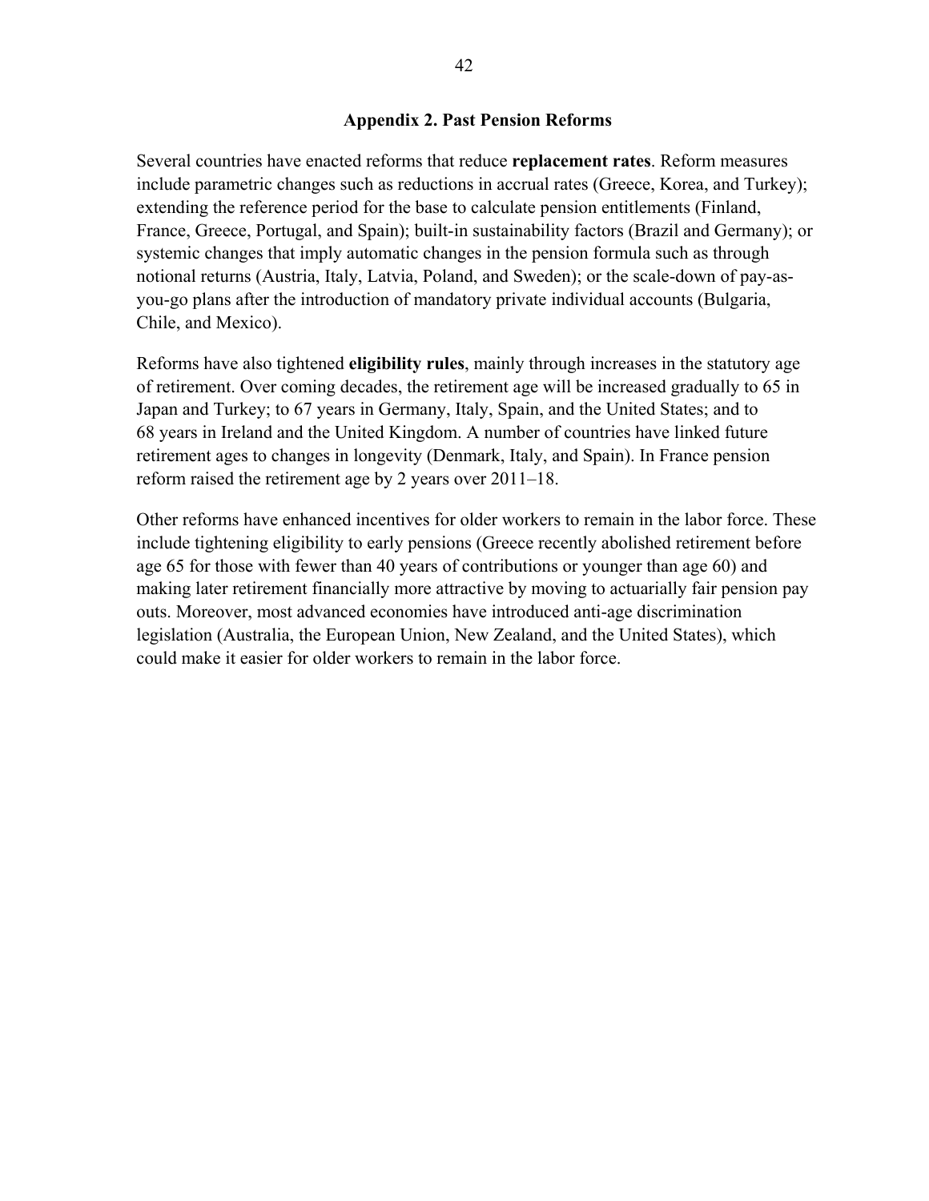## Appendix 2. Past Pension Reforms

Several countries have enacted reforms that reduce **replacement rates**. Reform measures include parametric changes such as reductions in accrual rates (Greece, Korea, and Turkey); extending the reference period for the base to calculate pension entitlements (Finland, France, Greece, Portugal, and Spain); built-in sustainability factors (Brazil and Germany); or systemic changes that imply automatic changes in the pension formula such as through notional returns (Austria, Italy, Latvia, Poland, and Sweden); or the scale-down of pay-as-you-go plans after the introduction of mandatory private individual accounts (Bulgaria, Chile, and Mexico).

Reforms have also tightened **eligibility rules**, mainly through increases in the statutory age of retirement. Over coming decades, the retirement age will be increased gradually to 65 in Japan and Turkey; to 67 years in Germany, Italy, Spain, and the United States; and to 68 years in Ireland and the United Kingdom. A number of countries have linked future retirement ages to changes in longevity (Denmark, Italy, and Spain). In France pension reform raised the retirement age by 2 years over 2011–18.

Other reforms have enhanced incentives for older workers to remain in the labor force. These include tightening eligibility to early pensions (Greece recently abolished retirement before age 65 for those with fewer than 40 years of contributions or younger than age 60) and making later retirement financially more attractive by moving to actuarially fair pension pay outs. Moreover, most advanced economies have introduced anti-age discrimination legislation (Australia, the European Union, New Zealand, and the United States), which could make it easier for older workers to remain in the labor force.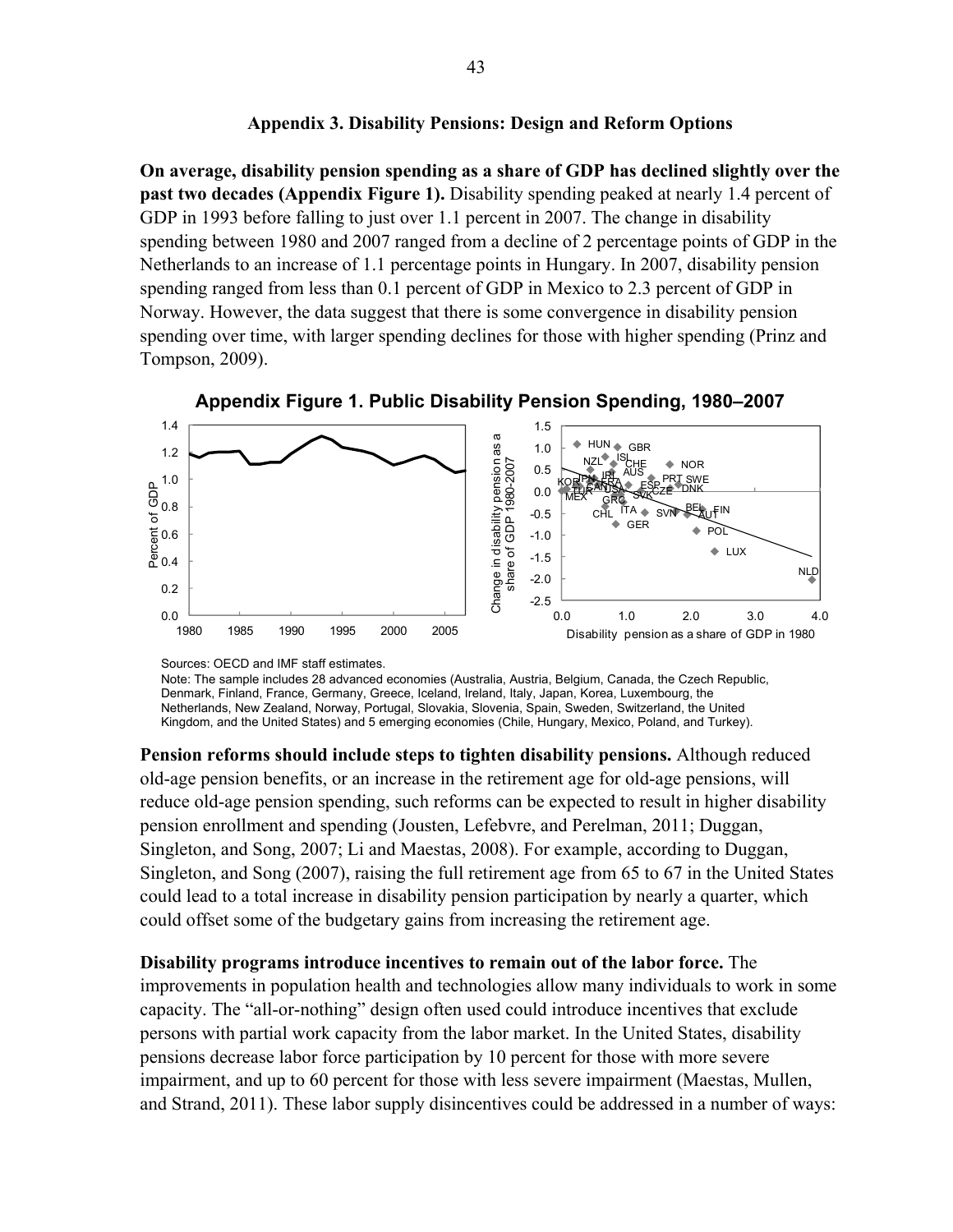## Appendix 3. Disability Pensions: Design and Reform Options

**On average, disability pension spending as a share of GDP has declined slightly over the past two decades (Appendix Figure 1).** Disability spending peaked at nearly 1.4 percent of GDP in 1993 before falling to just over 1.1 percent in 2007. The change in disability spending between 1980 and 2007 ranged from a decline of 2 percentage points of GDP in the Netherlands to an increase of 1.1 percentage points in Hungary. In 2007, disability pension spending ranged from less than 0.1 percent of GDP in Mexico to 2.3 percent of GDP in Norway. However, the data suggest that there is some convergence in disability pension spending over time, with larger spending declines for those with higher spending (Prinz and Tompson, 2009).

**Appendix Figure 1. Public Disability Pension Spending, 1980–2007**

Sources: OECD and IMF staff estimates.
Note: The sample includes 28 advanced economies (Australia, Austria, Belgium, Canada, the Czech Republic, Denmark, Finland, France, Germany, Greece, Iceland, Ireland, Italy, Japan, Korea, Luxembourg, the Netherlands, New Zealand, Norway, Portugal, Slovakia, Slovenia, Spain, Sweden, Switzerland, the United Kingdom, and the United States) and 5 emerging economies (Chile, Hungary, Mexico, Poland, and Turkey).

**Pension reforms should include steps to tighten disability pensions.** Although reduced old-age pension benefits, or an increase in the retirement age for old-age pensions, will reduce old-age pension spending, such reforms can be expected to result in higher disability pension enrollment and spending (Jousten, Lefebvre, and Perelman, 2011; Duggan, Singleton, and Song, 2007; Li and Maestas, 2008). For example, according to Duggan, Singleton, and Song (2007), raising the full retirement age from 65 to 67 in the United States could lead to a total increase in disability pension participation by nearly a quarter, which could offset some of the budgetary gains from increasing the retirement age.

**Disability programs introduce incentives to remain out of the labor force.** The improvements in population health and technologies allow many individuals to work in some capacity. The "all-or-nothing" design often used could introduce incentives that exclude persons with partial work capacity from the labor market. In the United States, disability pensions decrease labor force participation by 10 percent for those with more severe impairment, and up to 60 percent for those with less severe impairment (Maestas, Mullen, and Strand, 2011). These labor supply disincentives could be addressed in a number of ways: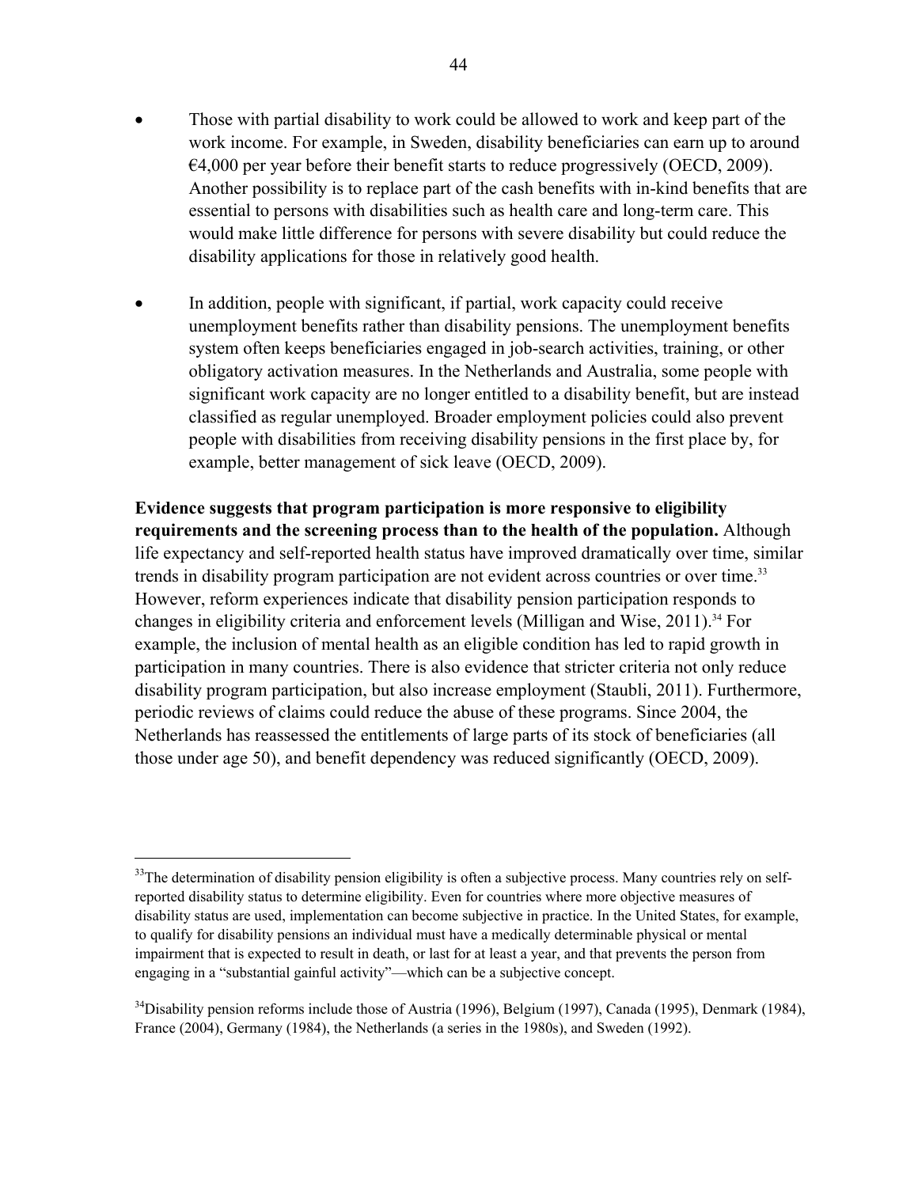- Those with partial disability to work could be allowed to work and keep part of the work income. For example, in Sweden, disability beneficiaries can earn up to around €4,000 per year before their benefit starts to reduce progressively (OECD, 2009). Another possibility is to replace part of the cash benefits with in-kind benefits that are essential to persons with disabilities such as health care and long-term care. This would make little difference for persons with severe disability but could reduce the disability applications for those in relatively good health.

- In addition, people with significant, if partial, work capacity could receive unemployment benefits rather than disability pensions. The unemployment benefits system often keeps beneficiaries engaged in job-search activities, training, or other obligatory activation measures. In the Netherlands and Australia, some people with significant work capacity are no longer entitled to a disability benefit, but are instead classified as regular unemployed. Broader employment policies could also prevent people with disabilities from receiving disability pensions in the first place by, for example, better management of sick leave (OECD, 2009).

**Evidence suggests that program participation is more responsive to eligibility requirements and the screening process than to the health of the population.** Although life expectancy and self-reported health status have improved dramatically over time, similar trends in disability program participation are not evident across countries or over time.[33] However, reform experiences indicate that disability pension participation responds to changes in eligibility criteria and enforcement levels (Milligan and Wise, 2011).[34] For example, the inclusion of mental health as an eligible condition has led to rapid growth in participation in many countries. There is also evidence that stricter criteria not only reduce disability program participation, but also increase employment (Staubli, 2011). Furthermore, periodic reviews of claims could reduce the abuse of these programs. Since 2004, the Netherlands has reassessed the entitlements of large parts of its stock of beneficiaries (all those under age 50), and benefit dependency was reduced significantly (OECD, 2009).

---

[33] The determination of disability pension eligibility is often a subjective process. Many countries rely on self-reported disability status to determine eligibility. Even for countries where more objective measures of disability status are used, implementation can become subjective in practice. In the United States, for example, to qualify for disability pensions an individual must have a medically determinable physical or mental impairment that is expected to result in death, or last for at least a year, and that prevents the person from engaging in a "substantial gainful activity"—which can be a subjective concept.

[34] Disability pension reforms include those of Austria (1996), Belgium (1997), Canada (1995), Denmark (1984), France (2004), Germany (1984), the Netherlands (a series in the 1980s), and Sweden (1992).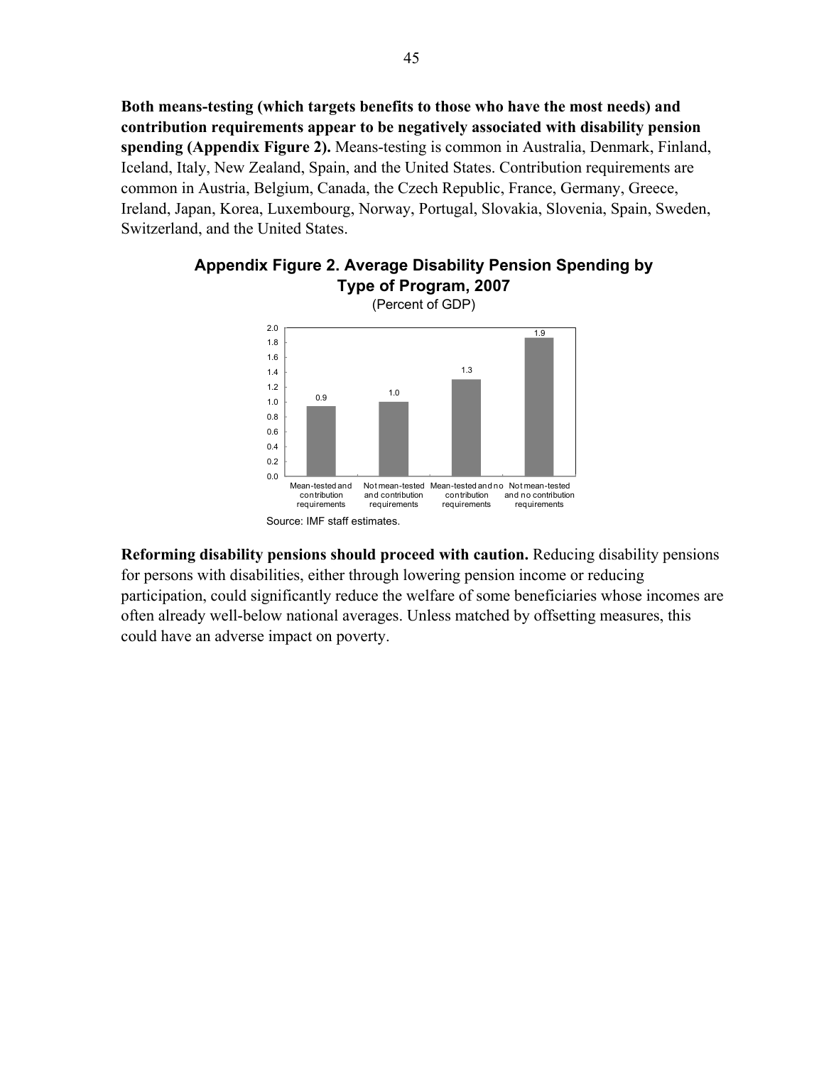**Both means-testing (which targets benefits to those who have the most needs) and contribution requirements appear to be negatively associated with disability pension spending (Appendix Figure 2).** Means-testing is common in Australia, Denmark, Finland, Iceland, Italy, New Zealand, Spain, and the United States. Contribution requirements are common in Austria, Belgium, Canada, the Czech Republic, France, Germany, Greece, Ireland, Japan, Korea, Luxembourg, Norway, Portugal, Slovakia, Slovenia, Spain, Sweden, Switzerland, and the United States.

**Appendix Figure 2. Average Disability Pension Spending by Type of Program, 2007**

(Percent of GDP)

| Type of program | Percent of GDP |
| --- | --- |
| Mean-tested and contribution requirements | 0.9 |
| Not mean-tested and contribution requirements | 1.0 |
| Mean-tested and no contribution requirements | 1.3 |
| Not mean-tested and no contribution requirements | 1.9 |

Source: IMF staff estimates.

**Reforming disability pensions should proceed with caution.** Reducing disability pensions for persons with disabilities, either through lowering pension income or reducing participation, could significantly reduce the welfare of some beneficiaries whose incomes are often already well-below national averages. Unless matched by offsetting measures, this could have an adverse impact on poverty.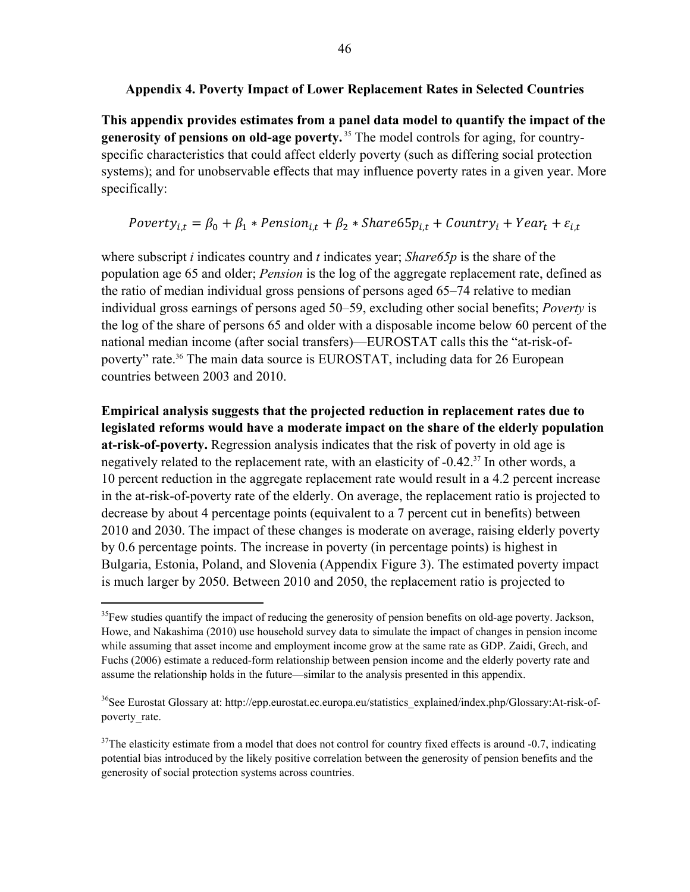### Appendix 4. Poverty Impact of Lower Replacement Rates in Selected Countries

**This appendix provides estimates from a panel data model to quantify the impact of the generosity of pensions on old-age poverty.**[35] The model controls for aging, for country-specific characteristics that could affect elderly poverty (such as differing social protection systems); and for unobservable effects that may influence poverty rates in a given year. More specifically:

$$Poverty_{i,t} = \beta_0 + \beta_1 * Pension_{i,t} + \beta_2 * Share65p_{i,t} + Country_i + Year_t + \varepsilon_{i,t}$$

where subscript *i* indicates country and *t* indicates year; *Share65p* is the share of the population age 65 and older; *Pension* is the log of the aggregate replacement rate, defined as the ratio of median individual gross pensions of persons aged 65–74 relative to median individual gross earnings of persons aged 50–59, excluding other social benefits; *Poverty* is the log of the share of persons 65 and older with a disposable income below 60 percent of the national median income (after social transfers)—EUROSTAT calls this the "at-risk-of-poverty" rate.[36] The main data source is EUROSTAT, including data for 26 European countries between 2003 and 2010.

**Empirical analysis suggests that the projected reduction in replacement rates due to legislated reforms would have a moderate impact on the share of the elderly population at-risk-of-poverty.** Regression analysis indicates that the risk of poverty in old age is negatively related to the replacement rate, with an elasticity of -0.42.[37] In other words, a 10 percent reduction in the aggregate replacement rate would result in a 4.2 percent increase in the at-risk-of-poverty rate of the elderly. On average, the replacement ratio is projected to decrease by about 4 percentage points (equivalent to a 7 percent cut in benefits) between 2010 and 2030. The impact of these changes is moderate on average, raising elderly poverty by 0.6 percentage points. The increase in poverty (in percentage points) is highest in Bulgaria, Estonia, Poland, and Slovenia (Appendix Figure 3). The estimated poverty impact is much larger by 2050. Between 2010 and 2050, the replacement ratio is projected to

---

[35] Few studies quantify the impact of reducing the generosity of pension benefits on old-age poverty. Jackson, Howe, and Nakashima (2010) use household survey data to simulate the impact of changes in pension income while assuming that asset income and employment income grow at the same rate as GDP. Zaidi, Grech, and Fuchs (2006) estimate a reduced-form relationship between pension income and the elderly poverty rate and assume the relationship holds in the future—similar to the analysis presented in this appendix.

[36] See Eurostat Glossary at: http://epp.eurostat.ec.europa.eu/statistics_explained/index.php/Glossary:At-risk-of-poverty_rate.

[37] The elasticity estimate from a model that does not control for country fixed effects is around -0.7, indicating potential bias introduced by the likely positive correlation between the generosity of pension benefits and the generosity of social protection systems across countries.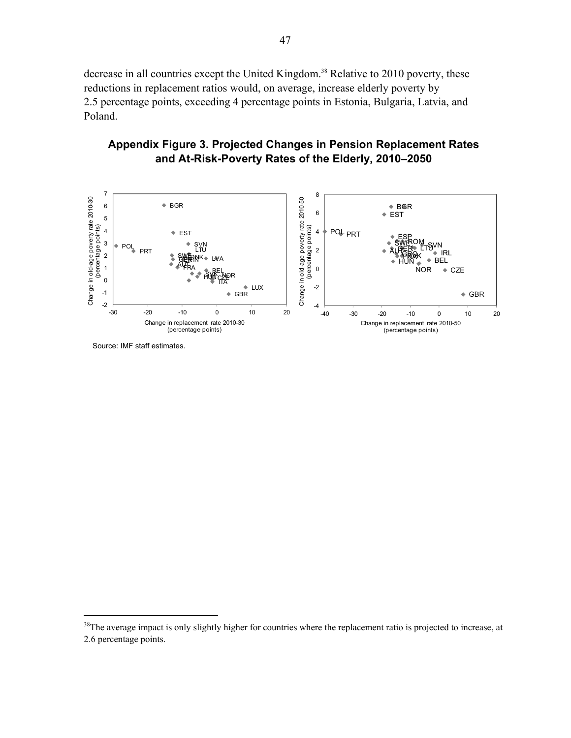decrease in all countries except the United Kingdom.[38] Relative to 2010 poverty, these reductions in replacement ratios would, on average, increase elderly poverty by 2.5 percentage points, exceeding 4 percentage points in Estonia, Bulgaria, Latvia, and Poland.

**Appendix Figure 3. Projected Changes in Pension Replacement Rates and At-Risk-Poverty Rates of the Elderly, 2010–2050**

Source: IMF staff estimates.

[38]The average impact is only slightly higher for countries where the replacement ratio is projected to increase, at 2.6 percentage points.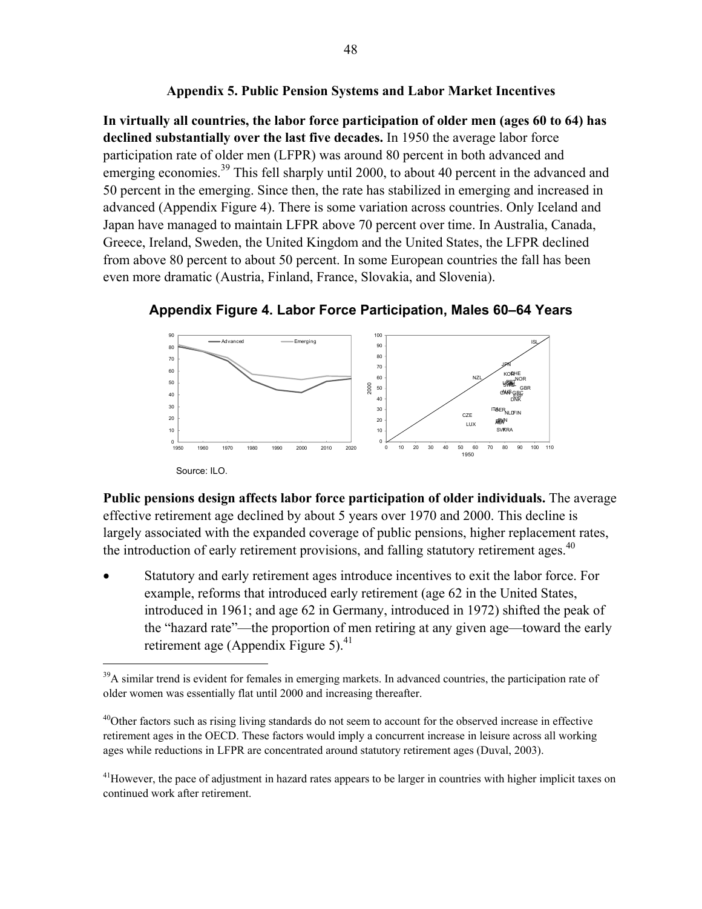### Appendix 5. Public Pension Systems and Labor Market Incentives

**In virtually all countries, the labor force participation of older men (ages 60 to 64) has declined substantially over the last five decades.** In 1950 the average labor force participation rate of older men (LFPR) was around 80 percent in both advanced and emerging economies.[39] This fell sharply until 2000, to about 40 percent in the advanced and 50 percent in the emerging. Since then, the rate has stabilized in emerging and increased in advanced (Appendix Figure 4). There is some variation across countries. Only Iceland and Japan have managed to maintain LFPR above 70 percent over time. In Australia, Canada, Greece, Ireland, Sweden, the United Kingdom and the United States, the LFPR declined from above 80 percent to about 50 percent. In some European countries the fall has been even more dramatic (Austria, Finland, France, Slovakia, and Slovenia).

**Appendix Figure 4. Labor Force Participation, Males 60–64 Years**

Source: ILO.

**Public pensions design affects labor force participation of older individuals.** The average effective retirement age declined by about 5 years over 1970 and 2000. This decline is largely associated with the expanded coverage of public pensions, higher replacement rates, the introduction of early retirement provisions, and falling statutory retirement ages.[40]

- Statutory and early retirement ages introduce incentives to exit the labor force. For example, reforms that introduced early retirement (age 62 in the United States, introduced in 1961; and age 62 in Germany, introduced in 1972) shifted the peak of the "hazard rate"—the proportion of men retiring at any given age—toward the early retirement age (Appendix Figure 5).[41]

---

[39] A similar trend is evident for females in emerging markets. In advanced countries, the participation rate of older women was essentially flat until 2000 and increasing thereafter.

[40] Other factors such as rising living standards do not seem to account for the observed increase in effective retirement ages in the OECD. These factors would imply a concurrent increase in leisure across all working ages while reductions in LFPR are concentrated around statutory retirement ages (Duval, 2003).

[41] However, the pace of adjustment in hazard rates appears to be larger in countries with higher implicit taxes on continued work after retirement.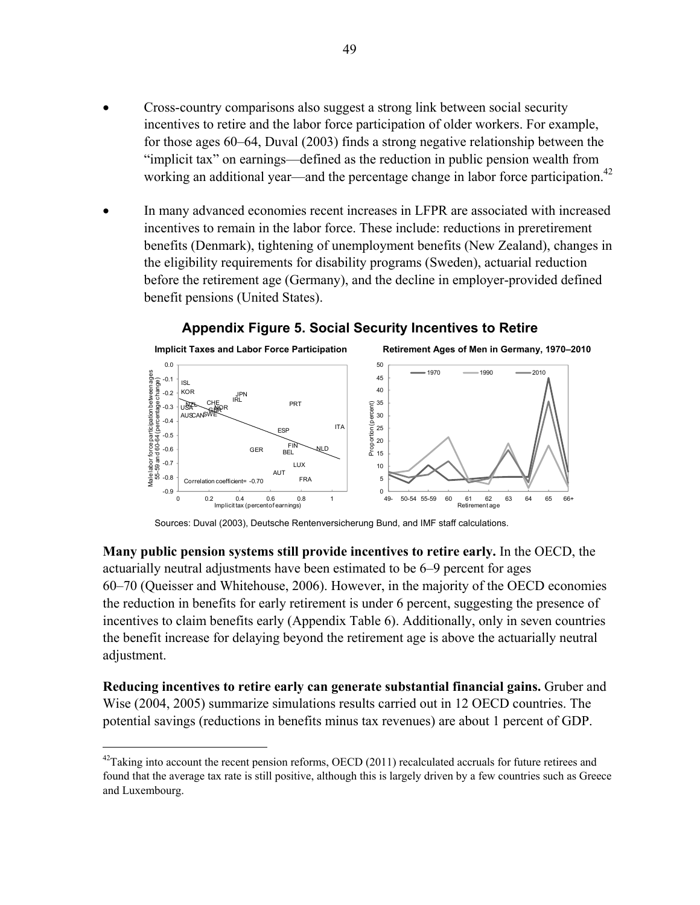- Cross-country comparisons also suggest a strong link between social security incentives to retire and the labor force participation of older workers. For example, for those ages 60–64, Duval (2003) finds a strong negative relationship between the "implicit tax" on earnings—defined as the reduction in public pension wealth from working an additional year—and the percentage change in labor force participation.[42]

- In many advanced economies recent increases in LFPR are associated with increased incentives to remain in the labor force. These include: reductions in preretirement benefits (Denmark), tightening of unemployment benefits (New Zealand), changes in the eligibility requirements for disability programs (Sweden), actuarial reduction before the retirement age (Germany), and the decline in employer-provided defined benefit pensions (United States).

**Appendix Figure 5. Social Security Incentives to Retire**

Sources: Duval (2003), Deutsche Rentenversicherung Bund, and IMF staff calculations.

**Many public pension systems still provide incentives to retire early.** In the OECD, the actuarially neutral adjustments have been estimated to be 6–9 percent for ages 60–70 (Queisser and Whitehouse, 2006). However, in the majority of the OECD economies the reduction in benefits for early retirement is under 6 percent, suggesting the presence of incentives to claim benefits early (Appendix Table 6). Additionally, only in seven countries the benefit increase for delaying beyond the retirement age is above the actuarially neutral adjustment.

**Reducing incentives to retire early can generate substantial financial gains.** Gruber and Wise (2004, 2005) summarize simulations results carried out in 12 OECD countries. The potential savings (reductions in benefits minus tax revenues) are about 1 percent of GDP.

---

[42] Taking into account the recent pension reforms, OECD (2011) recalculated accruals for future retirees and found that the average tax rate is still positive, although this is largely driven by a few countries such as Greece and Luxembourg.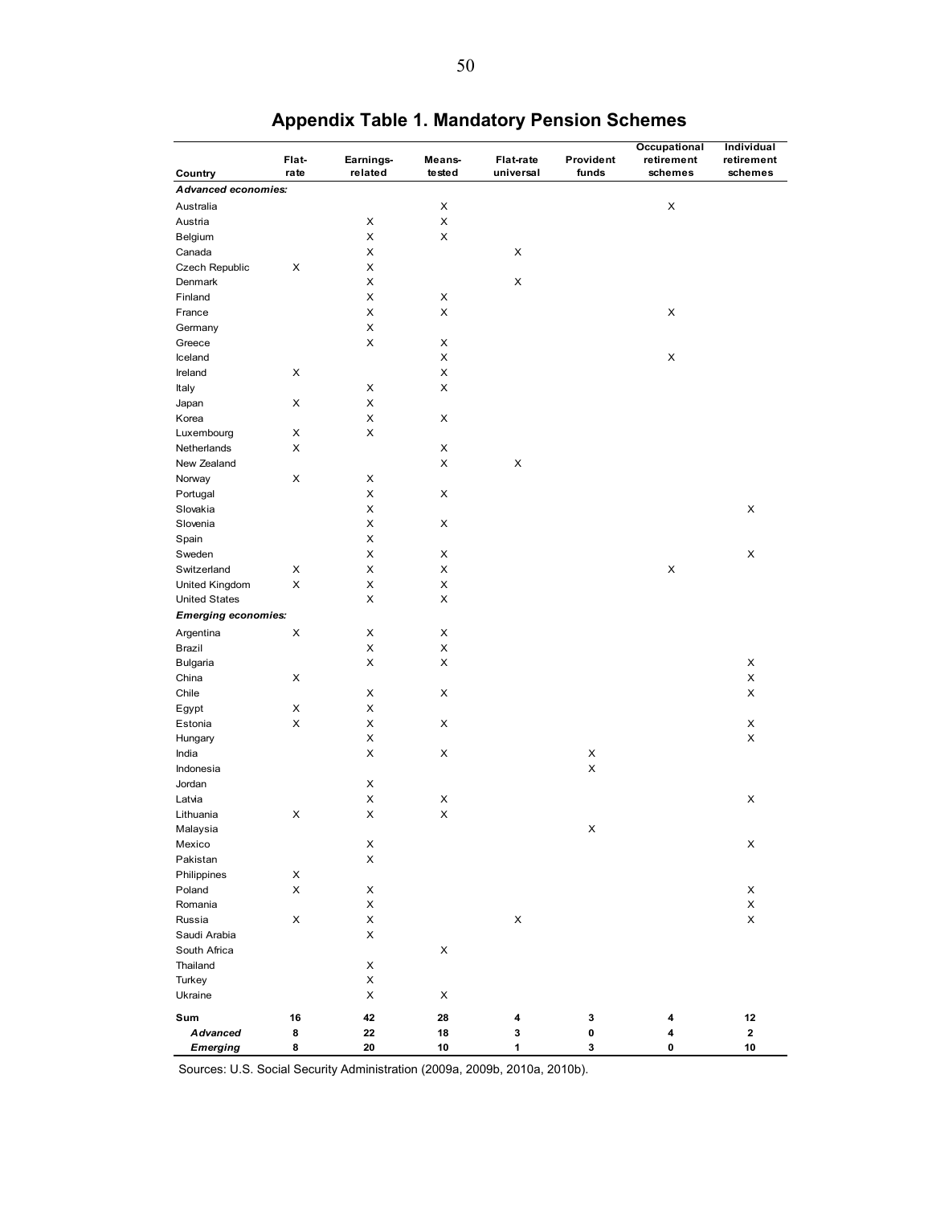# Appendix Table 1. Mandatory Pension Schemes

| Country | Flat-rate | Earnings-related | Means-tested | Flat-rate universal | Provident funds | Occupational retirement schemes | Individual retirement schemes |
|---|---|---|---|---|---|---|---|
| ***Advanced economies:*** | | | | | | | |
| Australia | | | X | | | X | |
| Austria | | X | X | | | | |
| Belgium | | X | X | | | | |
| Canada | | X | | X | | | |
| Czech Republic | X | X | | | | | |
| Denmark | | X | | X | | | |
| Finland | | X | X | | | | |
| France | | X | X | | | X | |
| Germany | | X | | | | | |
| Greece | | X | X | | | | |
| Iceland | | | X | | | X | |
| Ireland | X | | X | | | | |
| Italy | | X | X | | | | |
| Japan | X | X | | | | | |
| Korea | | X | X | | | | |
| Luxembourg | X | X | | | | | |
| Netherlands | X | | X | | | | |
| New Zealand | | | X | X | | | |
| Norway | X | X | | | | | |
| Portugal | | X | X | | | | |
| Slovakia | | X | | | | | X |
| Slovenia | | X | X | | | | |
| Spain | | X | | | | | |
| Sweden | | X | X | | | | X |
| Switzerland | X | X | X | | | X | |
| United Kingdom | X | X | X | | | | |
| United States | | X | X | | | | |
| ***Emerging economies:*** | | | | | | | |
| Argentina | X | X | X | | | | |
| Brazil | | X | X | | | | |
| Bulgaria | | X | X | | | | X |
| China | X | | | | | | X |
| Chile | | X | X | | | | X |
| Egypt | X | X | | | | | |
| Estonia | X | X | X | | | | X |
| Hungary | | X | | | | | X |
| India | | X | X | | X | | |
| Indonesia | | | | | X | | |
| Jordan | | X | | | | | |
| Latvia | | X | X | | | | X |
| Lithuania | X | X | X | | | | |
| Malaysia | | | | | X | | |
| Mexico | | X | | | | | X |
| Pakistan | | X | | | | | |
| Philippines | X | | | | | | |
| Poland | X | X | | | | | X |
| Romania | | X | | | | | X |
| Russia | X | X | | X | | | X |
| Saudi Arabia | | X | | | | | |
| South Africa | | | X | | | | |
| Thailand | | X | | | | | |
| Turkey | | X | | | | | |
| Ukraine | | X | X | | | | |
| **Sum** | **16** | **42** | **28** | **4** | **3** | **4** | **12** |
| ***Advanced*** | **8** | **22** | **18** | **3** | **0** | **4** | **2** |
| ***Emerging*** | **8** | **20** | **10** | **1** | **3** | **0** | **10** |

Sources: U.S. Social Security Administration (2009a, 2009b, 2010a, 2010b).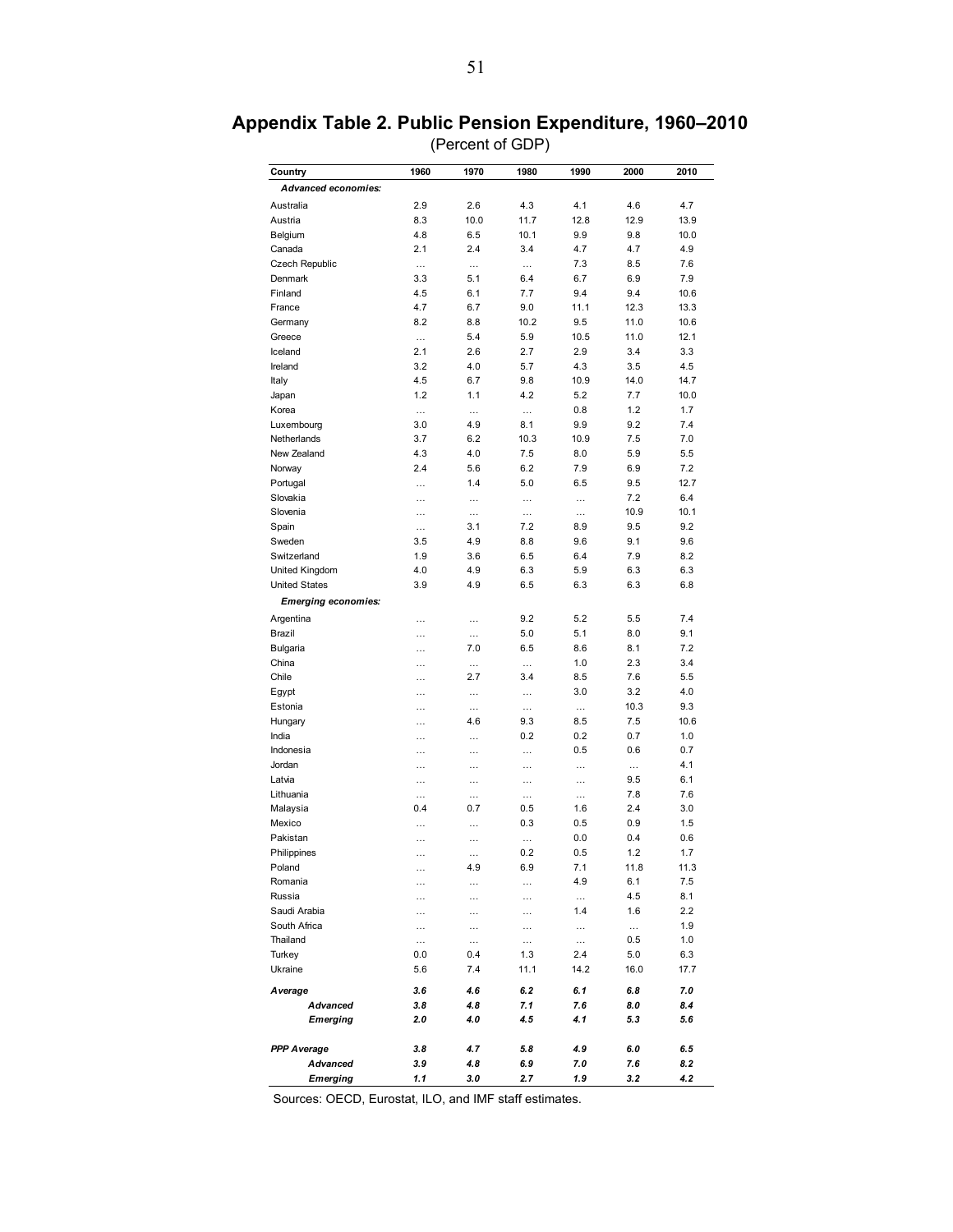## Appendix Table 2. Public Pension Expenditure, 1960–2010

(Percent of GDP)

| Country | 1960 | 1970 | 1980 | 1990 | 2000 | 2010 |
|---|---|---|---|---|---|---|
| ***Advanced economies:*** | | | | | | |
| Australia | 2.9 | 2.6 | 4.3 | 4.1 | 4.6 | 4.7 |
| Austria | 8.3 | 10.0 | 11.7 | 12.8 | 12.9 | 13.9 |
| Belgium | 4.8 | 6.5 | 10.1 | 9.9 | 9.8 | 10.0 |
| Canada | 2.1 | 2.4 | 3.4 | 4.7 | 4.7 | 4.9 |
| Czech Republic | … | … | … | 7.3 | 8.5 | 7.6 |
| Denmark | 3.3 | 5.1 | 6.4 | 6.7 | 6.9 | 7.9 |
| Finland | 4.5 | 6.1 | 7.7 | 9.4 | 9.4 | 10.6 |
| France | 4.7 | 6.7 | 9.0 | 11.1 | 12.3 | 13.3 |
| Germany | 8.2 | 8.8 | 10.2 | 9.5 | 11.0 | 10.6 |
| Greece | … | 5.4 | 5.9 | 10.5 | 11.0 | 12.1 |
| Iceland | 2.1 | 2.6 | 2.7 | 2.9 | 3.4 | 3.3 |
| Ireland | 3.2 | 4.0 | 5.7 | 4.3 | 3.5 | 4.5 |
| Italy | 4.5 | 6.7 | 9.8 | 10.9 | 14.0 | 14.7 |
| Japan | 1.2 | 1.1 | 4.2 | 5.2 | 7.7 | 10.0 |
| Korea | … | … | … | 0.8 | 1.2 | 1.7 |
| Luxembourg | 3.0 | 4.9 | 8.1 | 9.9 | 9.2 | 7.4 |
| Netherlands | 3.7 | 6.2 | 10.3 | 10.9 | 7.5 | 7.0 |
| New Zealand | 4.3 | 4.0 | 7.5 | 8.0 | 5.9 | 5.5 |
| Norway | 2.4 | 5.6 | 6.2 | 7.9 | 6.9 | 7.2 |
| Portugal | … | 1.4 | 5.0 | 6.5 | 9.5 | 12.7 |
| Slovakia | … | … | … | … | 7.2 | 6.4 |
| Slovenia | … | … | … | … | 10.9 | 10.1 |
| Spain | … | 3.1 | 7.2 | 8.9 | 9.5 | 9.2 |
| Sweden | 3.5 | 4.9 | 8.8 | 9.6 | 9.1 | 9.6 |
| Switzerland | 1.9 | 3.6 | 6.5 | 6.4 | 7.9 | 8.2 |
| United Kingdom | 4.0 | 4.9 | 6.3 | 5.9 | 6.3 | 6.3 |
| United States | 3.9 | 4.9 | 6.5 | 6.3 | 6.3 | 6.8 |
| ***Emerging economies:*** | | | | | | |
| Argentina | … | … | 9.2 | 5.2 | 5.5 | 7.4 |
| Brazil | … | … | 5.0 | 5.1 | 8.0 | 9.1 |
| Bulgaria | … | 7.0 | 6.5 | 8.6 | 8.1 | 7.2 |
| China | … | … | … | 1.0 | 2.3 | 3.4 |
| Chile | … | 2.7 | 3.4 | 8.5 | 7.6 | 5.5 |
| Egypt | … | … | … | 3.0 | 3.2 | 4.0 |
| Estonia | … | … | … | … | 10.3 | 9.3 |
| Hungary | … | 4.6 | 9.3 | 8.5 | 7.5 | 10.6 |
| India | … | … | 0.2 | 0.2 | 0.7 | 1.0 |
| Indonesia | … | … | … | 0.5 | 0.6 | 0.7 |
| Jordan | … | … | … | … | … | 4.1 |
| Latvia | … | … | … | … | 9.5 | 6.1 |
| Lithuania | … | … | … | … | 7.8 | 7.6 |
| Malaysia | 0.4 | 0.7 | 0.5 | 1.6 | 2.4 | 3.0 |
| Mexico | … | … | 0.3 | 0.5 | 0.9 | 1.5 |
| Pakistan | … | … | … | 0.0 | 0.4 | 0.6 |
| Philippines | … | … | 0.2 | 0.5 | 1.2 | 1.7 |
| Poland | … | 4.9 | 6.9 | 7.1 | 11.8 | 11.3 |
| Romania | … | … | … | 4.9 | 6.1 | 7.5 |
| Russia | … | … | … | … | 4.5 | 8.1 |
| Saudi Arabia | … | … | … | 1.4 | 1.6 | 2.2 |
| South Africa | … | … | … | … | … | 1.9 |
| Thailand | … | … | … | … | 0.5 | 1.0 |
| Turkey | 0.0 | 0.4 | 1.3 | 2.4 | 5.0 | 6.3 |
| Ukraine | 5.6 | 7.4 | 11.1 | 14.2 | 16.0 | 17.7 |
| ***Average*** | ***3.6*** | ***4.6*** | ***6.2*** | ***6.1*** | ***6.8*** | ***7.0*** |
| ***Advanced*** | ***3.8*** | ***4.8*** | ***7.1*** | ***7.6*** | ***8.0*** | ***8.4*** |
| ***Emerging*** | ***2.0*** | ***4.0*** | ***4.5*** | ***4.1*** | ***5.3*** | ***5.6*** |
| ***PPP Average*** | ***3.8*** | ***4.7*** | ***5.8*** | ***4.9*** | ***6.0*** | ***6.5*** |
| ***Advanced*** | ***3.9*** | ***4.8*** | ***6.9*** | ***7.0*** | ***7.6*** | ***8.2*** |
| ***Emerging*** | ***1.1*** | ***3.0*** | ***2.7*** | ***1.9*** | ***3.2*** | ***4.2*** |

Sources: OECD, Eurostat, ILO, and IMF staff estimates.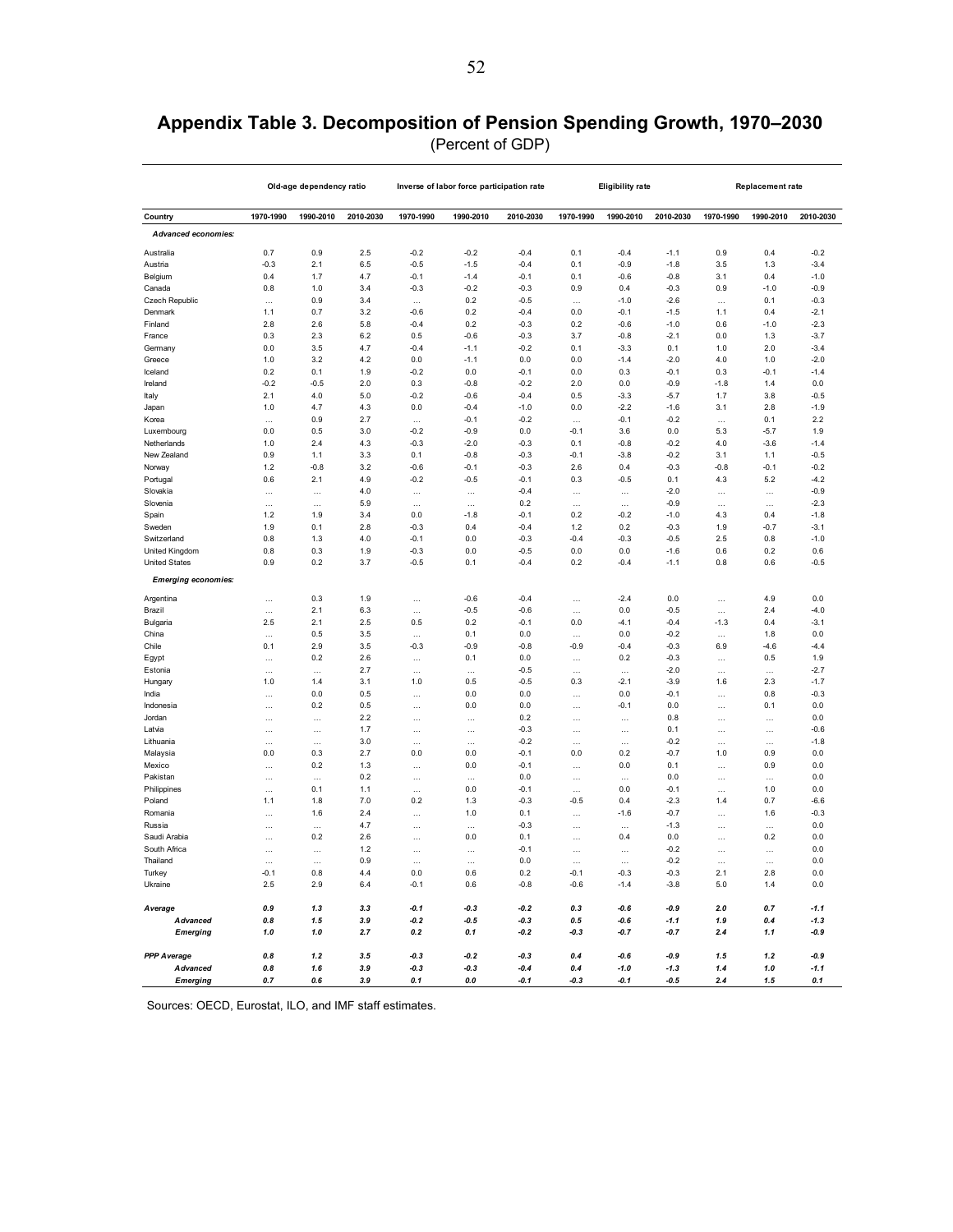# Appendix Table 3. Decomposition of Pension Spending Growth, 1970–2030

(Percent of GDP)

| | Old-age dependency ratio | | | Inverse of labor force participation rate | | | Eligibility rate | | | Replacement rate | | |
|---|---|---|---|---|---|---|---|---|---|---|---|---|
| Country | 1970-1990 | 1990-2010 | 2010-2030 | 1970-1990 | 1990-2010 | 2010-2030 | 1970-1990 | 1990-2010 | 2010-2030 | 1970-1990 | 1990-2010 | 2010-2030 |
| ***Advanced economies:*** | | | | | | | | | | | | |
| Australia | 0.7 | 0.9 | 2.5 | -0.2 | -0.2 | -0.4 | 0.1 | -0.4 | -1.1 | 0.9 | 0.4 | -0.2 |
| Austria | -0.3 | 2.1 | 6.5 | -0.5 | -1.5 | -0.4 | 0.1 | -0.9 | -1.8 | 3.5 | 1.3 | -3.4 |
| Belgium | 0.4 | 1.7 | 4.7 | -0.1 | -1.4 | -0.1 | 0.1 | -0.6 | -0.8 | 3.1 | 0.4 | -1.0 |
| Canada | 0.8 | 1.0 | 3.4 | -0.3 | -0.2 | -0.3 | 0.9 | 0.4 | -0.3 | 0.9 | -1.0 | -0.9 |
| Czech Republic | … | 0.9 | 3.4 | … | 0.2 | -0.5 | … | -1.0 | -2.6 | … | 0.1 | -0.3 |
| Denmark | 1.1 | 0.7 | 3.2 | -0.6 | 0.2 | -0.4 | 0.0 | -0.1 | -1.5 | 1.1 | 0.4 | -2.1 |
| Finland | 2.8 | 2.6 | 5.8 | -0.4 | 0.2 | -0.3 | 0.2 | -0.6 | -1.0 | 0.6 | -1.0 | -2.3 |
| France | 0.3 | 2.3 | 6.2 | 0.5 | -0.6 | -0.3 | 3.7 | -0.8 | -2.1 | 0.0 | 1.3 | -3.7 |
| Germany | 0.0 | 3.5 | 4.7 | -0.4 | -1.1 | -0.2 | 0.1 | -3.3 | 0.1 | 1.0 | 2.0 | -3.4 |
| Greece | 1.0 | 3.2 | 4.2 | 0.0 | -1.1 | 0.0 | 0.0 | -1.4 | -2.0 | 4.0 | 1.0 | -2.0 |
| Iceland | 0.2 | 0.1 | 1.9 | -0.2 | 0.0 | -0.1 | 0.0 | 0.3 | -0.1 | 0.3 | -0.1 | -1.4 |
| Ireland | -0.2 | -0.5 | 2.0 | 0.3 | -0.8 | -0.2 | 2.0 | 0.0 | -0.9 | -1.8 | 1.4 | 0.0 |
| Italy | 2.1 | 4.0 | 5.0 | -0.2 | -0.6 | -0.4 | 0.5 | -3.3 | -5.7 | 1.7 | 3.8 | -0.5 |
| Japan | 1.0 | 4.7 | 4.3 | 0.0 | -0.4 | -1.0 | 0.0 | -2.2 | -1.6 | 3.1 | 2.8 | -1.9 |
| Korea | … | 0.9 | 2.7 | … | -0.1 | -0.2 | … | -0.1 | -0.2 | … | 0.1 | 2.2 |
| Luxembourg | 0.0 | 0.5 | 3.0 | -0.2 | -0.9 | 0.0 | -0.1 | 3.6 | 0.0 | 5.3 | -5.7 | 1.9 |
| Netherlands | 1.0 | 2.4 | 4.3 | -0.3 | -2.0 | -0.3 | 0.1 | -0.8 | -0.2 | 4.0 | -3.6 | -1.4 |
| New Zealand | 0.9 | 1.1 | 3.3 | 0.1 | -0.8 | -0.3 | -0.1 | -3.8 | -0.2 | 3.1 | 1.1 | -0.5 |
| Norway | 1.2 | -0.8 | 3.2 | -0.6 | -0.1 | -0.3 | 2.6 | 0.4 | -0.3 | -0.8 | -0.1 | -0.2 |
| Portugal | 0.6 | 2.1 | 4.9 | -0.2 | -0.5 | -0.1 | 0.3 | -0.5 | 0.1 | 4.3 | 5.2 | -4.2 |
| Slovakia | … | … | 4.0 | … | … | -0.4 | … | … | -2.0 | … | … | -0.9 |
| Slovenia | … | … | 5.9 | … | … | 0.2 | … | … | -0.9 | … | … | -2.3 |
| Spain | 1.2 | 1.9 | 3.4 | 0.0 | -1.8 | -0.1 | 0.2 | -0.2 | -1.0 | 4.3 | 0.4 | -1.8 |
| Sweden | 1.9 | 0.1 | 2.8 | -0.3 | 0.4 | -0.4 | 1.2 | 0.2 | -0.3 | 1.9 | -0.7 | -3.1 |
| Switzerland | 0.8 | 1.3 | 4.0 | -0.1 | 0.0 | -0.3 | -0.4 | -0.3 | -0.5 | 2.5 | 0.8 | -1.0 |
| United Kingdom | 0.8 | 0.3 | 1.9 | -0.3 | 0.0 | -0.5 | 0.0 | 0.0 | -1.6 | 0.6 | 0.2 | 0.6 |
| United States | 0.9 | 0.2 | 3.7 | -0.5 | 0.1 | -0.4 | 0.2 | -0.4 | -1.1 | 0.8 | 0.6 | -0.5 |
| ***Emerging economies:*** | | | | | | | | | | | | |
| Argentina | … | 0.3 | 1.9 | … | -0.6 | -0.4 | … | -2.4 | 0.0 | … | 4.9 | 0.0 |
| Brazil | … | 2.1 | 6.3 | … | -0.5 | -0.6 | … | 0.0 | -0.5 | … | 2.4 | -4.0 |
| Bulgaria | 2.5 | 2.1 | 2.5 | 0.5 | 0.2 | -0.1 | 0.0 | -4.1 | -0.4 | -1.3 | 0.4 | -3.1 |
| China | … | 0.5 | 3.5 | … | 0.1 | 0.0 | … | 0.0 | -0.2 | … | 1.8 | 0.0 |
| Chile | 0.1 | 2.9 | 3.5 | -0.3 | -0.9 | -0.8 | -0.9 | -0.4 | -0.3 | 6.9 | -4.6 | -4.4 |
| Egypt | … | 0.2 | 2.6 | … | 0.1 | 0.0 | … | 0.2 | -0.3 | … | 0.5 | 1.9 |
| Estonia | … | … | 2.7 | … | … | -0.5 | … | … | -2.0 | … | … | -2.7 |
| Hungary | 1.0 | 1.4 | 3.1 | 1.0 | 0.5 | -0.5 | 0.3 | -2.1 | -3.9 | 1.6 | 2.3 | -1.7 |
| India | … | 0.0 | 0.5 | … | 0.0 | 0.0 | … | 0.0 | -0.1 | … | 0.8 | -0.3 |
| Indonesia | … | 0.2 | 0.5 | … | 0.0 | 0.0 | … | -0.1 | 0.0 | … | 0.1 | 0.0 |
| Jordan | … | … | 2.2 | … | … | 0.2 | … | … | 0.8 | … | … | 0.0 |
| Latvia | … | … | 1.7 | … | … | -0.3 | … | … | 0.1 | … | … | -0.6 |
| Lithuania | … | … | 3.0 | … | … | -0.2 | … | … | -0.2 | … | … | -1.8 |
| Malaysia | 0.0 | 0.3 | 2.7 | 0.0 | 0.0 | -0.1 | 0.0 | 0.2 | -0.7 | 1.0 | 0.9 | 0.0 |
| Mexico | … | 0.2 | 1.3 | … | 0.0 | -0.1 | … | 0.0 | 0.1 | … | 0.9 | 0.0 |
| Pakistan | … | … | 0.2 | … | … | 0.0 | … | … | 0.0 | … | … | 0.0 |
| Philippines | … | 0.1 | 1.1 | … | 0.0 | -0.1 | … | 0.0 | -0.1 | … | 1.0 | 0.0 |
| Poland | 1.1 | 1.8 | 7.0 | 0.2 | 1.3 | -0.3 | -0.5 | 0.4 | -2.3 | 1.4 | 0.7 | -6.6 |
| Romania | … | 1.6 | 2.4 | … | 1.0 | 0.1 | … | -1.6 | -0.7 | … | 1.6 | -0.3 |
| Russia | … | … | 4.7 | … | … | -0.3 | … | … | -1.3 | … | … | 0.0 |
| Saudi Arabia | … | 0.2 | 2.6 | … | 0.0 | 0.1 | … | 0.4 | 0.0 | … | 0.2 | 0.0 |
| South Africa | … | … | 1.2 | … | … | -0.1 | … | … | -0.2 | … | … | 0.0 |
| Thailand | … | … | 0.9 | … | … | 0.0 | … | … | -0.2 | … | … | 0.0 |
| Turkey | -0.1 | 0.8 | 4.4 | 0.0 | 0.6 | 0.2 | -0.1 | -0.3 | -0.3 | 2.1 | 2.8 | 0.0 |
| Ukraine | 2.5 | 2.9 | 6.4 | -0.1 | 0.6 | -0.8 | -0.6 | -1.4 | -3.8 | 5.0 | 1.4 | 0.0 |
| ***Average*** | ***0.9*** | ***1.3*** | ***3.3*** | ***-0.1*** | ***-0.3*** | ***-0.2*** | ***0.3*** | ***-0.6*** | ***-0.9*** | ***2.0*** | ***0.7*** | ***-1.1*** |
| ***Advanced*** | ***0.8*** | ***1.5*** | ***3.9*** | ***-0.2*** | ***-0.5*** | ***-0.3*** | ***0.5*** | ***-0.6*** | ***-1.1*** | ***1.9*** | ***0.4*** | ***-1.3*** |
| ***Emerging*** | ***1.0*** | ***1.0*** | ***2.7*** | ***0.2*** | ***0.1*** | ***-0.2*** | ***-0.3*** | ***-0.7*** | ***-0.7*** | ***2.4*** | ***1.1*** | ***-0.9*** |
| ***PPP Average*** | ***0.8*** | ***1.2*** | ***3.5*** | ***-0.3*** | ***-0.2*** | ***-0.3*** | ***0.4*** | ***-0.6*** | ***-0.9*** | ***1.5*** | ***1.2*** | ***-0.9*** |
| ***Advanced*** | ***0.8*** | ***1.6*** | ***3.9*** | ***-0.3*** | ***-0.3*** | ***-0.4*** | ***0.4*** | ***-1.0*** | ***-1.3*** | ***1.4*** | ***1.0*** | ***-1.1*** |
| ***Emerging*** | ***0.7*** | ***0.6*** | ***3.9*** | ***0.1*** | ***0.0*** | ***-0.1*** | ***-0.3*** | ***-0.1*** | ***-0.5*** | ***2.4*** | ***1.5*** | ***0.1*** |

Sources: OECD, Eurostat, ILO, and IMF staff estimates.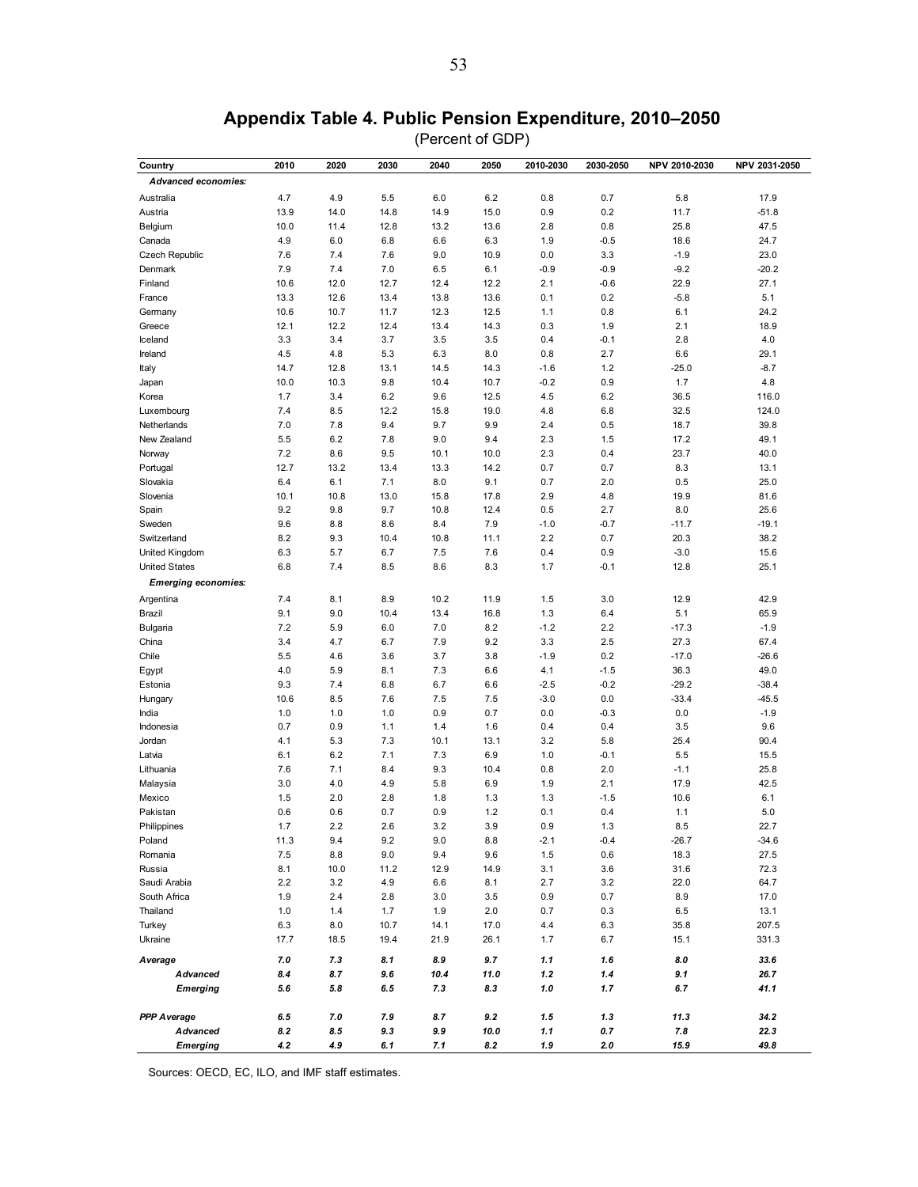# Appendix Table 4. Public Pension Expenditure, 2010–2050

(Percent of GDP)

| Country | 2010 | 2020 | 2030 | 2040 | 2050 | 2010-2030 | 2030-2050 | NPV 2010-2030 | NPV 2031-2050 |
|---|---|---|---|---|---|---|---|---|---|
| ***Advanced economies:*** | | | | | | | | | |
| Australia | 4.7 | 4.9 | 5.5 | 6.0 | 6.2 | 0.8 | 0.7 | 5.8 | 17.9 |
| Austria | 13.9 | 14.0 | 14.8 | 14.9 | 15.0 | 0.9 | 0.2 | 11.7 | -51.8 |
| Belgium | 10.0 | 11.4 | 12.8 | 13.2 | 13.6 | 2.8 | 0.8 | 25.8 | 47.5 |
| Canada | 4.9 | 6.0 | 6.8 | 6.6 | 6.3 | 1.9 | -0.5 | 18.6 | 24.7 |
| Czech Republic | 7.6 | 7.4 | 7.6 | 9.0 | 10.9 | 0.0 | 3.3 | -1.9 | 23.0 |
| Denmark | 7.9 | 7.4 | 7.0 | 6.5 | 6.1 | -0.9 | -0.9 | -9.2 | -20.2 |
| Finland | 10.6 | 12.0 | 12.7 | 12.4 | 12.2 | 2.1 | -0.6 | 22.9 | 27.1 |
| France | 13.3 | 12.6 | 13.4 | 13.8 | 13.6 | 0.1 | 0.2 | -5.8 | 5.1 |
| Germany | 10.6 | 10.7 | 11.7 | 12.3 | 12.5 | 1.1 | 0.8 | 6.1 | 24.2 |
| Greece | 12.1 | 12.2 | 12.4 | 13.4 | 14.3 | 0.3 | 1.9 | 2.1 | 18.9 |
| Iceland | 3.3 | 3.4 | 3.7 | 3.5 | 3.5 | 0.4 | -0.1 | 2.8 | 4.0 |
| Ireland | 4.5 | 4.8 | 5.3 | 6.3 | 8.0 | 0.8 | 2.7 | 6.6 | 29.1 |
| Italy | 14.7 | 12.8 | 13.1 | 14.5 | 14.3 | -1.6 | 1.2 | -25.0 | -8.7 |
| Japan | 10.0 | 10.3 | 9.8 | 10.4 | 10.7 | -0.2 | 0.9 | 1.7 | 4.8 |
| Korea | 1.7 | 3.4 | 6.2 | 9.6 | 12.5 | 4.5 | 6.2 | 36.5 | 116.0 |
| Luxembourg | 7.4 | 8.5 | 12.2 | 15.8 | 19.0 | 4.8 | 6.8 | 32.5 | 124.0 |
| Netherlands | 7.0 | 7.8 | 9.4 | 9.7 | 9.9 | 2.4 | 0.5 | 18.7 | 39.8 |
| New Zealand | 5.5 | 6.2 | 7.8 | 9.0 | 9.4 | 2.3 | 1.5 | 17.2 | 49.1 |
| Norway | 7.2 | 8.6 | 9.5 | 10.1 | 10.0 | 2.3 | 0.4 | 23.7 | 40.0 |
| Portugal | 12.7 | 13.2 | 13.4 | 13.3 | 14.2 | 0.7 | 0.7 | 8.3 | 13.1 |
| Slovakia | 6.4 | 6.1 | 7.1 | 8.0 | 9.1 | 0.7 | 2.0 | 0.5 | 25.0 |
| Slovenia | 10.1 | 10.8 | 13.0 | 15.8 | 17.8 | 2.9 | 4.8 | 19.9 | 81.6 |
| Spain | 9.2 | 9.8 | 9.7 | 10.8 | 12.4 | 0.5 | 2.7 | 8.0 | 25.6 |
| Sweden | 9.6 | 8.8 | 8.6 | 8.4 | 7.9 | -1.0 | -0.7 | -11.7 | -19.1 |
| Switzerland | 8.2 | 9.3 | 10.4 | 10.8 | 11.1 | 2.2 | 0.7 | 20.3 | 38.2 |
| United Kingdom | 6.3 | 5.7 | 6.7 | 7.5 | 7.6 | 0.4 | 0.9 | -3.0 | 15.6 |
| United States | 6.8 | 7.4 | 8.5 | 8.6 | 8.3 | 1.7 | -0.1 | 12.8 | 25.1 |
| ***Emerging economies:*** | | | | | | | | | |
| Argentina | 7.4 | 8.1 | 8.9 | 10.2 | 11.9 | 1.5 | 3.0 | 12.9 | 42.9 |
| Brazil | 9.1 | 9.0 | 10.4 | 13.4 | 16.8 | 1.3 | 6.4 | 5.1 | 65.9 |
| Bulgaria | 7.2 | 5.9 | 6.0 | 7.0 | 8.2 | -1.2 | 2.2 | -17.3 | -1.9 |
| China | 3.4 | 4.7 | 6.7 | 7.9 | 9.2 | 3.3 | 2.5 | 27.3 | 67.4 |
| Chile | 5.5 | 4.6 | 3.6 | 3.7 | 3.8 | -1.9 | 0.2 | -17.0 | -26.6 |
| Egypt | 4.0 | 5.9 | 8.1 | 7.3 | 6.6 | 4.1 | -1.5 | 36.3 | 49.0 |
| Estonia | 9.3 | 7.4 | 6.8 | 6.7 | 6.6 | -2.5 | -0.2 | -29.2 | -38.4 |
| Hungary | 10.6 | 8.5 | 7.6 | 7.5 | 7.5 | -3.0 | 0.0 | -33.4 | -45.5 |
| India | 1.0 | 1.0 | 1.0 | 0.9 | 0.7 | 0.0 | -0.3 | 0.0 | -1.9 |
| Indonesia | 0.7 | 0.9 | 1.1 | 1.4 | 1.6 | 0.4 | 0.4 | 3.5 | 9.6 |
| Jordan | 4.1 | 5.3 | 7.3 | 10.1 | 13.1 | 3.2 | 5.8 | 25.4 | 90.4 |
| Latvia | 6.1 | 6.2 | 7.1 | 7.3 | 6.9 | 1.0 | -0.1 | 5.5 | 15.5 |
| Lithuania | 7.6 | 7.1 | 8.4 | 9.3 | 10.4 | 0.8 | 2.0 | -1.1 | 25.8 |
| Malaysia | 3.0 | 4.0 | 4.9 | 5.8 | 6.9 | 1.9 | 2.1 | 17.9 | 42.5 |
| Mexico | 1.5 | 2.0 | 2.8 | 1.8 | 1.3 | 1.3 | -1.5 | 10.6 | 6.1 |
| Pakistan | 0.6 | 0.6 | 0.7 | 0.9 | 1.2 | 0.1 | 0.4 | 1.1 | 5.0 |
| Philippines | 1.7 | 2.2 | 2.6 | 3.2 | 3.9 | 0.9 | 1.3 | 8.5 | 22.7 |
| Poland | 11.3 | 9.4 | 9.2 | 9.0 | 8.8 | -2.1 | -0.4 | -26.7 | -34.6 |
| Romania | 7.5 | 8.8 | 9.0 | 9.4 | 9.6 | 1.5 | 0.6 | 18.3 | 27.5 |
| Russia | 8.1 | 10.0 | 11.2 | 12.9 | 14.9 | 3.1 | 3.6 | 31.6 | 72.3 |
| Saudi Arabia | 2.2 | 3.2 | 4.9 | 6.6 | 8.1 | 2.7 | 3.2 | 22.0 | 64.7 |
| South Africa | 1.9 | 2.4 | 2.8 | 3.0 | 3.5 | 0.9 | 0.7 | 8.9 | 17.0 |
| Thailand | 1.0 | 1.4 | 1.7 | 1.9 | 2.0 | 0.7 | 0.3 | 6.5 | 13.1 |
| Turkey | 6.3 | 8.0 | 10.7 | 14.1 | 17.0 | 4.4 | 6.3 | 35.8 | 207.5 |
| Ukraine | 17.7 | 18.5 | 19.4 | 21.9 | 26.1 | 1.7 | 6.7 | 15.1 | 331.3 |
| ***Average*** | ***7.0*** | ***7.3*** | ***8.1*** | ***8.9*** | ***9.7*** | ***1.1*** | ***1.6*** | ***8.0*** | ***33.6*** |
| ***Advanced*** | ***8.4*** | ***8.7*** | ***9.6*** | ***10.4*** | ***11.0*** | ***1.2*** | ***1.4*** | ***9.1*** | ***26.7*** |
| ***Emerging*** | ***5.6*** | ***5.8*** | ***6.5*** | ***7.3*** | ***8.3*** | ***1.0*** | ***1.7*** | ***6.7*** | ***41.1*** |
| ***PPP Average*** | ***6.5*** | ***7.0*** | ***7.9*** | ***8.7*** | ***9.2*** | ***1.5*** | ***1.3*** | ***11.3*** | ***34.2*** |
| ***Advanced*** | ***8.2*** | ***8.5*** | ***9.3*** | ***9.9*** | ***10.0*** | ***1.1*** | ***0.7*** | ***7.8*** | ***22.3*** |
| ***Emerging*** | ***4.2*** | ***4.9*** | ***6.1*** | ***7.1*** | ***8.2*** | ***1.9*** | ***2.0*** | ***15.9*** | ***49.8*** |

Sources: OECD, EC, ILO, and IMF staff estimates.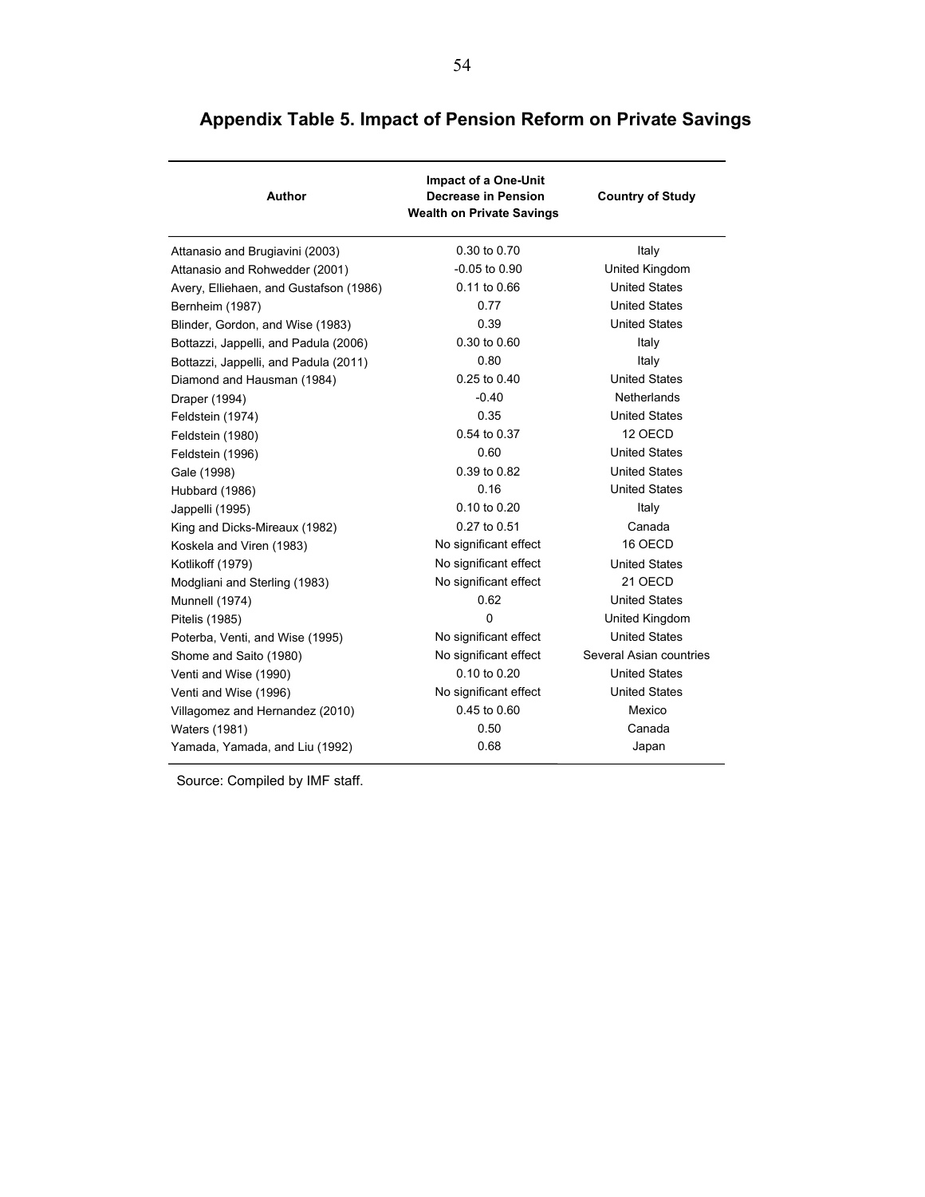## Appendix Table 5. Impact of Pension Reform on Private Savings

| Author | Impact of a One-Unit Decrease in Pension Wealth on Private Savings | Country of Study |
|---|---|---|
| Attanasio and Brugiavini (2003) | 0.30 to 0.70 | Italy |
| Attanasio and Rohwedder (2001) | -0.05 to 0.90 | United Kingdom |
| Avery, Elliehaen, and Gustafson (1986) | 0.11 to 0.66 | United States |
| Bernheim (1987) | 0.77 | United States |
| Blinder, Gordon, and Wise (1983) | 0.39 | United States |
| Bottazzi, Jappelli, and Padula (2006) | 0.30 to 0.60 | Italy |
| Bottazzi, Jappelli, and Padula (2011) | 0.80 | Italy |
| Diamond and Hausman (1984) | 0.25 to 0.40 | United States |
| Draper (1994) | -0.40 | Netherlands |
| Feldstein (1974) | 0.35 | United States |
| Feldstein (1980) | 0.54 to 0.37 | 12 OECD |
| Feldstein (1996) | 0.60 | United States |
| Gale (1998) | 0.39 to 0.82 | United States |
| Hubbard (1986) | 0.16 | United States |
| Jappelli (1995) | 0.10 to 0.20 | Italy |
| King and Dicks-Mireaux (1982) | 0.27 to 0.51 | Canada |
| Koskela and Viren (1983) | No significant effect | 16 OECD |
| Kotlikoff (1979) | No significant effect | United States |
| Modgliani and Sterling (1983) | No significant effect | 21 OECD |
| Munnell (1974) | 0.62 | United States |
| Pitelis (1985) | 0 | United Kingdom |
| Poterba, Venti, and Wise (1995) | No significant effect | United States |
| Shome and Saito (1980) | No significant effect | Several Asian countries |
| Venti and Wise (1990) | 0.10 to 0.20 | United States |
| Venti and Wise (1996) | No significant effect | United States |
| Villagomez and Hernandez (2010) | 0.45 to 0.60 | Mexico |
| Waters (1981) | 0.50 | Canada |
| Yamada, Yamada, and Liu (1992) | 0.68 | Japan |

Source: Compiled by IMF staff.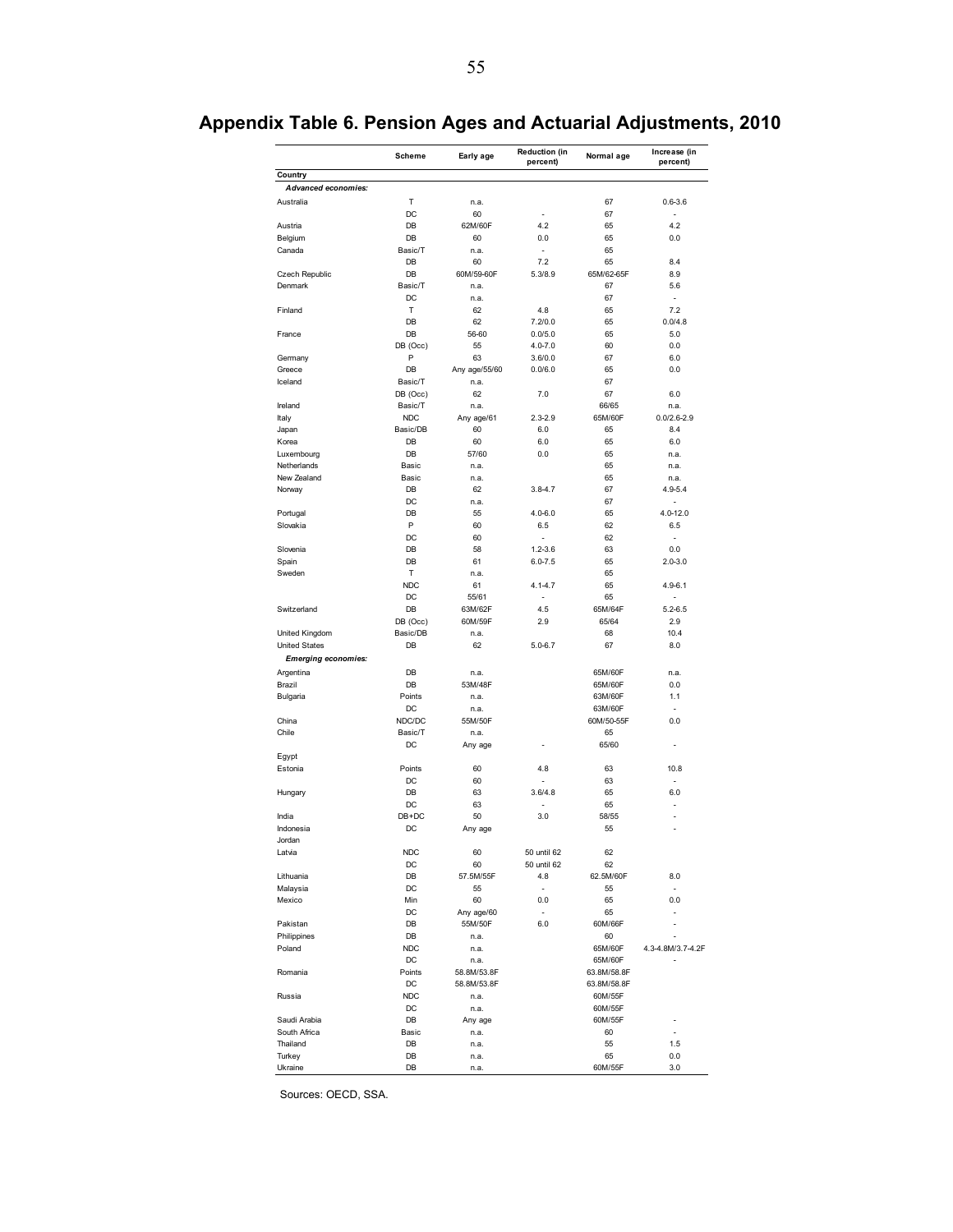# Appendix Table 6. Pension Ages and Actuarial Adjustments, 2010

| Country | Scheme | Early age | Reduction (in percent) | Normal age | Increase (in percent) |
|---|---|---|---|---|---|
| *Advanced economies:* | | | | | |
| Australia | T | n.a. | | 67 | 0.6-3.6 |
| | DC | 60 | - | 67 | - |
| Austria | DB | 62M/60F | 4.2 | 65 | 4.2 |
| Belgium | DB | 60 | 0.0 | 65 | 0.0 |
| Canada | Basic/T | n.a. | - | 65 | |
| | DB | 60 | 7.2 | 65 | 8.4 |
| Czech Republic | DB | 60M/59-60F | 5.3/8.9 | 65M/62-65F | 8.9 |
| Denmark | Basic/T | n.a. | | 67 | 5.6 |
| | DC | n.a. | | 67 | - |
| Finland | T | 62 | 4.8 | 65 | 7.2 |
| | DB | 62 | 7.2/0.0 | 65 | 0.0/4.8 |
| France | DB | 56-60 | 0.0/5.0 | 65 | 5.0 |
| | DB (Occ) | 55 | 4.0-7.0 | 60 | 0.0 |
| Germany | P | 63 | 3.6/0.0 | 67 | 6.0 |
| Greece | DB | Any age/55/60 | 0.0/6.0 | 65 | 0.0 |
| Iceland | Basic/T | n.a. | | 67 | |
| | DB (Occ) | 62 | 7.0 | 67 | 6.0 |
| Ireland | Basic/T | n.a. | | 66/65 | n.a. |
| Italy | NDC | Any age/61 | 2.3-2.9 | 65M/60F | 0.0/2.6-2.9 |
| Japan | Basic/DB | 60 | 6.0 | 65 | 8.4 |
| Korea | DB | 60 | 6.0 | 65 | 6.0 |
| Luxembourg | DB | 57/60 | 0.0 | 65 | n.a. |
| Netherlands | Basic | n.a. | | 65 | n.a. |
| New Zealand | Basic | n.a. | | 65 | n.a. |
| Norway | DB | 62 | 3.8-4.7 | 67 | 4.9-5.4 |
| | DC | n.a. | | 67 | - |
| Portugal | DB | 55 | 4.0-6.0 | 65 | 4.0-12.0 |
| Slovakia | P | 60 | 6.5 | 62 | 6.5 |
| | DC | 60 | - | 62 | - |
| Slovenia | DB | 58 | 1.2-3.6 | 63 | 0.0 |
| Spain | DB | 61 | 6.0-7.5 | 65 | 2.0-3.0 |
| Sweden | T | n.a. | | 65 | |
| | NDC | 61 | 4.1-4.7 | 65 | 4.9-6.1 |
| | DC | 55/61 | - | 65 | - |
| Switzerland | DB | 63M/62F | 4.5 | 65M/64F | 5.2-6.5 |
| | DB (Occ) | 60M/59F | 2.9 | 65/64 | 2.9 |
| United Kingdom | Basic/DB | n.a. | | 68 | 10.4 |
| United States | DB | 62 | 5.0-6.7 | 67 | 8.0 |
| *Emerging economies:* | | | | | |
| Argentina | DB | n.a. | | 65M/60F | n.a. |
| Brazil | DB | 53M/48F | | 65M/60F | 0.0 |
| Bulgaria | Points | n.a. | | 63M/60F | 1.1 |
| | DC | n.a. | | 63M/60F | - |
| China | NDC/DC | 55M/50F | | 60M/50-55F | 0.0 |
| Chile | Basic/T | n.a. | | 65 | |
| | DC | Any age | - | 65/60 | - |
| Egypt | | | | | |
| Estonia | Points | 60 | 4.8 | 63 | 10.8 |
| | DC | 60 | - | 63 | - |
| Hungary | DB | 63 | 3.6/4.8 | 65 | 6.0 |
| | DC | 63 | - | 65 | - |
| India | DB+DC | 50 | 3.0 | 58/55 | - |
| Indonesia | DC | Any age | | 55 | - |
| Jordan | | | | | |
| Latvia | NDC | 60 | 50 until 62 | 62 | |
| | DC | 60 | 50 until 62 | 62 | |
| Lithuania | DB | 57.5M/55F | 4.8 | 62.5M/60F | 8.0 |
| Malaysia | DC | 55 | - | 55 | - |
| Mexico | Min | 60 | 0.0 | 65 | 0.0 |
| | DC | Any age/60 | - | 65 | - |
| Pakistan | DB | 55M/50F | 6.0 | 60M/66F | - |
| Philippines | DB | n.a. | | 60 | - |
| Poland | NDC | n.a. | | 65M/60F | 4.3-4.8M/3.7-4.2F |
| | DC | n.a. | | 65M/60F | - |
| Romania | Points | 58.8M/53.8F | | 63.8M/58.8F | |
| | DC | 58.8M/53.8F | | 63.8M/58.8F | |
| Russia | NDC | n.a. | | 60M/55F | |
| | DC | n.a. | | 60M/55F | |
| Saudi Arabia | DB | Any age | | 60M/55F | - |
| South Africa | Basic | n.a. | | 60 | - |
| Thailand | DB | n.a. | | 55 | 1.5 |
| Turkey | DB | n.a. | | 65 | 0.0 |
| Ukraine | DB | n.a. | | 60M/55F | 3.0 |

Sources: OECD, SSA.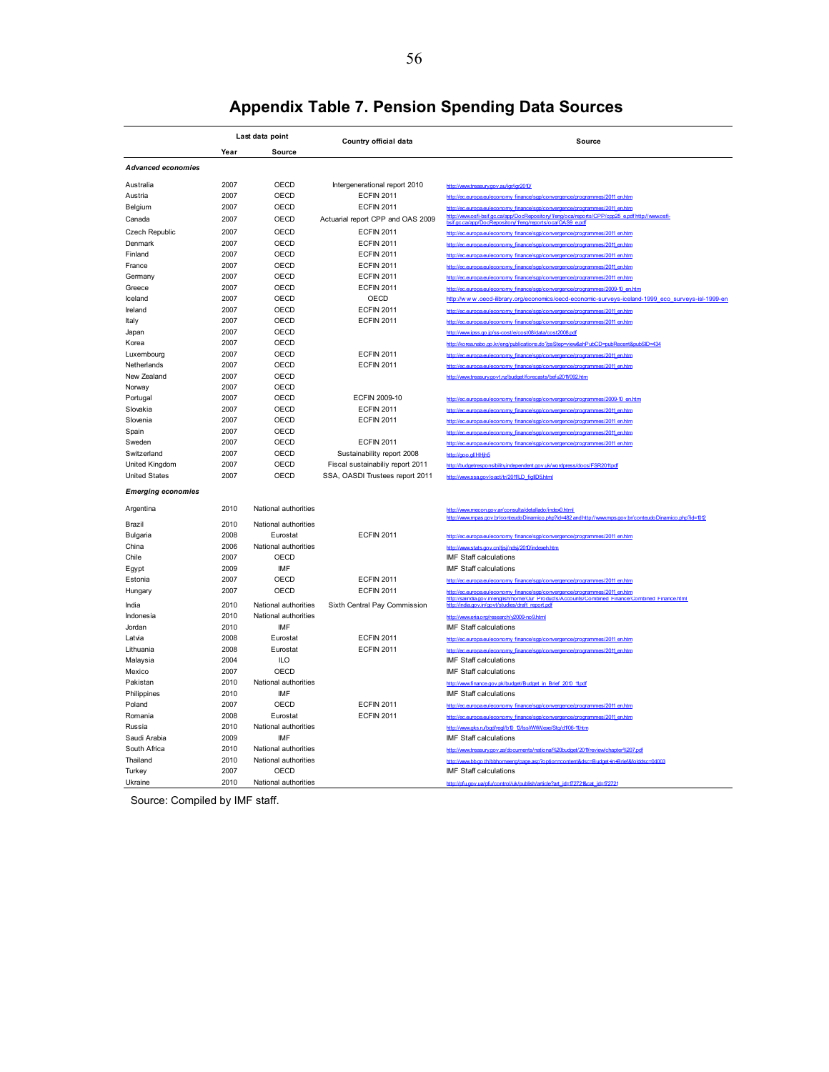# Appendix Table 7. Pension Spending Data Sources

| | Last data point | | Country official data | Source |
|---|---|---|---|---|
| | Year | Source | | |
| ***Advanced economies*** | | | | |
| Australia | 2007 | OECD | Intergenerational report 2010 | http://www.treasury.gov.au/igr/igr2010/ |
| Austria | 2007 | OECD | ECFIN 2011 | http://ec.europa.eu/economy_finance/sgp/convergence/programmes/2011_en.htm |
| Belgium | 2007 | OECD | ECFIN 2011 | http://ec.europa.eu/economy_finance/sgp/convergence/programmes/2011_en.htm |
| Canada | 2007 | OECD | Actuarial report CPP and OAS 2009 | http://www.osfi-bsif.gc.ca/app/DocRepository/1/eng/oca/reports/CPP/cpp25_e.pdf http://www.osfi-bsif.gc.ca/app/DocRepository/1/eng/reports/oca/OAS9_e.pdf |
| Czech Republic | 2007 | OECD | ECFIN 2011 | http://ec.europa.eu/economy_finance/sgp/convergence/programmes/2011_en.htm |
| Denmark | 2007 | OECD | ECFIN 2011 | http://ec.europa.eu/economy_finance/sgp/convergence/programmes/2011_en.htm |
| Finland | 2007 | OECD | ECFIN 2011 | http://ec.europa.eu/economy_finance/sgp/convergence/programmes/2011_en.htm |
| France | 2007 | OECD | ECFIN 2011 | http://ec.europa.eu/economy_finance/sgp/convergence/programmes/2011_en.htm |
| Germany | 2007 | OECD | ECFIN 2011 | http://ec.europa.eu/economy_finance/sgp/convergence/programmes/2011_en.htm |
| Greece | 2007 | OECD | ECFIN 2011 | http://ec.europa.eu/economy_finance/sgp/convergence/programmes/2009-10_en.htm |
| Iceland | 2007 | OECD | OECD | http://www.oecd-ilibrary.org/economics/oecd-economic-surveys-iceland-1999_eco_surveys-isl-1999-en |
| Ireland | 2007 | OECD | ECFIN 2011 | http://ec.europa.eu/economy_finance/sgp/convergence/programmes/2011_en.htm |
| Italy | 2007 | OECD | ECFIN 2011 | http://ec.europa.eu/economy_finance/sgp/convergence/programmes/2011_en.htm |
| Japan | 2007 | OECD | | http://www.ipss.go.jp/ss-cost/e/cost08/data/cost2008.pdf |
| Korea | 2007 | OECD | | http://korea.nabo.go.kr/eng/publications.do?psStep=view&shPubCD=pubRecent&pubSID=434 |
| Luxembourg | 2007 | OECD | ECFIN 2011 | http://ec.europa.eu/economy_finance/sgp/convergence/programmes/2011_en.htm |
| Netherlands | 2007 | OECD | ECFIN 2011 | http://ec.europa.eu/economy_finance/sgp/convergence/programmes/2011_en.htm |
| New Zealand | 2007 | OECD | | http://www.treasury.govt.nz/budget/forecasts/befu2011/092.htm |
| Norway | 2007 | OECD | | |
| Portugal | 2007 | OECD | ECFIN 2009-10 | http://ec.europa.eu/economy_finance/sgp/convergence/programmes/2009-10_en.htm |
| Slovakia | 2007 | OECD | ECFIN 2011 | http://ec.europa.eu/economy_finance/sgp/convergence/programmes/2011_en.htm |
| Slovenia | 2007 | OECD | ECFIN 2011 | http://ec.europa.eu/economy_finance/sgp/convergence/programmes/2011_en.htm |
| Spain | 2007 | OECD | | http://ec.europa.eu/economy_finance/sgp/convergence/programmes/2011_en.htm |
| Sweden | 2007 | OECD | ECFIN 2011 | http://ec.europa.eu/economy_finance/sgp/convergence/programmes/2011_en.htm |
| Switzerland | 2007 | OECD | Sustainability report 2008 | http://goo.gl/HHjh5 |
| United Kingdom | 2007 | OECD | Fiscal sustainabiliy report 2011 | http://budgetresponsibility.independent.gov.uk/wordpress/docs/FSR2011.pdf |
| United States | 2007 | OECD | SSA, OASDI Trustees report 2011 | http://www.ssa.gov/oact/tr/2011/LD_figIID5.html |
| ***Emerging economies*** | | | | |
| Argentina | 2010 | National authorities | | http://www.mecon.gov.ar/consulta/detallado/index0.html |
| Brazil | 2010 | National authorities | | http://www.mpas.gov.br/conteudoDinamico.php?id=482 and http://www.mps.gov.br/conteudoDinamico.php?id=1012 |
| Bulgaria | 2008 | Eurostat | ECFIN 2011 | http://ec.europa.eu/economy_finance/sgp/convergence/programmes/2011_en.htm |
| China | 2006 | National authorities | | http://www.stats.gov.cn/tjsj/ndsj/2010/indexeh.htm |
| Chile | 2007 | OECD | | IMF Staff calculations |
| Egypt | 2009 | IMF | | IMF Staff calculations |
| Estonia | 2007 | OECD | ECFIN 2011 | http://ec.europa.eu/economy_finance/sgp/convergence/programmes/2011_en.htm |
| Hungary | 2007 | OECD | ECFIN 2011 | http://ec.europa.eu/economy_finance/sgp/convergence/programmes/2011_en.htm |
| India | 2010 | National authorities | Sixth Central Pay Commission | http://saiindia.gov.in/english/home/Our_Products/Accounts/Combined_Finance/Combined_Finance.html http://india.gov.in/govt/studies/draft_report.pdf |
| Indonesia | 2010 | National authorities | | http://www.eria.org/research/y2009-no9.html |
| Jordan | 2010 | IMF | | IMF Staff calculations |
| Latvia | 2008 | Eurostat | ECFIN 2011 | http://ec.europa.eu/economy_finance/sgp/convergence/programmes/2011_en.htm |
| Lithuania | 2008 | Eurostat | ECFIN 2011 | http://ec.europa.eu/economy_finance/sgp/convergence/programmes/2011_en.htm |
| Malaysia | 2004 | ILO | | IMF Staff calculations |
| Mexico | 2007 | OECD | | IMF Staff calculations |
| Pakistan | 2010 | National authorities | | http://www.finance.gov.pk/budget/Budget_in_Brief_2010_11.pdf |
| Philippines | 2010 | IMF | | IMF Staff calculations |
| Poland | 2007 | OECD | ECFIN 2011 | http://ec.europa.eu/economy_finance/sgp/convergence/programmes/2011_en.htm |
| Romania | 2008 | Eurostat | ECFIN 2011 | http://ec.europa.eu/economy_finance/sgp/convergence/programmes/2011_en.htm |
| Russia | 2010 | National authorities | | http://www.gks.ru/bgd/regl/b10_13/IssWWW.exe/Stg/d1/06-11.htm |
| Saudi Arabia | 2009 | IMF | | IMF Staff calculations |
| South Africa | 2010 | National authorities | | http://www.treasury.gov.za/documents/national%20budget/2011/review/chapter%207.pdf |
| Thailand | 2010 | National authorities | | http://www.bb.go.th/bbhomeeng/page.asp?option=content&dsc=Budget+in+Brief&folddsc=04003 |
| Turkey | 2007 | OECD | | IMF Staff calculations |
| Ukraine | 2010 | National authorities | | http://pfu.gov.ua/pfu/control/uk/publish/article?art_id=172721&cat_id=172721 |

Source: Compiled by IMF staff.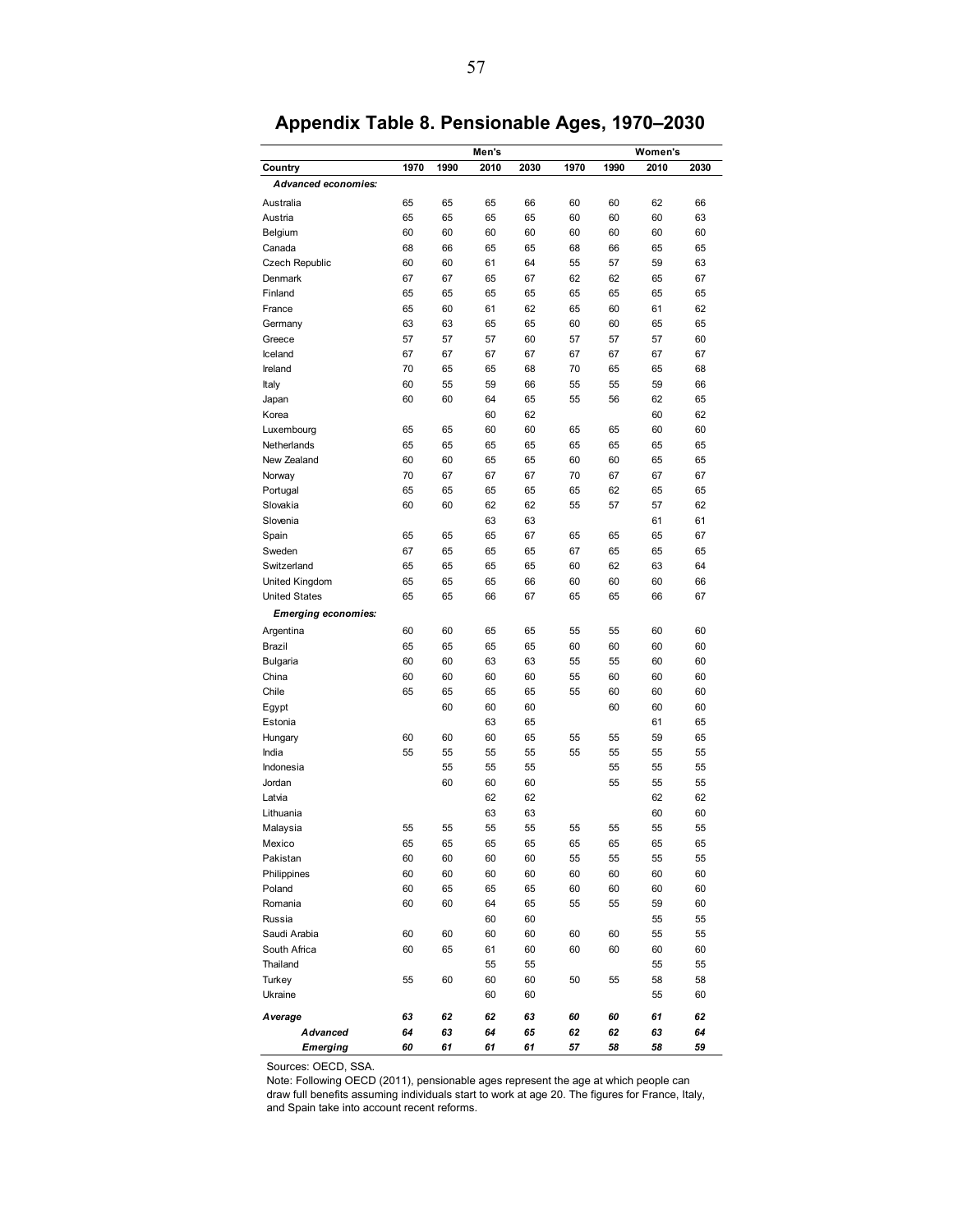# Appendix Table 8. Pensionable Ages, 1970–2030

| | Men's | | | | Women's | | | |
|---|---|---|---|---|---|---|---|---|
| **Country** | **1970** | **1990** | **2010** | **2030** | **1970** | **1990** | **2010** | **2030** |
| ***Advanced economies:*** | | | | | | | | |
| Australia | 65 | 65 | 65 | 66 | 60 | 60 | 62 | 66 |
| Austria | 65 | 65 | 65 | 65 | 60 | 60 | 60 | 63 |
| Belgium | 60 | 60 | 60 | 60 | 60 | 60 | 60 | 60 |
| Canada | 68 | 66 | 65 | 65 | 68 | 66 | 65 | 65 |
| Czech Republic | 60 | 60 | 61 | 64 | 55 | 57 | 59 | 63 |
| Denmark | 67 | 67 | 65 | 67 | 62 | 62 | 65 | 67 |
| Finland | 65 | 65 | 65 | 65 | 65 | 65 | 65 | 65 |
| France | 65 | 60 | 61 | 62 | 65 | 60 | 61 | 62 |
| Germany | 63 | 63 | 65 | 65 | 60 | 60 | 65 | 65 |
| Greece | 57 | 57 | 57 | 60 | 57 | 57 | 57 | 60 |
| Iceland | 67 | 67 | 67 | 67 | 67 | 67 | 67 | 67 |
| Ireland | 70 | 65 | 65 | 68 | 70 | 65 | 65 | 68 |
| Italy | 60 | 55 | 59 | 66 | 55 | 55 | 59 | 66 |
| Japan | 60 | 60 | 64 | 65 | 55 | 56 | 62 | 65 |
| Korea | | | 60 | 62 | | | 60 | 62 |
| Luxembourg | 65 | 65 | 60 | 60 | 65 | 65 | 60 | 60 |
| Netherlands | 65 | 65 | 65 | 65 | 65 | 65 | 65 | 65 |
| New Zealand | 60 | 60 | 65 | 65 | 60 | 60 | 65 | 65 |
| Norway | 70 | 67 | 67 | 67 | 70 | 67 | 67 | 67 |
| Portugal | 65 | 65 | 65 | 65 | 65 | 62 | 65 | 65 |
| Slovakia | 60 | 60 | 62 | 62 | 55 | 57 | 57 | 62 |
| Slovenia | | | 63 | 63 | | | 61 | 61 |
| Spain | 65 | 65 | 65 | 67 | 65 | 65 | 65 | 67 |
| Sweden | 67 | 65 | 65 | 65 | 67 | 65 | 65 | 65 |
| Switzerland | 65 | 65 | 65 | 65 | 60 | 62 | 63 | 64 |
| United Kingdom | 65 | 65 | 65 | 66 | 60 | 60 | 60 | 66 |
| United States | 65 | 65 | 66 | 67 | 65 | 65 | 66 | 67 |
| ***Emerging economies:*** | | | | | | | | |
| Argentina | 60 | 60 | 65 | 65 | 55 | 55 | 60 | 60 |
| Brazil | 65 | 65 | 65 | 65 | 60 | 60 | 60 | 60 |
| Bulgaria | 60 | 60 | 63 | 63 | 55 | 55 | 60 | 60 |
| China | 60 | 60 | 60 | 60 | 55 | 60 | 60 | 60 |
| Chile | 65 | 65 | 65 | 65 | 55 | 60 | 60 | 60 |
| Egypt | | 60 | 60 | 60 | | 60 | 60 | 60 |
| Estonia | | | 63 | 65 | | | 61 | 65 |
| Hungary | 60 | 60 | 60 | 65 | 55 | 55 | 59 | 65 |
| India | 55 | 55 | 55 | 55 | 55 | 55 | 55 | 55 |
| Indonesia | | 55 | 55 | 55 | | 55 | 55 | 55 |
| Jordan | | 60 | 60 | 60 | | 55 | 55 | 55 |
| Latvia | | | 62 | 62 | | | 62 | 62 |
| Lithuania | | | 63 | 63 | | | 60 | 60 |
| Malaysia | 55 | 55 | 55 | 55 | 55 | 55 | 55 | 55 |
| Mexico | 65 | 65 | 65 | 65 | 65 | 65 | 65 | 65 |
| Pakistan | 60 | 60 | 60 | 60 | 55 | 55 | 55 | 55 |
| Philippines | 60 | 60 | 60 | 60 | 60 | 60 | 60 | 60 |
| Poland | 60 | 65 | 65 | 65 | 60 | 60 | 60 | 60 |
| Romania | 60 | 60 | 64 | 65 | 55 | 55 | 59 | 60 |
| Russia | | | 60 | 60 | | | 55 | 55 |
| Saudi Arabia | 60 | 60 | 60 | 60 | 60 | 60 | 55 | 55 |
| South Africa | 60 | 65 | 61 | 60 | 60 | 60 | 60 | 60 |
| Thailand | | | 55 | 55 | | | 55 | 55 |
| Turkey | 55 | 60 | 60 | 60 | 50 | 55 | 58 | 58 |
| Ukraine | | | 60 | 60 | | | 55 | 60 |
| ***Average*** | ***63*** | ***62*** | ***62*** | ***63*** | ***60*** | ***60*** | ***61*** | ***62*** |
| ***Advanced*** | ***64*** | ***63*** | ***64*** | ***65*** | ***62*** | ***62*** | ***63*** | ***64*** |
| ***Emerging*** | ***60*** | ***61*** | ***61*** | ***61*** | ***57*** | ***58*** | ***58*** | ***59*** |

Sources: OECD, SSA.

Note: Following OECD (2011), pensionable ages represent the age at which people can draw full benefits assuming individuals start to work at age 20. The figures for France, Italy, and Spain take into account recent reforms.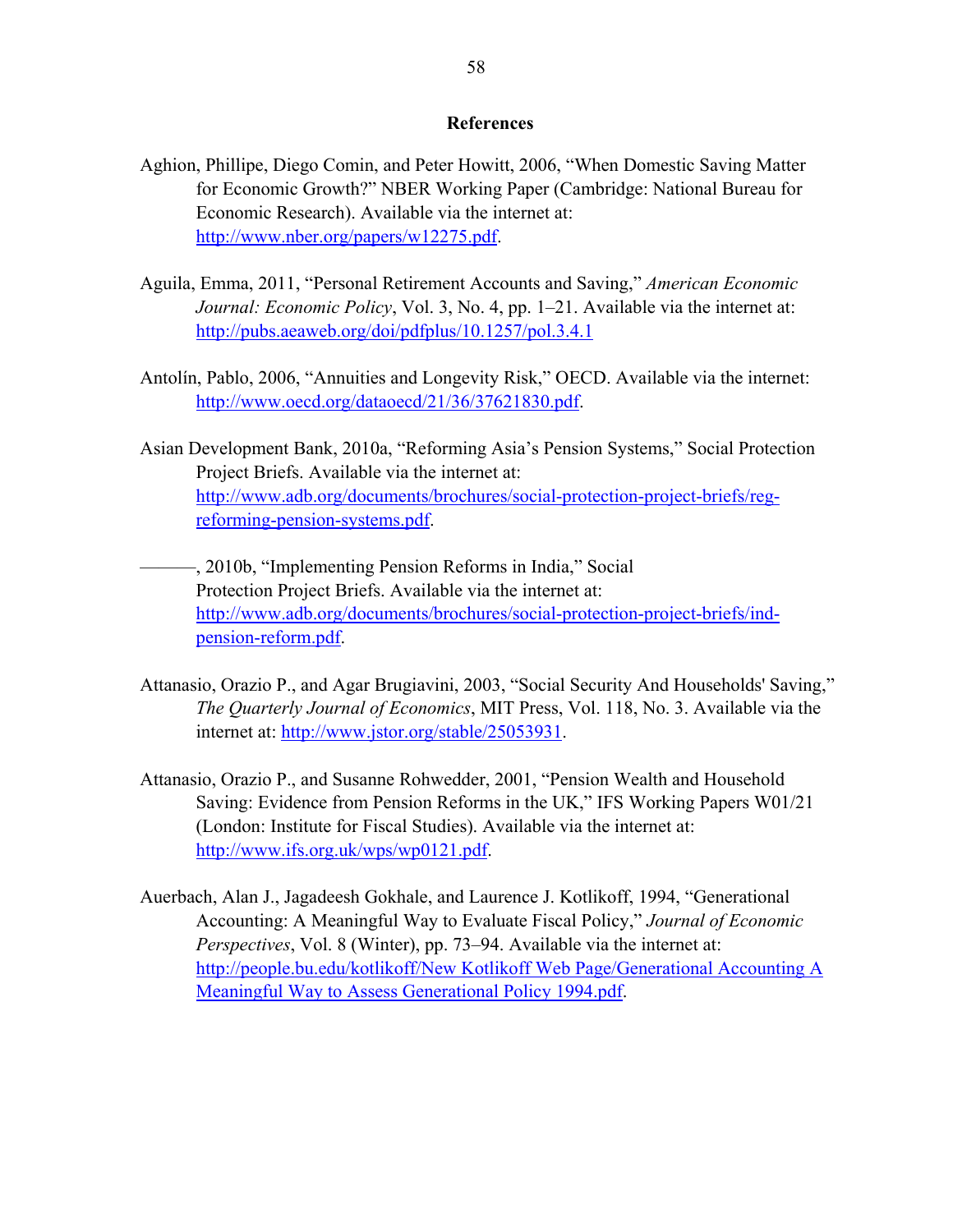## References

Aghion, Phillipe, Diego Comin, and Peter Howitt, 2006, "When Domestic Saving Matter for Economic Growth?" NBER Working Paper (Cambridge: National Bureau for Economic Research). Available via the internet at: http://www.nber.org/papers/w12275.pdf.

Aguila, Emma, 2011, "Personal Retirement Accounts and Saving," *American Economic Journal: Economic Policy*, Vol. 3, No. 4, pp. 1–21. Available via the internet at: http://pubs.aeaweb.org/doi/pdfplus/10.1257/pol.3.4.1

Antolín, Pablo, 2006, "Annuities and Longevity Risk," OECD. Available via the internet: http://www.oecd.org/dataoecd/21/36/37621830.pdf.

Asian Development Bank, 2010a, "Reforming Asia's Pension Systems," Social Protection Project Briefs. Available via the internet at: http://www.adb.org/documents/brochures/social-protection-project-briefs/reg-reforming-pension-systems.pdf.

———, 2010b, "Implementing Pension Reforms in India," Social Protection Project Briefs. Available via the internet at: http://www.adb.org/documents/brochures/social-protection-project-briefs/ind-pension-reform.pdf.

Attanasio, Orazio P., and Agar Brugiavini, 2003, "Social Security And Households' Saving," *The Quarterly Journal of Economics*, MIT Press, Vol. 118, No. 3. Available via the internet at: http://www.jstor.org/stable/25053931.

Attanasio, Orazio P., and Susanne Rohwedder, 2001, "Pension Wealth and Household Saving: Evidence from Pension Reforms in the UK," IFS Working Papers W01/21 (London: Institute for Fiscal Studies). Available via the internet at: http://www.ifs.org.uk/wps/wp0121.pdf.

Auerbach, Alan J., Jagadeesh Gokhale, and Laurence J. Kotlikoff, 1994, "Generational Accounting: A Meaningful Way to Evaluate Fiscal Policy," *Journal of Economic Perspectives*, Vol. 8 (Winter), pp. 73–94. Available via the internet at: http://people.bu.edu/kotlikoff/New Kotlikoff Web Page/Generational Accounting A Meaningful Way to Assess Generational Policy 1994.pdf.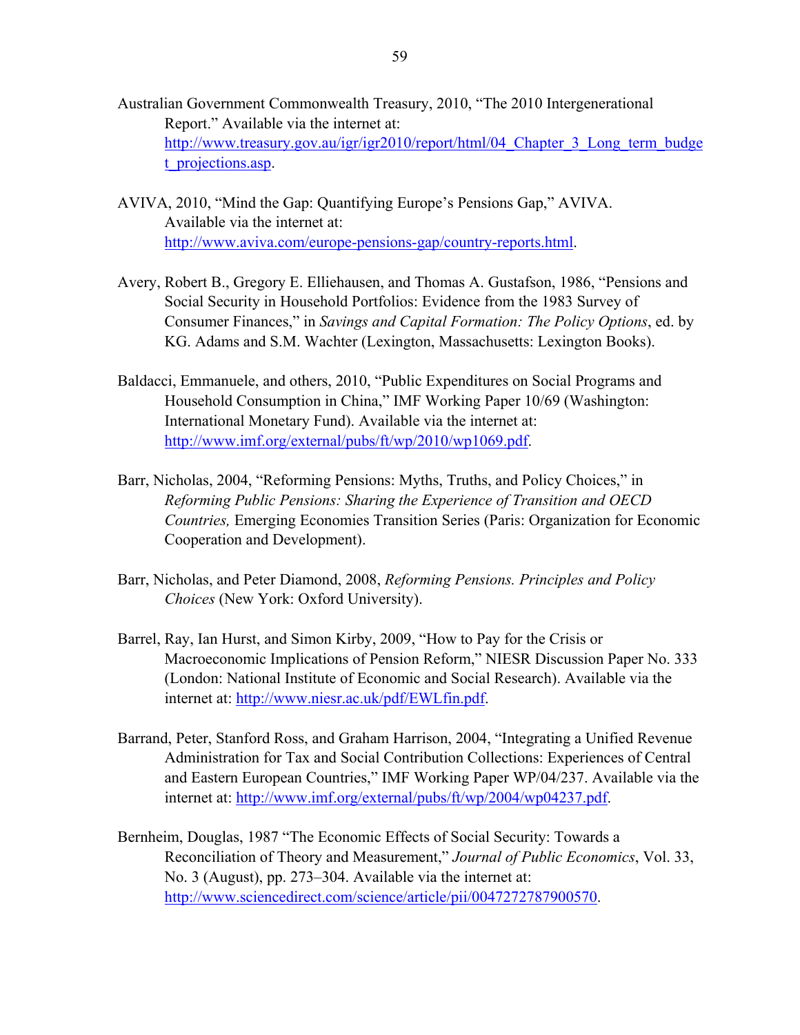Australian Government Commonwealth Treasury, 2010, "The 2010 Intergenerational Report." Available via the internet at: http://www.treasury.gov.au/igr/igr2010/report/html/04_Chapter_3_Long_term_budget_projections.asp.

AVIVA, 2010, "Mind the Gap: Quantifying Europe's Pensions Gap," AVIVA. Available via the internet at: http://www.aviva.com/europe-pensions-gap/country-reports.html.

Avery, Robert B., Gregory E. Elliehausen, and Thomas A. Gustafson, 1986, "Pensions and Social Security in Household Portfolios: Evidence from the 1983 Survey of Consumer Finances," in *Savings and Capital Formation: The Policy Options*, ed. by KG. Adams and S.M. Wachter (Lexington, Massachusetts: Lexington Books).

Baldacci, Emmanuele, and others, 2010, "Public Expenditures on Social Programs and Household Consumption in China," IMF Working Paper 10/69 (Washington: International Monetary Fund). Available via the internet at: http://www.imf.org/external/pubs/ft/wp/2010/wp1069.pdf.

Barr, Nicholas, 2004, "Reforming Pensions: Myths, Truths, and Policy Choices," in *Reforming Public Pensions: Sharing the Experience of Transition and OECD Countries,* Emerging Economies Transition Series (Paris: Organization for Economic Cooperation and Development).

Barr, Nicholas, and Peter Diamond, 2008, *Reforming Pensions. Principles and Policy Choices* (New York: Oxford University).

Barrel, Ray, Ian Hurst, and Simon Kirby, 2009, "How to Pay for the Crisis or Macroeconomic Implications of Pension Reform," NIESR Discussion Paper No. 333 (London: National Institute of Economic and Social Research). Available via the internet at: http://www.niesr.ac.uk/pdf/EWLfin.pdf.

Barrand, Peter, Stanford Ross, and Graham Harrison, 2004, "Integrating a Unified Revenue Administration for Tax and Social Contribution Collections: Experiences of Central and Eastern European Countries," IMF Working Paper WP/04/237. Available via the internet at: http://www.imf.org/external/pubs/ft/wp/2004/wp04237.pdf.

Bernheim, Douglas, 1987 "The Economic Effects of Social Security: Towards a Reconciliation of Theory and Measurement," *Journal of Public Economics*, Vol. 33, No. 3 (August), pp. 273–304. Available via the internet at: http://www.sciencedirect.com/science/article/pii/0047272787900570.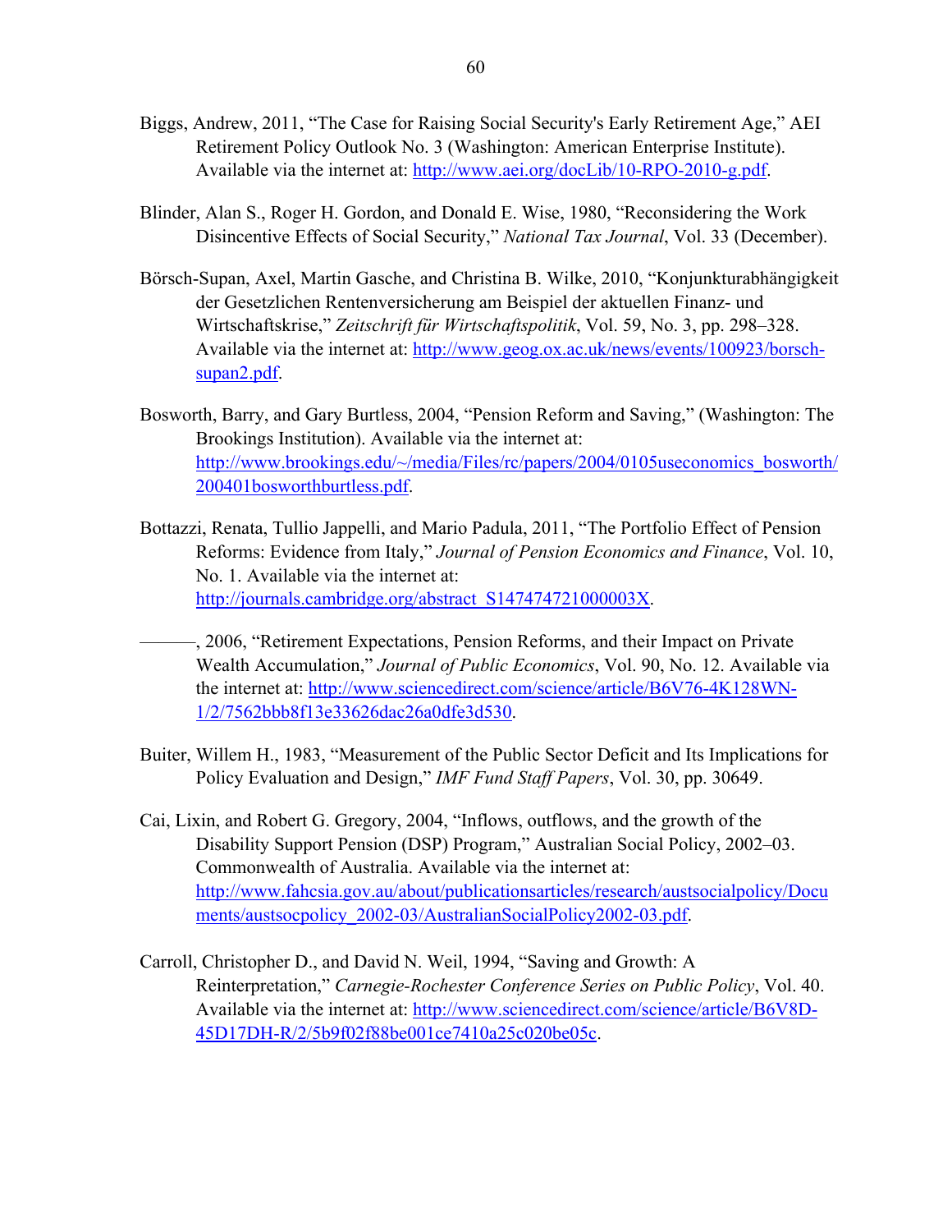Biggs, Andrew, 2011, "The Case for Raising Social Security's Early Retirement Age," AEI Retirement Policy Outlook No. 3 (Washington: American Enterprise Institute). Available via the internet at: http://www.aei.org/docLib/10-RPO-2010-g.pdf.

Blinder, Alan S., Roger H. Gordon, and Donald E. Wise, 1980, "Reconsidering the Work Disincentive Effects of Social Security," *National Tax Journal*, Vol. 33 (December).

Börsch-Supan, Axel, Martin Gasche, and Christina B. Wilke, 2010, "Konjunkturabhängigkeit der Gesetzlichen Rentenversicherung am Beispiel der aktuellen Finanz- und Wirtschaftskrise," *Zeitschrift für Wirtschaftspolitik*, Vol. 59, No. 3, pp. 298–328. Available via the internet at: http://www.geog.ox.ac.uk/news/events/100923/borsch-supan2.pdf.

Bosworth, Barry, and Gary Burtless, 2004, "Pension Reform and Saving," (Washington: The Brookings Institution). Available via the internet at: http://www.brookings.edu/~/media/Files/rc/papers/2004/0105useconomics_bosworth/200401bosworthburtless.pdf.

Bottazzi, Renata, Tullio Jappelli, and Mario Padula, 2011, "The Portfolio Effect of Pension Reforms: Evidence from Italy," *Journal of Pension Economics and Finance*, Vol. 10, No. 1. Available via the internet at: http://journals.cambridge.org/abstract_S147474721000003X.

———, 2006, "Retirement Expectations, Pension Reforms, and their Impact on Private Wealth Accumulation," *Journal of Public Economics*, Vol. 90, No. 12. Available via the internet at: http://www.sciencedirect.com/science/article/B6V76-4K128WN-1/2/7562bbb8f13e33626dac26a0dfe3d530.

Buiter, Willem H., 1983, "Measurement of the Public Sector Deficit and Its Implications for Policy Evaluation and Design," *IMF Fund Staff Papers*, Vol. 30, pp. 30649.

Cai, Lixin, and Robert G. Gregory, 2004, "Inflows, outflows, and the growth of the Disability Support Pension (DSP) Program," Australian Social Policy, 2002–03. Commonwealth of Australia. Available via the internet at: http://www.fahcsia.gov.au/about/publicationsarticles/research/austsocialpolicy/Documents/austsocpolicy_2002-03/AustralianSocialPolicy2002-03.pdf.

Carroll, Christopher D., and David N. Weil, 1994, "Saving and Growth: A Reinterpretation," *Carnegie-Rochester Conference Series on Public Policy*, Vol. 40. Available via the internet at: http://www.sciencedirect.com/science/article/B6V8D-45D17DH-R/2/5b9f02f88be001ce7410a25c020be05c.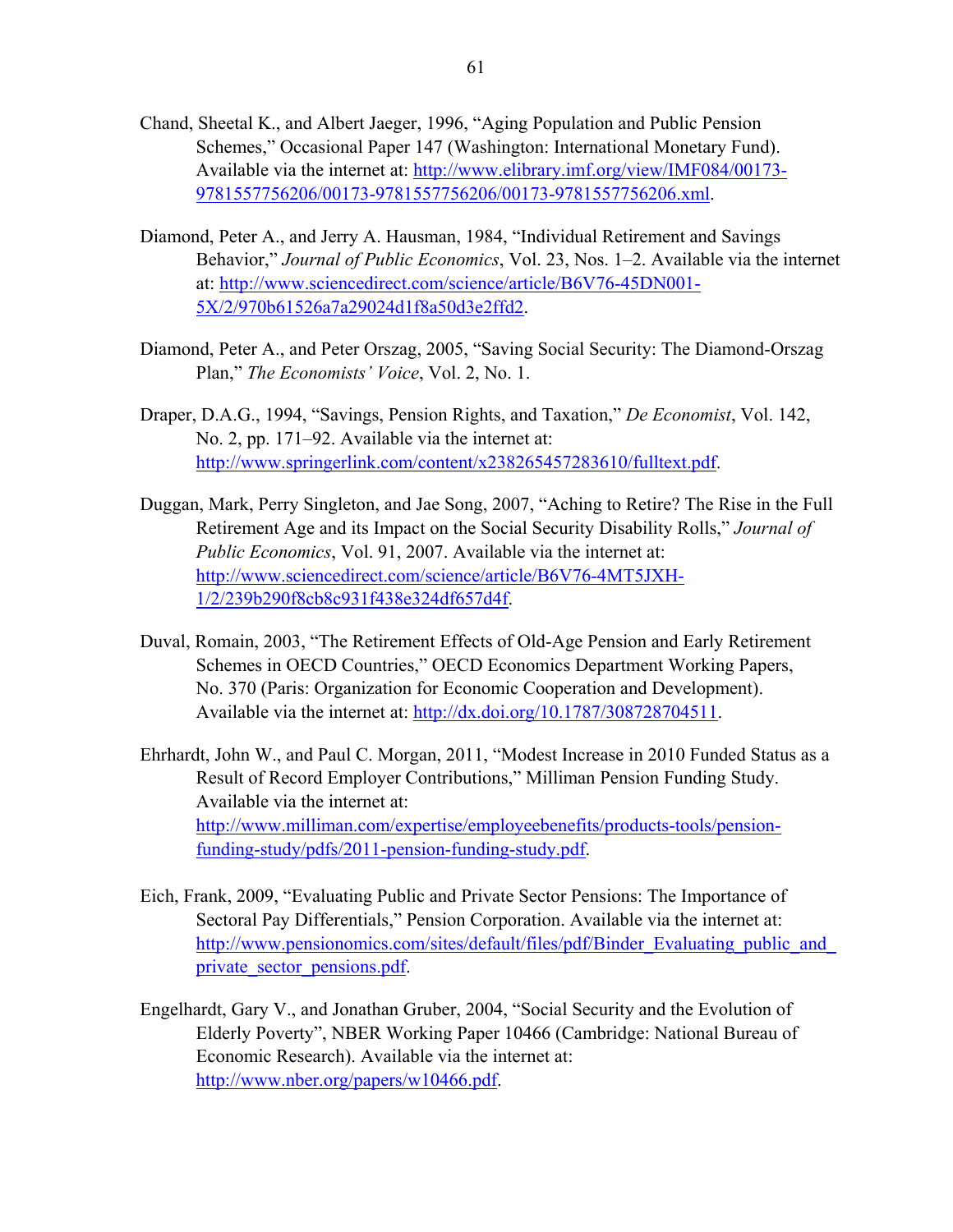Chand, Sheetal K., and Albert Jaeger, 1996, "Aging Population and Public Pension Schemes," Occasional Paper 147 (Washington: International Monetary Fund). Available via the internet at: http://www.elibrary.imf.org/view/IMF084/00173-9781557756206/00173-9781557756206/00173-9781557756206.xml.

Diamond, Peter A., and Jerry A. Hausman, 1984, "Individual Retirement and Savings Behavior," *Journal of Public Economics*, Vol. 23, Nos. 1–2. Available via the internet at: http://www.sciencedirect.com/science/article/B6V76-45DN001-5X/2/970b61526a7a29024d1f8a50d3e2ffd2.

Diamond, Peter A., and Peter Orszag, 2005, "Saving Social Security: The Diamond-Orszag Plan," *The Economists' Voice*, Vol. 2, No. 1.

Draper, D.A.G., 1994, "Savings, Pension Rights, and Taxation," *De Economist*, Vol. 142, No. 2, pp. 171–92. Available via the internet at: http://www.springerlink.com/content/x238265457283610/fulltext.pdf.

Duggan, Mark, Perry Singleton, and Jae Song, 2007, "Aching to Retire? The Rise in the Full Retirement Age and its Impact on the Social Security Disability Rolls," *Journal of Public Economics*, Vol. 91, 2007. Available via the internet at: http://www.sciencedirect.com/science/article/B6V76-4MT5JXH-1/2/239b290f8cb8c931f438e324df657d4f.

Duval, Romain, 2003, "The Retirement Effects of Old-Age Pension and Early Retirement Schemes in OECD Countries," OECD Economics Department Working Papers, No. 370 (Paris: Organization for Economic Cooperation and Development). Available via the internet at: http://dx.doi.org/10.1787/308728704511.

Ehrhardt, John W., and Paul C. Morgan, 2011, "Modest Increase in 2010 Funded Status as a Result of Record Employer Contributions," Milliman Pension Funding Study. Available via the internet at: http://www.milliman.com/expertise/employeebenefits/products-tools/pension-funding-study/pdfs/2011-pension-funding-study.pdf.

Eich, Frank, 2009, "Evaluating Public and Private Sector Pensions: The Importance of Sectoral Pay Differentials," Pension Corporation. Available via the internet at: http://www.pensionomics.com/sites/default/files/pdf/Binder_Evaluating_public_and_private_sector_pensions.pdf.

Engelhardt, Gary V., and Jonathan Gruber, 2004, "Social Security and the Evolution of Elderly Poverty", NBER Working Paper 10466 (Cambridge: National Bureau of Economic Research). Available via the internet at: http://www.nber.org/papers/w10466.pdf.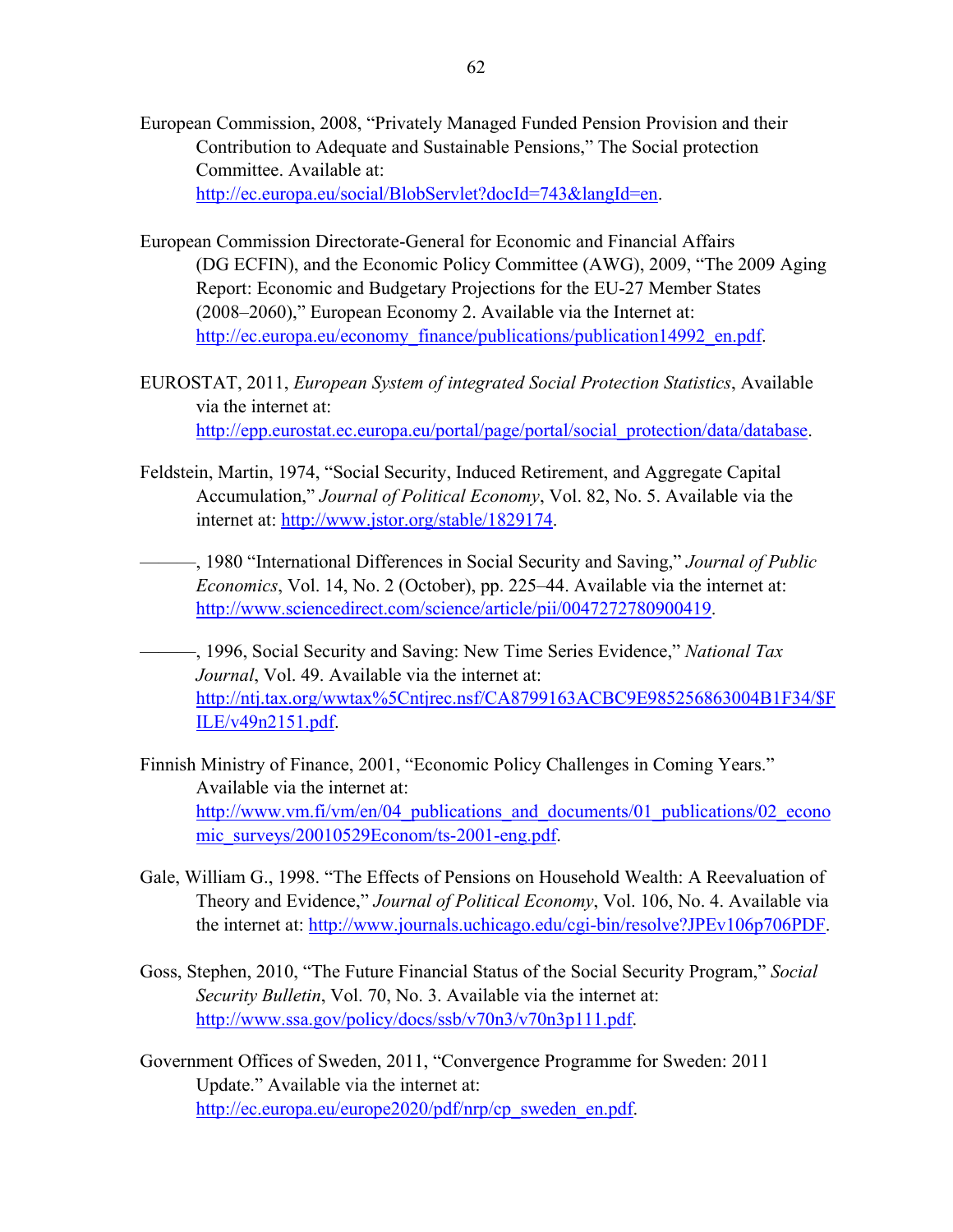European Commission, 2008, "Privately Managed Funded Pension Provision and their Contribution to Adequate and Sustainable Pensions," The Social protection Committee. Available at: http://ec.europa.eu/social/BlobServlet?docId=743&langId=en.

European Commission Directorate-General for Economic and Financial Affairs (DG ECFIN), and the Economic Policy Committee (AWG), 2009, "The 2009 Aging Report: Economic and Budgetary Projections for the EU-27 Member States (2008–2060)," European Economy 2. Available via the Internet at: http://ec.europa.eu/economy_finance/publications/publication14992_en.pdf.

EUROSTAT, 2011, *European System of integrated Social Protection Statistics*, Available via the internet at: http://epp.eurostat.ec.europa.eu/portal/page/portal/social_protection/data/database.

Feldstein, Martin, 1974, "Social Security, Induced Retirement, and Aggregate Capital Accumulation," *Journal of Political Economy*, Vol. 82, No. 5. Available via the internet at: http://www.jstor.org/stable/1829174.

———, 1980 "International Differences in Social Security and Saving," *Journal of Public Economics*, Vol. 14, No. 2 (October), pp. 225–44. Available via the internet at: http://www.sciencedirect.com/science/article/pii/0047272780900419.

———, 1996, Social Security and Saving: New Time Series Evidence," *National Tax Journal*, Vol. 49. Available via the internet at: http://ntj.tax.org/wwtax%5Cntjrec.nsf/CA8799163ACBC9E985256863004B1F34/$FILE/v49n2151.pdf.

Finnish Ministry of Finance, 2001, "Economic Policy Challenges in Coming Years." Available via the internet at: http://www.vm.fi/vm/en/04_publications_and_documents/01_publications/02_economic_surveys/20010529Econom/ts-2001-eng.pdf.

Gale, William G., 1998. "The Effects of Pensions on Household Wealth: A Reevaluation of Theory and Evidence," *Journal of Political Economy*, Vol. 106, No. 4. Available via the internet at: http://www.journals.uchicago.edu/cgi-bin/resolve?JPEv106p706PDF.

Goss, Stephen, 2010, "The Future Financial Status of the Social Security Program," *Social Security Bulletin*, Vol. 70, No. 3. Available via the internet at: http://www.ssa.gov/policy/docs/ssb/v70n3/v70n3p111.pdf.

Government Offices of Sweden, 2011, "Convergence Programme for Sweden: 2011 Update." Available via the internet at: http://ec.europa.eu/europe2020/pdf/nrp/cp_sweden_en.pdf.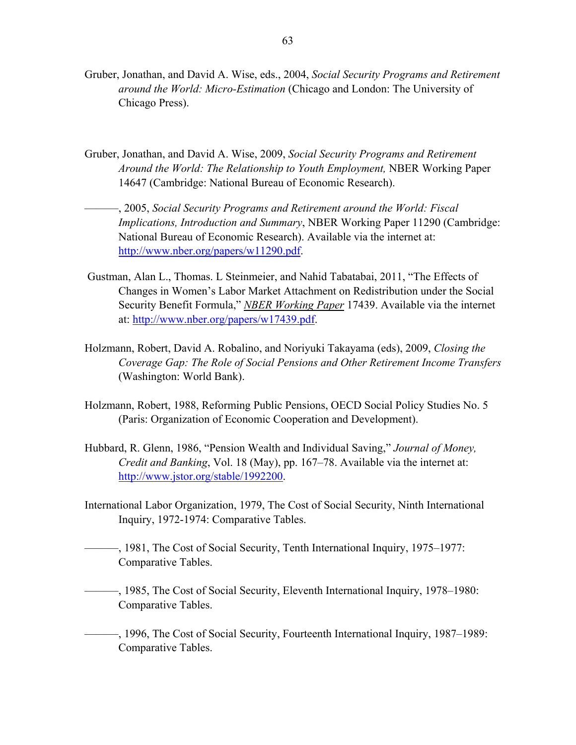Gruber, Jonathan, and David A. Wise, eds., 2004, *Social Security Programs and Retirement around the World: Micro-Estimation* (Chicago and London: The University of Chicago Press).

Gruber, Jonathan, and David A. Wise, 2009, *Social Security Programs and Retirement Around the World: The Relationship to Youth Employment,* NBER Working Paper 14647 (Cambridge: National Bureau of Economic Research).

———, 2005, *Social Security Programs and Retirement around the World: Fiscal Implications, Introduction and Summary*, NBER Working Paper 11290 (Cambridge: National Bureau of Economic Research). Available via the internet at: http://www.nber.org/papers/w11290.pdf.

Gustman, Alan L., Thomas. L Steinmeier, and Nahid Tabatabai, 2011, "The Effects of Changes in Women's Labor Market Attachment on Redistribution under the Social Security Benefit Formula," *NBER Working Paper* 17439. Available via the internet at: http://www.nber.org/papers/w17439.pdf.

Holzmann, Robert, David A. Robalino, and Noriyuki Takayama (eds), 2009, *Closing the Coverage Gap: The Role of Social Pensions and Other Retirement Income Transfers* (Washington: World Bank).

Holzmann, Robert, 1988, Reforming Public Pensions, OECD Social Policy Studies No. 5 (Paris: Organization of Economic Cooperation and Development).

Hubbard, R. Glenn, 1986, "Pension Wealth and Individual Saving," *Journal of Money, Credit and Banking*, Vol. 18 (May), pp. 167–78. Available via the internet at: http://www.jstor.org/stable/1992200.

International Labor Organization, 1979, The Cost of Social Security, Ninth International Inquiry, 1972-1974: Comparative Tables.

———, 1981, The Cost of Social Security, Tenth International Inquiry, 1975–1977: Comparative Tables.

———, 1985, The Cost of Social Security, Eleventh International Inquiry, 1978–1980: Comparative Tables.

———, 1996, The Cost of Social Security, Fourteenth International Inquiry, 1987–1989: Comparative Tables.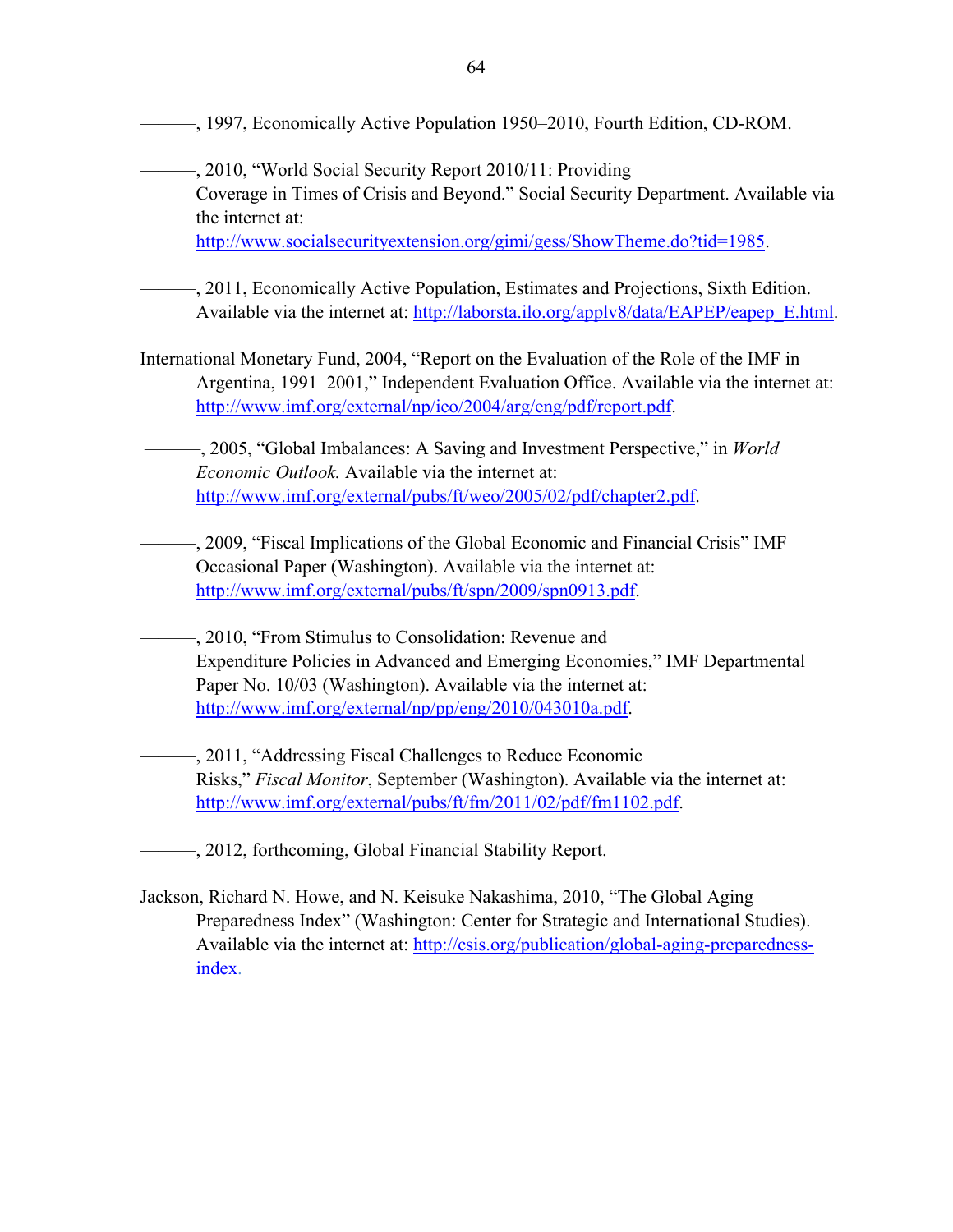———, 1997, Economically Active Population 1950–2010, Fourth Edition, CD-ROM.

———, 2010, "World Social Security Report 2010/11: Providing Coverage in Times of Crisis and Beyond." Social Security Department. Available via the internet at: http://www.socialsecurityextension.org/gimi/gess/ShowTheme.do?tid=1985.

———, 2011, Economically Active Population, Estimates and Projections, Sixth Edition. Available via the internet at: http://laborsta.ilo.org/applv8/data/EAPEP/eapep_E.html.

International Monetary Fund, 2004, "Report on the Evaluation of the Role of the IMF in Argentina, 1991–2001," Independent Evaluation Office. Available via the internet at: http://www.imf.org/external/np/ieo/2004/arg/eng/pdf/report.pdf.

———, 2005, "Global Imbalances: A Saving and Investment Perspective," in *World Economic Outlook.* Available via the internet at: http://www.imf.org/external/pubs/ft/weo/2005/02/pdf/chapter2.pdf.

———, 2009, "Fiscal Implications of the Global Economic and Financial Crisis" IMF Occasional Paper (Washington). Available via the internet at: http://www.imf.org/external/pubs/ft/spn/2009/spn0913.pdf.

———, 2010, "From Stimulus to Consolidation: Revenue and Expenditure Policies in Advanced and Emerging Economies," IMF Departmental Paper No. 10/03 (Washington). Available via the internet at: http://www.imf.org/external/np/pp/eng/2010/043010a.pdf.

———, 2011, "Addressing Fiscal Challenges to Reduce Economic Risks," *Fiscal Monitor*, September (Washington). Available via the internet at: http://www.imf.org/external/pubs/ft/fm/2011/02/pdf/fm1102.pdf.

———, 2012, forthcoming, Global Financial Stability Report.

Jackson, Richard N. Howe, and N. Keisuke Nakashima, 2010, "The Global Aging Preparedness Index" (Washington: Center for Strategic and International Studies). Available via the internet at: http://csis.org/publication/global-aging-preparedness-index.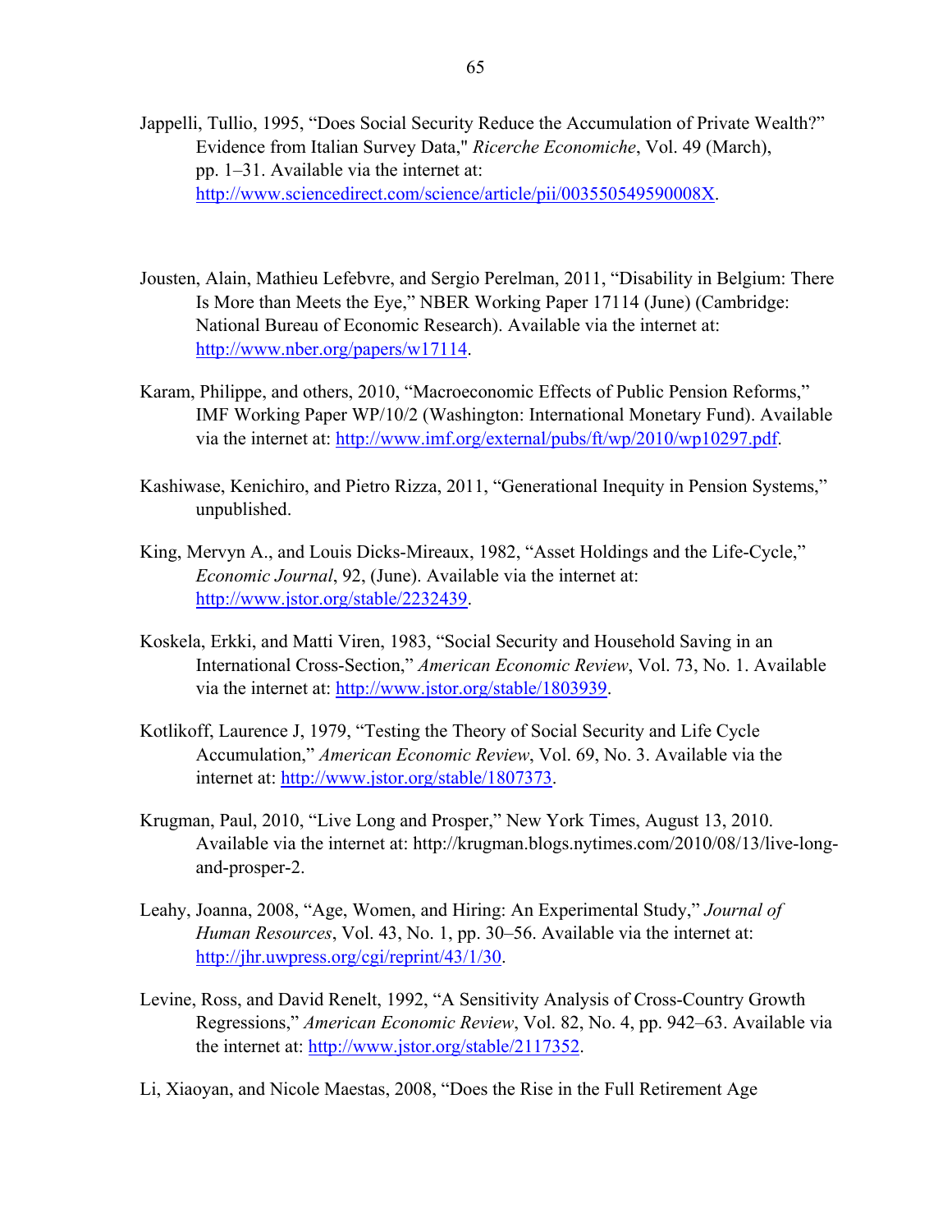Jappelli, Tullio, 1995, "Does Social Security Reduce the Accumulation of Private Wealth?" Evidence from Italian Survey Data," *Ricerche Economiche*, Vol. 49 (March), pp. 1–31. Available via the internet at: http://www.sciencedirect.com/science/article/pii/003550549590008X.

Jousten, Alain, Mathieu Lefebvre, and Sergio Perelman, 2011, "Disability in Belgium: There Is More than Meets the Eye," NBER Working Paper 17114 (June) (Cambridge: National Bureau of Economic Research). Available via the internet at: http://www.nber.org/papers/w17114.

Karam, Philippe, and others, 2010, "Macroeconomic Effects of Public Pension Reforms," IMF Working Paper WP/10/2 (Washington: International Monetary Fund). Available via the internet at: http://www.imf.org/external/pubs/ft/wp/2010/wp10297.pdf.

Kashiwase, Kenichiro, and Pietro Rizza, 2011, "Generational Inequity in Pension Systems," unpublished.

King, Mervyn A., and Louis Dicks-Mireaux, 1982, "Asset Holdings and the Life-Cycle," *Economic Journal*, 92, (June). Available via the internet at: http://www.jstor.org/stable/2232439.

Koskela, Erkki, and Matti Viren, 1983, "Social Security and Household Saving in an International Cross-Section," *American Economic Review*, Vol. 73, No. 1. Available via the internet at: http://www.jstor.org/stable/1803939.

Kotlikoff, Laurence J, 1979, "Testing the Theory of Social Security and Life Cycle Accumulation," *American Economic Review*, Vol. 69, No. 3. Available via the internet at: http://www.jstor.org/stable/1807373.

Krugman, Paul, 2010, "Live Long and Prosper," New York Times, August 13, 2010. Available via the internet at: http://krugman.blogs.nytimes.com/2010/08/13/live-long-and-prosper-2.

Leahy, Joanna, 2008, "Age, Women, and Hiring: An Experimental Study," *Journal of Human Resources*, Vol. 43, No. 1, pp. 30–56. Available via the internet at: http://jhr.uwpress.org/cgi/reprint/43/1/30.

Levine, Ross, and David Renelt, 1992, "A Sensitivity Analysis of Cross-Country Growth Regressions," *American Economic Review*, Vol. 82, No. 4, pp. 942–63. Available via the internet at: http://www.jstor.org/stable/2117352.

Li, Xiaoyan, and Nicole Maestas, 2008, "Does the Rise in the Full Retirement Age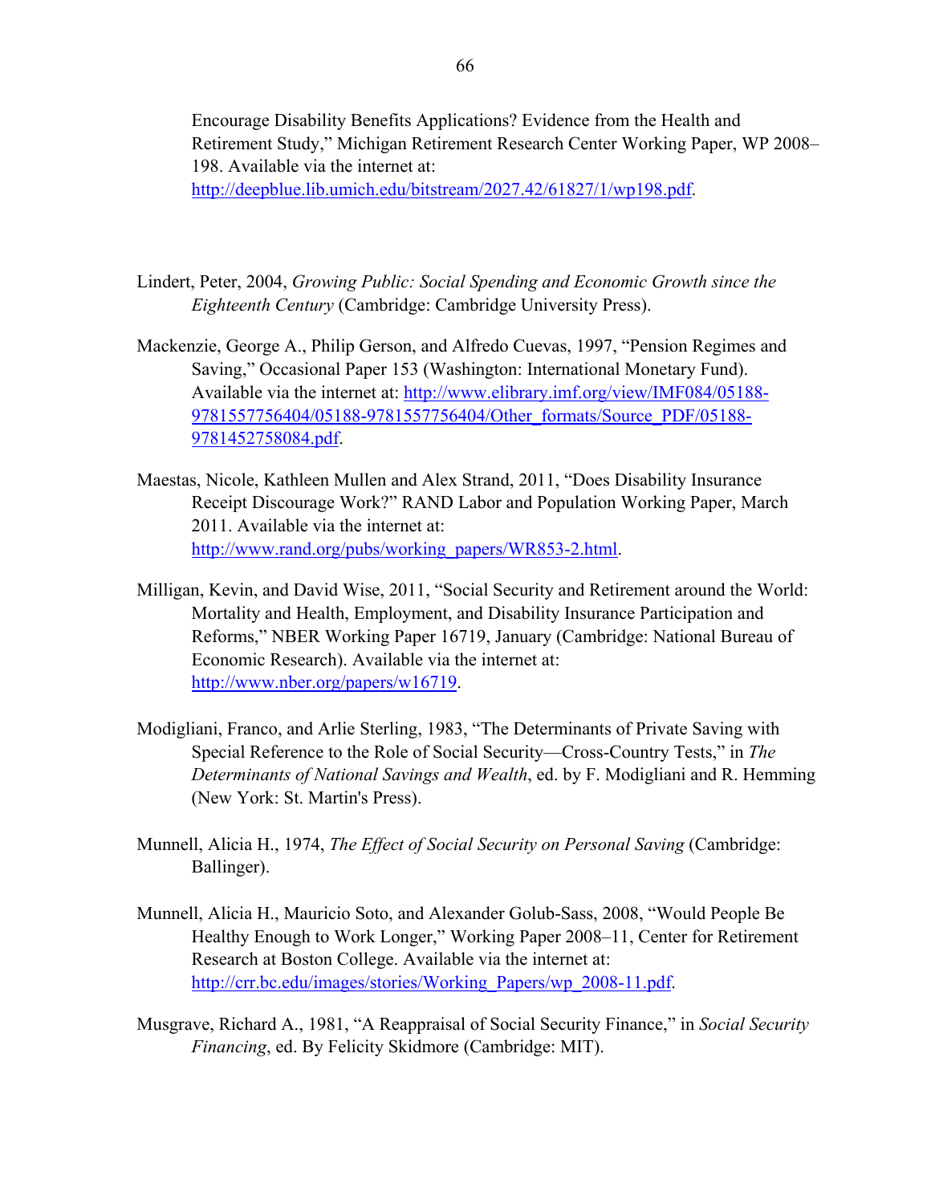Encourage Disability Benefits Applications? Evidence from the Health and Retirement Study," Michigan Retirement Research Center Working Paper, WP 2008–198. Available via the internet at: http://deepblue.lib.umich.edu/bitstream/2027.42/61827/1/wp198.pdf.

Lindert, Peter, 2004, *Growing Public: Social Spending and Economic Growth since the Eighteenth Century* (Cambridge: Cambridge University Press).

Mackenzie, George A., Philip Gerson, and Alfredo Cuevas, 1997, "Pension Regimes and Saving," Occasional Paper 153 (Washington: International Monetary Fund). Available via the internet at: http://www.elibrary.imf.org/view/IMF084/05188-9781557756404/05188-9781557756404/Other_formats/Source_PDF/05188-9781452758084.pdf.

Maestas, Nicole, Kathleen Mullen and Alex Strand, 2011, "Does Disability Insurance Receipt Discourage Work?" RAND Labor and Population Working Paper, March 2011. Available via the internet at: http://www.rand.org/pubs/working_papers/WR853-2.html.

Milligan, Kevin, and David Wise, 2011, "Social Security and Retirement around the World: Mortality and Health, Employment, and Disability Insurance Participation and Reforms," NBER Working Paper 16719, January (Cambridge: National Bureau of Economic Research). Available via the internet at: http://www.nber.org/papers/w16719.

Modigliani, Franco, and Arlie Sterling, 1983, "The Determinants of Private Saving with Special Reference to the Role of Social Security—Cross-Country Tests," in *The Determinants of National Savings and Wealth*, ed. by F. Modigliani and R. Hemming (New York: St. Martin's Press).

Munnell, Alicia H., 1974, *The Effect of Social Security on Personal Saving* (Cambridge: Ballinger).

Munnell, Alicia H., Mauricio Soto, and Alexander Golub-Sass, 2008, "Would People Be Healthy Enough to Work Longer," Working Paper 2008–11, Center for Retirement Research at Boston College. Available via the internet at: http://crr.bc.edu/images/stories/Working_Papers/wp_2008-11.pdf.

Musgrave, Richard A., 1981, "A Reappraisal of Social Security Finance," in *Social Security Financing*, ed. By Felicity Skidmore (Cambridge: MIT).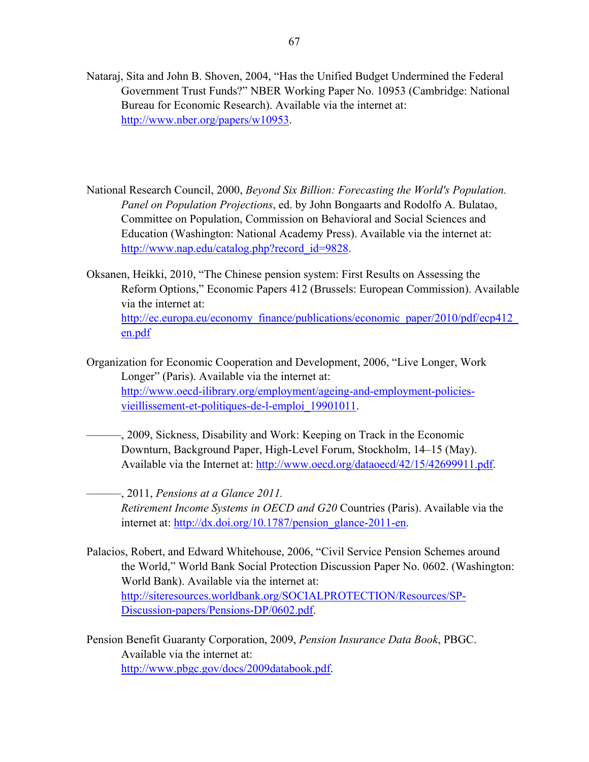Nataraj, Sita and John B. Shoven, 2004, "Has the Unified Budget Undermined the Federal Government Trust Funds?" NBER Working Paper No. 10953 (Cambridge: National Bureau for Economic Research). Available via the internet at: http://www.nber.org/papers/w10953.

National Research Council, 2000, *Beyond Six Billion: Forecasting the World's Population. Panel on Population Projections*, ed. by John Bongaarts and Rodolfo A. Bulatao, Committee on Population, Commission on Behavioral and Social Sciences and Education (Washington: National Academy Press). Available via the internet at: http://www.nap.edu/catalog.php?record_id=9828.

Oksanen, Heikki, 2010, "The Chinese pension system: First Results on Assessing the Reform Options," Economic Papers 412 (Brussels: European Commission). Available via the internet at: http://ec.europa.eu/economy_finance/publications/economic_paper/2010/pdf/ecp412_en.pdf

Organization for Economic Cooperation and Development, 2006, "Live Longer, Work Longer" (Paris). Available via the internet at: http://www.oecd-ilibrary.org/employment/ageing-and-employment-policies-vieillissement-et-politiques-de-l-emploi_19901011.

———, 2009, Sickness, Disability and Work: Keeping on Track in the Economic Downturn, Background Paper, High-Level Forum, Stockholm, 14–15 (May). Available via the Internet at: http://www.oecd.org/dataoecd/42/15/42699911.pdf.

———, 2011, *Pensions at a Glance 2011. Retirement Income Systems in OECD and G20* Countries (Paris). Available via the internet at: http://dx.doi.org/10.1787/pension_glance-2011-en.

Palacios, Robert, and Edward Whitehouse, 2006, "Civil Service Pension Schemes around the World," World Bank Social Protection Discussion Paper No. 0602. (Washington: World Bank). Available via the internet at: http://siteresources.worldbank.org/SOCIALPROTECTION/Resources/SP-Discussion-papers/Pensions-DP/0602.pdf.

Pension Benefit Guaranty Corporation, 2009, *Pension Insurance Data Book*, PBGC. Available via the internet at: http://www.pbgc.gov/docs/2009databook.pdf.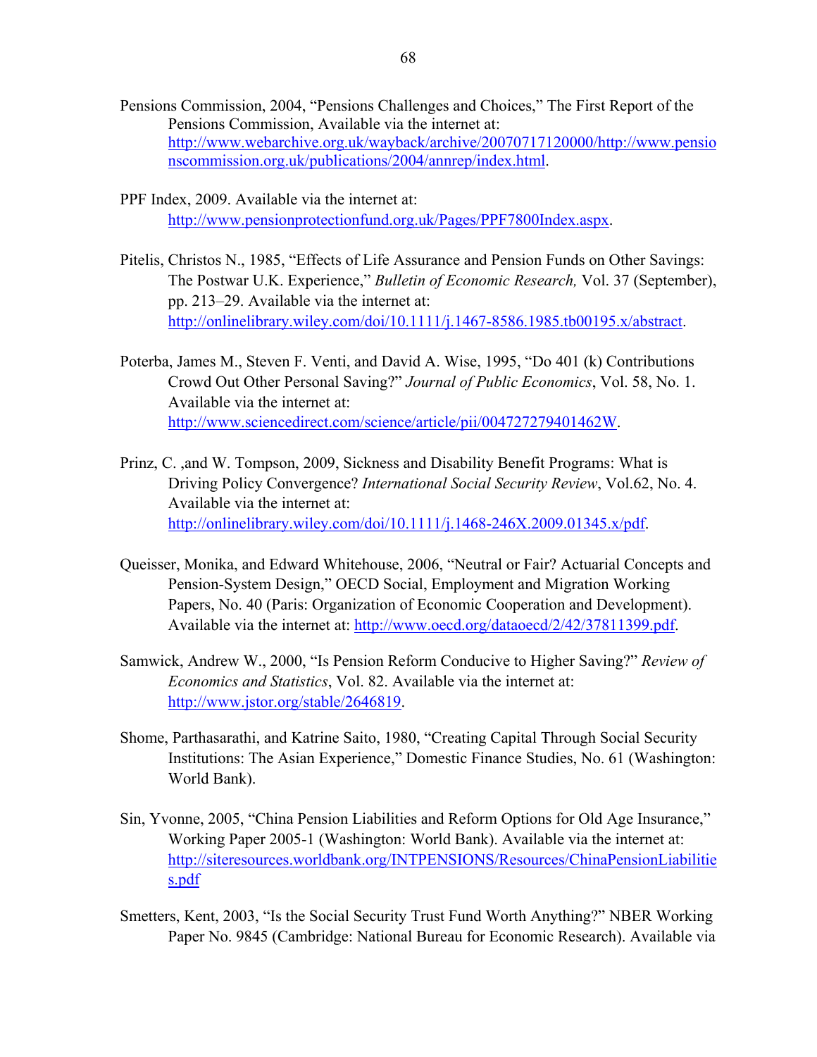Pensions Commission, 2004, "Pensions Challenges and Choices," The First Report of the Pensions Commission, Available via the internet at: http://www.webarchive.org.uk/wayback/archive/20070717120000/http://www.pensionscommission.org.uk/publications/2004/annrep/index.html.

PPF Index, 2009. Available via the internet at: http://www.pensionprotectionfund.org.uk/Pages/PPF7800Index.aspx.

Pitelis, Christos N., 1985, "Effects of Life Assurance and Pension Funds on Other Savings: The Postwar U.K. Experience," *Bulletin of Economic Research,* Vol. 37 (September), pp. 213–29. Available via the internet at: http://onlinelibrary.wiley.com/doi/10.1111/j.1467-8586.1985.tb00195.x/abstract.

Poterba, James M., Steven F. Venti, and David A. Wise, 1995, "Do 401 (k) Contributions Crowd Out Other Personal Saving?" *Journal of Public Economics*, Vol. 58, No. 1. Available via the internet at: http://www.sciencedirect.com/science/article/pii/004727279401462W.

Prinz, C. ,and W. Tompson, 2009, Sickness and Disability Benefit Programs: What is Driving Policy Convergence? *International Social Security Review*, Vol.62, No. 4. Available via the internet at: http://onlinelibrary.wiley.com/doi/10.1111/j.1468-246X.2009.01345.x/pdf.

Queisser, Monika, and Edward Whitehouse, 2006, "Neutral or Fair? Actuarial Concepts and Pension-System Design," OECD Social, Employment and Migration Working Papers, No. 40 (Paris: Organization of Economic Cooperation and Development). Available via the internet at: http://www.oecd.org/dataoecd/2/42/37811399.pdf.

Samwick, Andrew W., 2000, "Is Pension Reform Conducive to Higher Saving?" *Review of Economics and Statistics*, Vol. 82. Available via the internet at: http://www.jstor.org/stable/2646819.

Shome, Parthasarathi, and Katrine Saito, 1980, "Creating Capital Through Social Security Institutions: The Asian Experience," Domestic Finance Studies, No. 61 (Washington: World Bank).

Sin, Yvonne, 2005, "China Pension Liabilities and Reform Options for Old Age Insurance," Working Paper 2005-1 (Washington: World Bank). Available via the internet at: http://siteresources.worldbank.org/INTPENSIONS/Resources/ChinaPensionLiabilities.pdf

Smetters, Kent, 2003, "Is the Social Security Trust Fund Worth Anything?" NBER Working Paper No. 9845 (Cambridge: National Bureau for Economic Research). Available via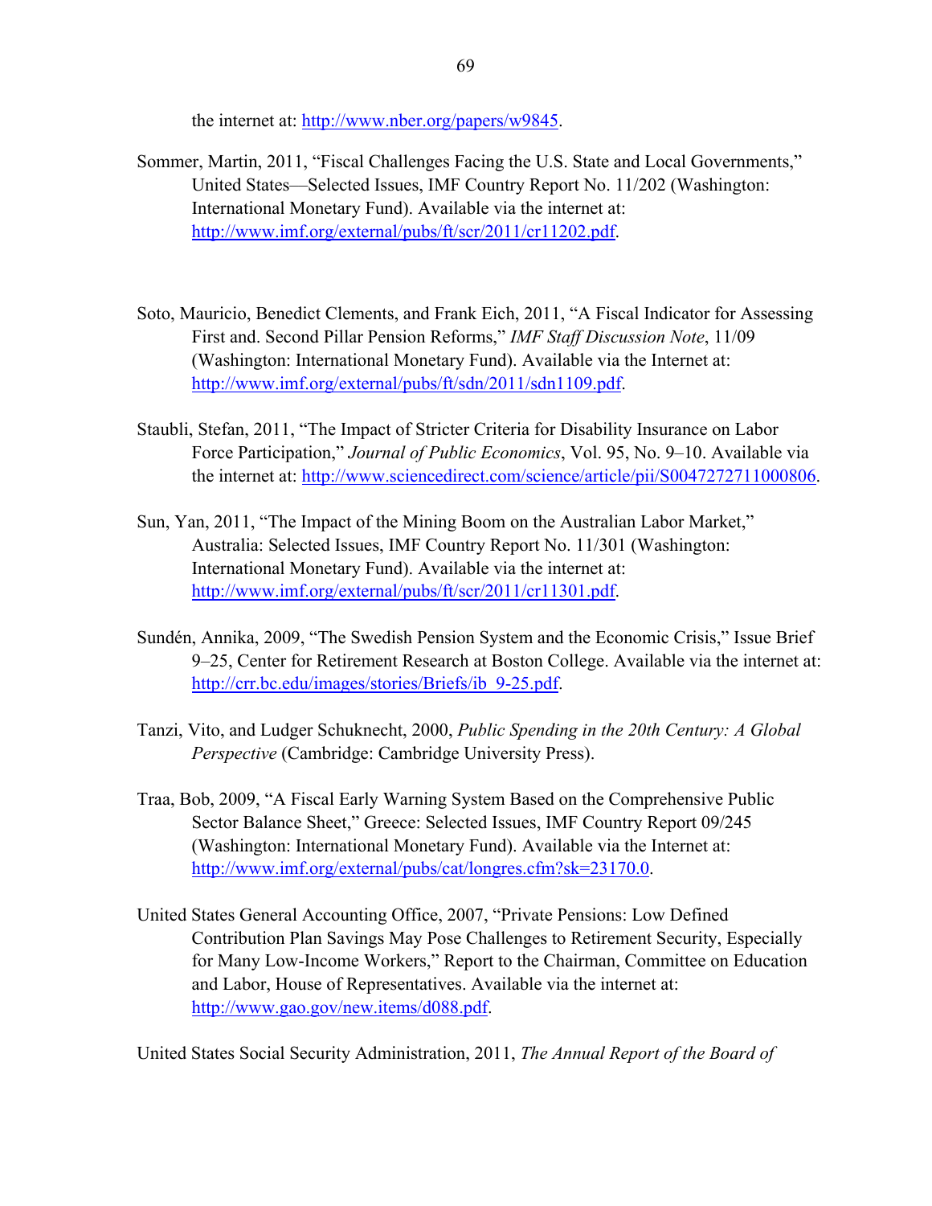the internet at: http://www.nber.org/papers/w9845.

Sommer, Martin, 2011, "Fiscal Challenges Facing the U.S. State and Local Governments," United States—Selected Issues, IMF Country Report No. 11/202 (Washington: International Monetary Fund). Available via the internet at: http://www.imf.org/external/pubs/ft/scr/2011/cr11202.pdf.

Soto, Mauricio, Benedict Clements, and Frank Eich, 2011, "A Fiscal Indicator for Assessing First and. Second Pillar Pension Reforms," *IMF Staff Discussion Note*, 11/09 (Washington: International Monetary Fund). Available via the Internet at: http://www.imf.org/external/pubs/ft/sdn/2011/sdn1109.pdf.

Staubli, Stefan, 2011, "The Impact of Stricter Criteria for Disability Insurance on Labor Force Participation," *Journal of Public Economics*, Vol. 95, No. 9–10. Available via the internet at: http://www.sciencedirect.com/science/article/pii/S0047272711000806.

Sun, Yan, 2011, "The Impact of the Mining Boom on the Australian Labor Market," Australia: Selected Issues, IMF Country Report No. 11/301 (Washington: International Monetary Fund). Available via the internet at: http://www.imf.org/external/pubs/ft/scr/2011/cr11301.pdf.

Sundén, Annika, 2009, "The Swedish Pension System and the Economic Crisis," Issue Brief 9–25, Center for Retirement Research at Boston College. Available via the internet at: http://crr.bc.edu/images/stories/Briefs/ib_9-25.pdf.

Tanzi, Vito, and Ludger Schuknecht, 2000, *Public Spending in the 20th Century: A Global Perspective* (Cambridge: Cambridge University Press).

Traa, Bob, 2009, "A Fiscal Early Warning System Based on the Comprehensive Public Sector Balance Sheet," Greece: Selected Issues, IMF Country Report 09/245 (Washington: International Monetary Fund). Available via the Internet at: http://www.imf.org/external/pubs/cat/longres.cfm?sk=23170.0.

United States General Accounting Office, 2007, "Private Pensions: Low Defined Contribution Plan Savings May Pose Challenges to Retirement Security, Especially for Many Low-Income Workers," Report to the Chairman, Committee on Education and Labor, House of Representatives. Available via the internet at: http://www.gao.gov/new.items/d088.pdf.

United States Social Security Administration, 2011, *The Annual Report of the Board of*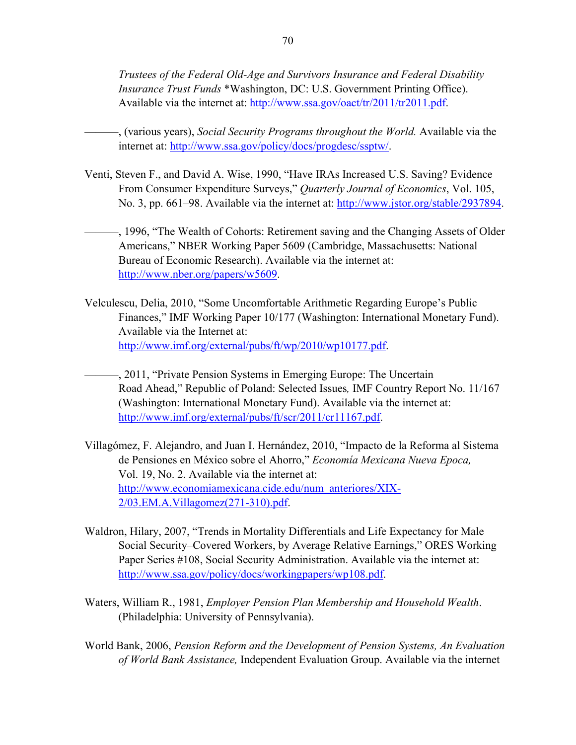*Trustees of the Federal Old-Age and Survivors Insurance and Federal Disability Insurance Trust Funds* *Washington, DC: U.S. Government Printing Office). Available via the internet at: http://www.ssa.gov/oact/tr/2011/tr2011.pdf.

———, (various years), *Social Security Programs throughout the World.* Available via the internet at: http://www.ssa.gov/policy/docs/progdesc/ssptw/.

Venti, Steven F., and David A. Wise, 1990, "Have IRAs Increased U.S. Saving? Evidence From Consumer Expenditure Surveys," *Quarterly Journal of Economics*, Vol. 105, No. 3, pp. 661–98. Available via the internet at: http://www.jstor.org/stable/2937894.

———, 1996, "The Wealth of Cohorts: Retirement saving and the Changing Assets of Older Americans," NBER Working Paper 5609 (Cambridge, Massachusetts: National Bureau of Economic Research). Available via the internet at: http://www.nber.org/papers/w5609.

Velculescu, Delia, 2010, "Some Uncomfortable Arithmetic Regarding Europe's Public Finances," IMF Working Paper 10/177 (Washington: International Monetary Fund). Available via the Internet at: http://www.imf.org/external/pubs/ft/wp/2010/wp10177.pdf.

———, 2011, "Private Pension Systems in Emerging Europe: The Uncertain Road Ahead," Republic of Poland: Selected Issues*,* IMF Country Report No. 11/167 (Washington: International Monetary Fund). Available via the internet at: http://www.imf.org/external/pubs/ft/scr/2011/cr11167.pdf.

Villagómez, F. Alejandro, and Juan I. Hernández, 2010, "Impacto de la Reforma al Sistema de Pensiones en México sobre el Ahorro," *Economía Mexicana Nueva Epoca,* Vol. 19, No. 2. Available via the internet at: http://www.economiamexicana.cide.edu/num_anteriores/XIX-2/03.EM.A.Villagomez(271-310).pdf.

Waldron, Hilary, 2007, "Trends in Mortality Differentials and Life Expectancy for Male Social Security–Covered Workers, by Average Relative Earnings," ORES Working Paper Series #108, Social Security Administration. Available via the internet at: http://www.ssa.gov/policy/docs/workingpapers/wp108.pdf.

Waters, William R., 1981, *Employer Pension Plan Membership and Household Wealth*. (Philadelphia: University of Pennsylvania).

World Bank, 2006, *Pension Reform and the Development of Pension Systems, An Evaluation of World Bank Assistance,* Independent Evaluation Group. Available via the internet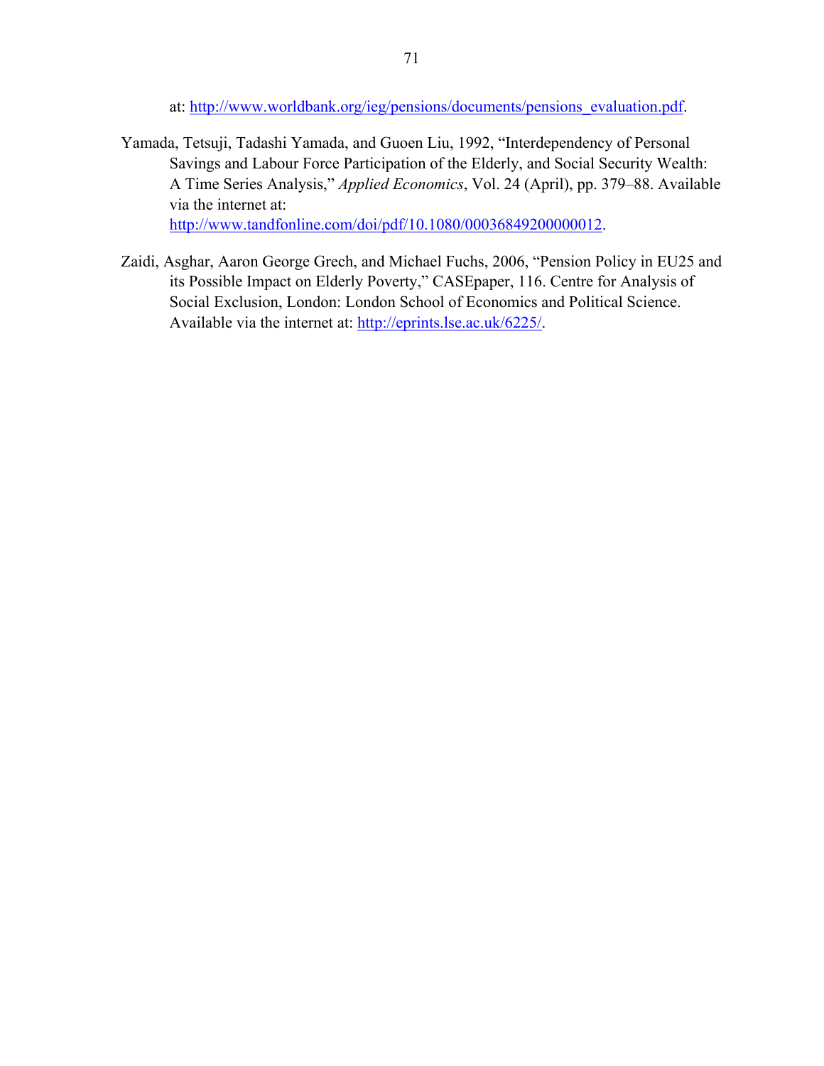at: [http://www.worldbank.org/ieg/pensions/documents/pensions_evaluation.pdf](http://www.worldbank.org/ieg/pensions/documents/pensions_evaluation.pdf).

Yamada, Tetsuji, Tadashi Yamada, and Guoen Liu, 1992, "Interdependency of Personal Savings and Labour Force Participation of the Elderly, and Social Security Wealth: A Time Series Analysis," *Applied Economics*, Vol. 24 (April), pp. 379–88. Available via the internet at: [http://www.tandfonline.com/doi/pdf/10.1080/00036849200000012](http://www.tandfonline.com/doi/pdf/10.1080/00036849200000012).

Zaidi, Asghar, Aaron George Grech, and Michael Fuchs, 2006, "Pension Policy in EU25 and its Possible Impact on Elderly Poverty," CASEpaper, 116. Centre for Analysis of Social Exclusion, London: London School of Economics and Political Science. Available via the internet at: [http://eprints.lse.ac.uk/6225/](http://eprints.lse.ac.uk/6225/).